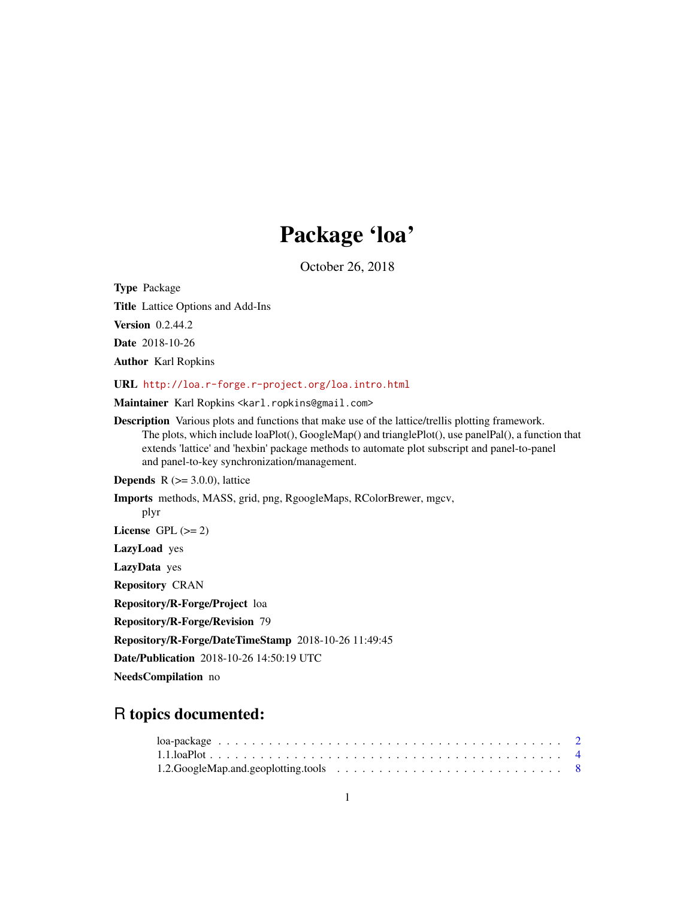# Package 'loa'

October 26, 2018

**Type** Package

**Title** Lattice Options and Add-Ins

**Version** 0.2.44.2

**Date** 2018-10-26

**Author** Karl Ropkins

**URL** http://loa.r-forge.r-project.org/loa.intro.html

**Maintainer** Karl Ropkins <karl.ropkins@gmail.com>

**Description** Various plots and functions that make use of the lattice/trellis plotting framework. The plots, which include loaPlot(), GoogleMap() and trianglePlot(), use panelPal(), a function that extends 'lattice' and 'hexbin' package methods to automate plot subscript and panel-to-panel and panel-to-key synchronization/management.

**Depends** R (>= 3.0.0), lattice

**Imports** methods, MASS, grid, png, RgoogleMaps, RColorBrewer, mgcv, plyr

**License** GPL (>= 2)

**LazyLoad** yes

**LazyData** yes

**Repository** CRAN

**Repository/R-Forge/Project** loa

**Repository/R-Forge/Revision** 79

**Repository/R-Forge/DateTimeStamp** 2018-10-26 11:49:45

**Date/Publication** 2018-10-26 14:50:19 UTC

**NeedsCompilation** no

## R topics documented:

loa-package . . . . . . . . . . . . . . . . . . . . . . . . . . . . . . . . . . . . . . . . 2
1.1.loaPlot . . . . . . . . . . . . . . . . . . . . . . . . . . . . . . . . . . . . . . . . . 4
1.2.GoogleMap.and.geoplotting.tools . . . . . . . . . . . . . . . . . . . . . . . . . . . 8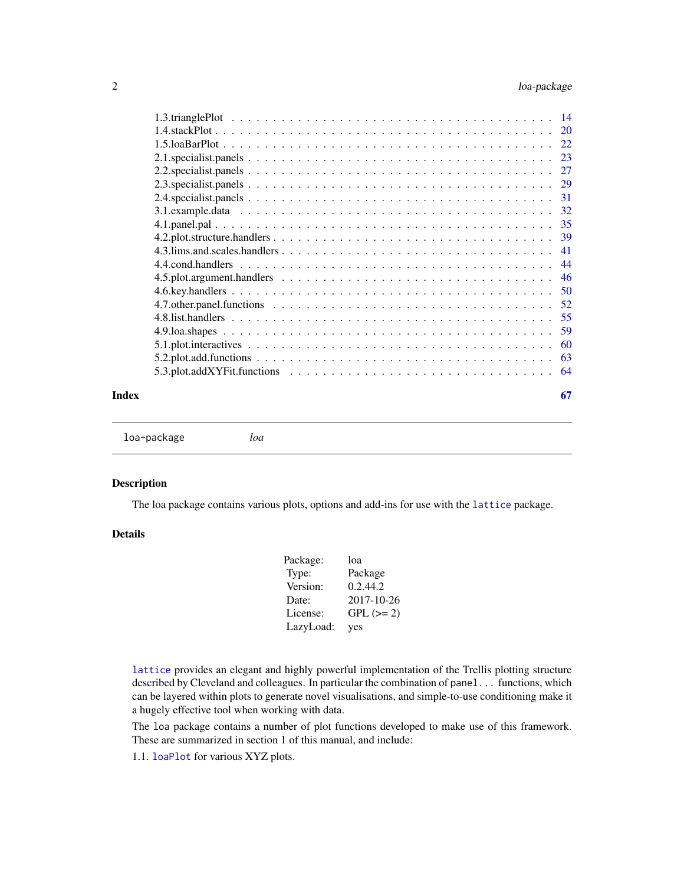1.3.trianglePlot . . . . . . . . . . . . . . . . . . . . . . . . . . . . . . . . . . . . 14
1.4.stackPlot . . . . . . . . . . . . . . . . . . . . . . . . . . . . . . . . . . . . . . 20
1.5.loaBarPlot . . . . . . . . . . . . . . . . . . . . . . . . . . . . . . . . . . . . . 22
2.1.specialist.panels . . . . . . . . . . . . . . . . . . . . . . . . . . . . . . . . . . 23
2.2.specialist.panels . . . . . . . . . . . . . . . . . . . . . . . . . . . . . . . . . . 27
2.3.specialist.panels . . . . . . . . . . . . . . . . . . . . . . . . . . . . . . . . . . 29
2.4.specialist.panels . . . . . . . . . . . . . . . . . . . . . . . . . . . . . . . . . . 31
3.1.example.data . . . . . . . . . . . . . . . . . . . . . . . . . . . . . . . . . . . . 32
4.1.panel.pal . . . . . . . . . . . . . . . . . . . . . . . . . . . . . . . . . . . . . . 35
4.2.plot.structure.handlers . . . . . . . . . . . . . . . . . . . . . . . . . . . . . . . 39
4.3.lims.and.scales.handlers . . . . . . . . . . . . . . . . . . . . . . . . . . . . . . 41
4.4.cond.handlers . . . . . . . . . . . . . . . . . . . . . . . . . . . . . . . . . . . . 44
4.5.plot.argument.handlers . . . . . . . . . . . . . . . . . . . . . . . . . . . . . . . 46
4.6.key.handlers . . . . . . . . . . . . . . . . . . . . . . . . . . . . . . . . . . . . . 50
4.7.other.panel.functions . . . . . . . . . . . . . . . . . . . . . . . . . . . . . . . . 52
4.8.list.handlers . . . . . . . . . . . . . . . . . . . . . . . . . . . . . . . . . . . . . 55
4.9.loa.shapes . . . . . . . . . . . . . . . . . . . . . . . . . . . . . . . . . . . . . . 59
5.1.plot.interactives . . . . . . . . . . . . . . . . . . . . . . . . . . . . . . . . . . . 60
5.2.plot.add.functions . . . . . . . . . . . . . . . . . . . . . . . . . . . . . . . . . . 63
5.3.plot.addXYFit.functions . . . . . . . . . . . . . . . . . . . . . . . . . . . . . . . 64

**Index** **67**

---

`loa-package` *loa*

---

## Description

The loa package contains various plots, options and add-ins for use with the `lattice` package.

## Details

| | |
|---|---|
| Package: | loa |
| Type: | Package |
| Version: | 0.2.44.2 |
| Date: | 2017-10-26 |
| License: | GPL (>= 2) |
| LazyLoad: | yes |

`lattice` provides an elegant and highly powerful implementation of the Trellis plotting structure described by Cleveland and colleagues. In particular the combination of `panel...` functions, which can be layered within plots to generate novel visualisations, and simple-to-use conditioning make it a hugely effective tool when working with data.

The `loa` package contains a number of plot functions developed to make use of this framework. These are summarized in section 1 of this manual, and include:

1.1. `loaPlot` for various XYZ plots.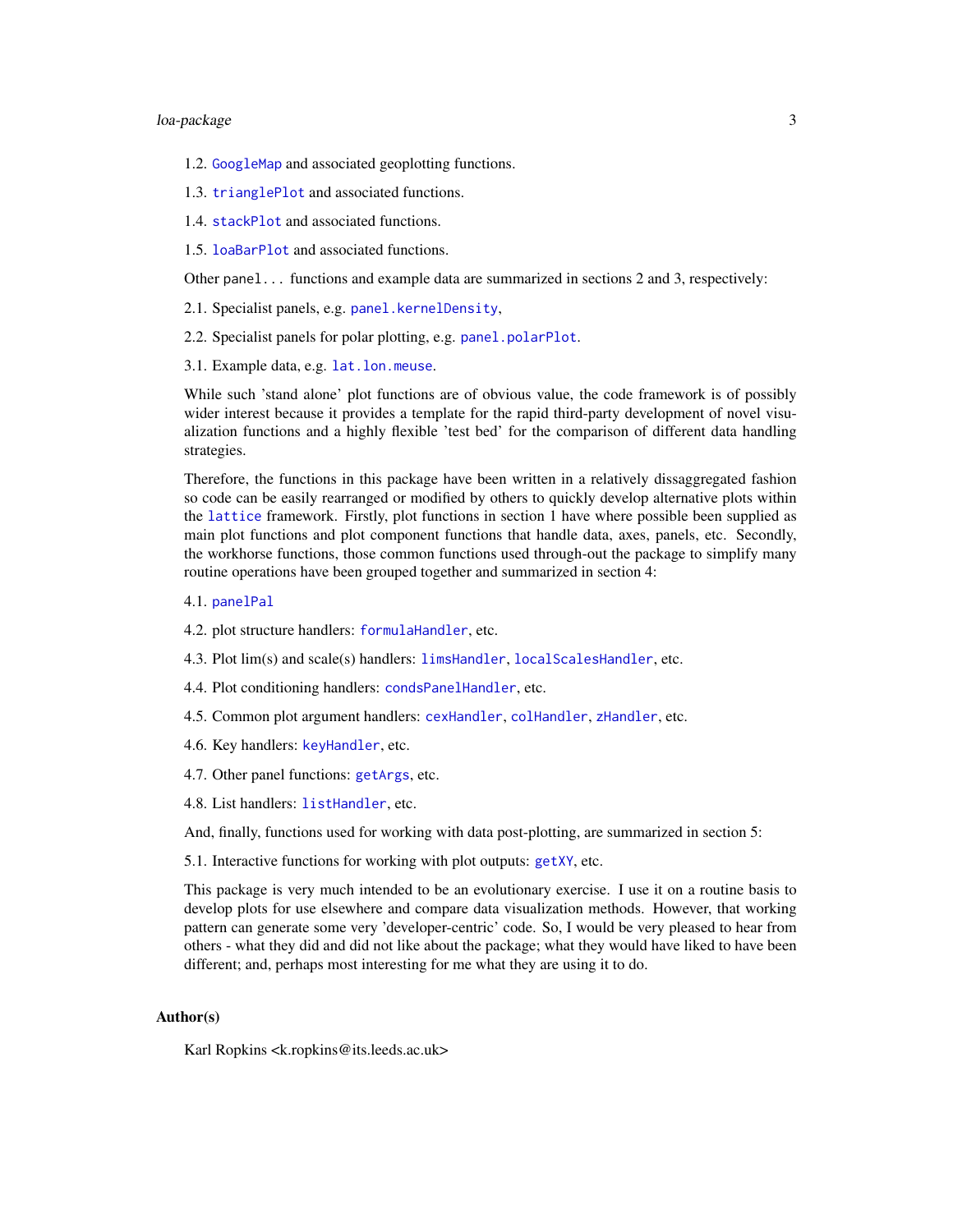1.2. `GoogleMap` and associated geoplotting functions.

1.3. `trianglePlot` and associated functions.

1.4. `stackPlot` and associated functions.

1.5. `loaBarPlot` and associated functions.

Other `panel...` functions and example data are summarized in sections 2 and 3, respectively:

2.1. Specialist panels, e.g. `panel.kernelDensity`,

2.2. Specialist panels for polar plotting, e.g. `panel.polarPlot`.

3.1. Example data, e.g. `lat.lon.meuse`.

While such 'stand alone' plot functions are of obvious value, the code framework is of possibly wider interest because it provides a template for the rapid third-party development of novel visualization functions and a highly flexible 'test bed' for the comparison of different data handling strategies.

Therefore, the functions in this package have been written in a relatively dissaggregated fashion so code can be easily rearranged or modified by others to quickly develop alternative plots within the `lattice` framework. Firstly, plot functions in section 1 have where possible been supplied as main plot functions and plot component functions that handle data, axes, panels, etc. Secondly, the workhorse functions, those common functions used through-out the package to simplify many routine operations have been grouped together and summarized in section 4:

4.1. `panelPal`

4.2. plot structure handlers: `formulaHandler`, etc.

4.3. Plot lim(s) and scale(s) handlers: `limsHandler`, `localScalesHandler`, etc.

4.4. Plot conditioning handlers: `condsPanelHandler`, etc.

4.5. Common plot argument handlers: `cexHandler`, `colHandler`, `zHandler`, etc.

4.6. Key handlers: `keyHandler`, etc.

4.7. Other panel functions: `getArgs`, etc.

4.8. List handlers: `listHandler`, etc.

And, finally, functions used for working with data post-plotting, are summarized in section 5:

5.1. Interactive functions for working with plot outputs: `getXY`, etc.

This package is very much intended to be an evolutionary exercise. I use it on a routine basis to develop plots for use elsewhere and compare data visualization methods. However, that working pattern can generate some very 'developer-centric' code. So, I would be very pleased to hear from others - what they did and did not like about the package; what they would have liked to have been different; and, perhaps most interesting for me what they are using it to do.

## Author(s)

Karl Ropkins <k.ropkins@its.leeds.ac.uk>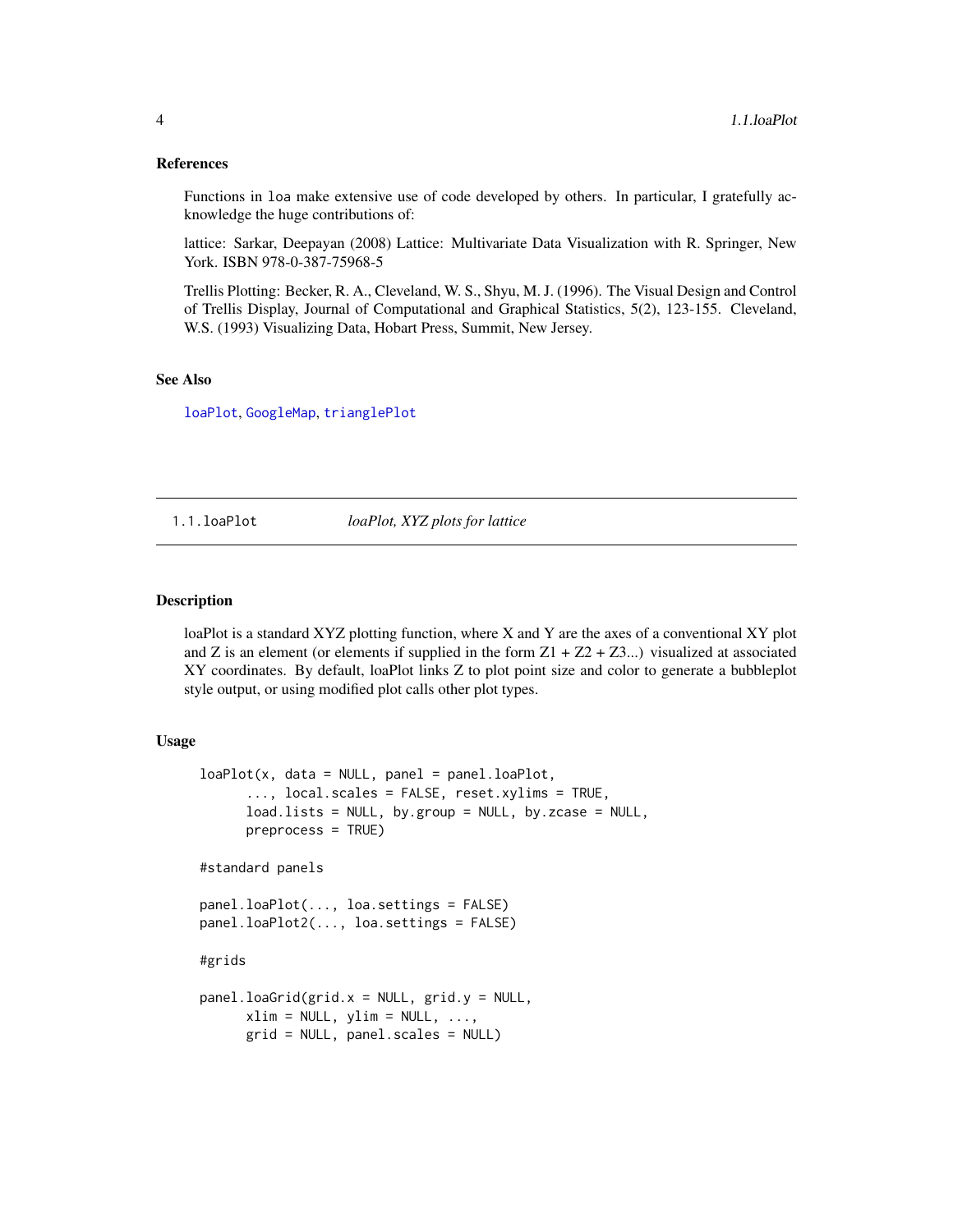### References

Functions in `loa` make extensive use of code developed by others. In particular, I gratefully acknowledge the huge contributions of:

lattice: Sarkar, Deepayan (2008) Lattice: Multivariate Data Visualization with R. Springer, New York. ISBN 978-0-387-75968-5

Trellis Plotting: Becker, R. A., Cleveland, W. S., Shyu, M. J. (1996). The Visual Design and Control of Trellis Display, Journal of Computational and Graphical Statistics, 5(2), 123-155. Cleveland, W.S. (1993) Visualizing Data, Hobart Press, Summit, New Jersey.

### See Also

`loaPlot`, `GoogleMap`, `trianglePlot`

---

## 1.1.loaPlot — *loaPlot, XYZ plots for lattice*

---

### Description

loaPlot is a standard XYZ plotting function, where X and Y are the axes of a conventional XY plot and Z is an element (or elements if supplied in the form Z1 + Z2 + Z3...) visualized at associated XY coordinates. By default, loaPlot links Z to plot point size and color to generate a bubbleplot style output, or using modified plot calls other plot types.

### Usage

```
loaPlot(x, data = NULL, panel = panel.loaPlot,
      ..., local.scales = FALSE, reset.xylims = TRUE,
      load.lists = NULL, by.group = NULL, by.zcase = NULL,
      preprocess = TRUE)

#standard panels

panel.loaPlot(..., loa.settings = FALSE)
panel.loaPlot2(..., loa.settings = FALSE)

#grids

panel.loaGrid(grid.x = NULL, grid.y = NULL,
      xlim = NULL, ylim = NULL, ...,
      grid = NULL, panel.scales = NULL)
```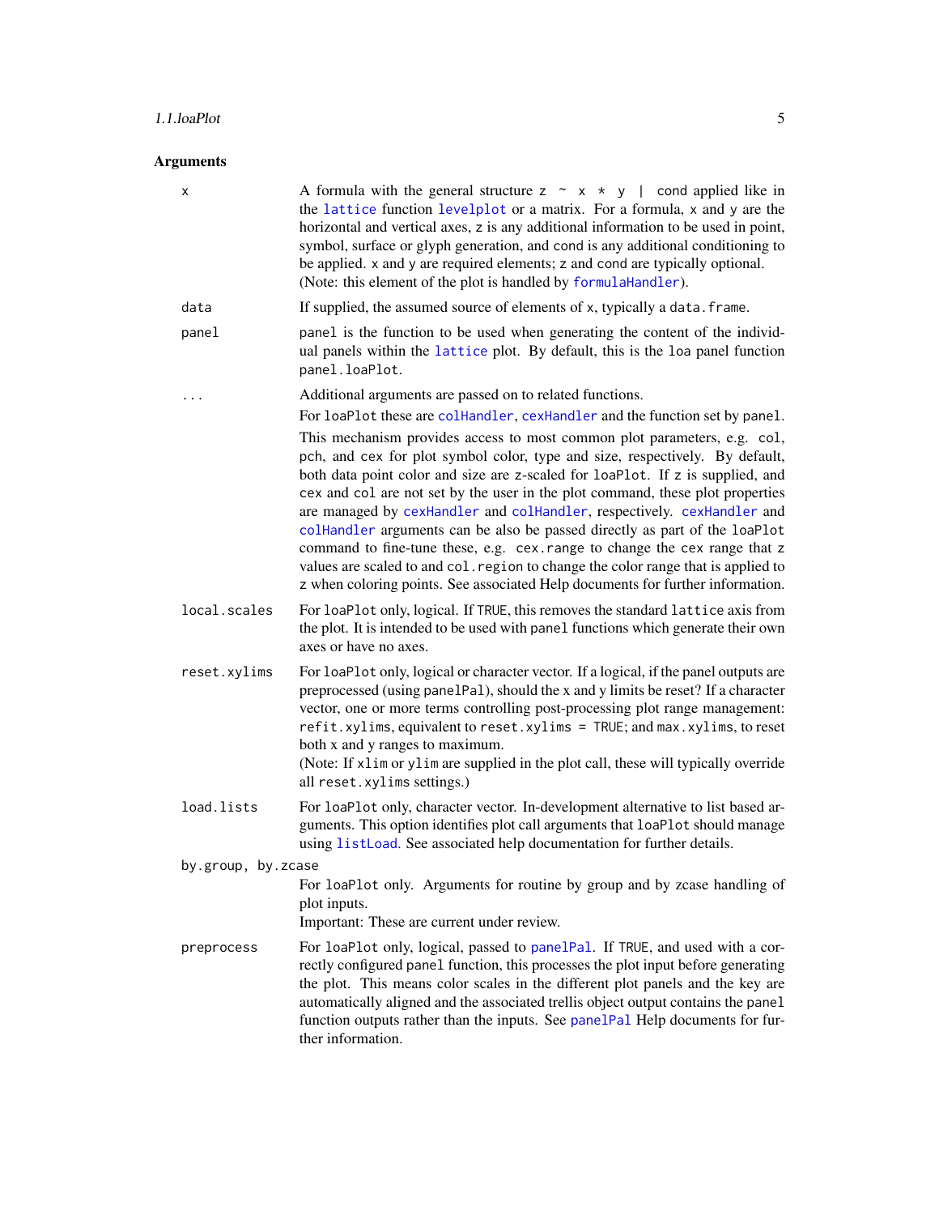## Arguments

**x**
A formula with the general structure `z ~ x * y | cond` applied like in the `lattice` function `levelplot` or a matrix. For a formula, `x` and `y` are the horizontal and vertical axes, `z` is any additional information to be used in point, symbol, surface or glyph generation, and `cond` is any additional conditioning to be applied. `x` and `y` are required elements; `z` and `cond` are typically optional. (Note: this element of the plot is handled by `formulaHandler`).

**data**
If supplied, the assumed source of elements of `x`, typically a `data.frame`.

**panel**
`panel` is the function to be used when generating the content of the individual panels within the `lattice` plot. By default, this is the `loa` panel function `panel.loaPlot`.

**...**
Additional arguments are passed on to related functions.

For `loaPlot` these are `colHandler`, `cexHandler` and the function set by `panel`.

This mechanism provides access to most common plot parameters, e.g. `col`, `pch`, and `cex` for plot symbol color, type and size, respectively. By default, both data point color and size are `z`-scaled for `loaPlot`. If `z` is supplied, and `cex` and `col` are not set by the user in the plot command, these plot properties are managed by `cexHandler` and `colHandler`, respectively. `cexHandler` and `colHandler` arguments can be also be passed directly as part of the `loaPlot` command to fine-tune these, e.g. `cex.range` to change the cex range that `z` values are scaled to and `col.region` to change the color range that is applied to `z` when coloring points. See associated Help documents for further information.

**local.scales**
For `loaPlot` only, logical. If `TRUE`, this removes the standard `lattice` axis from the plot. It is intended to be used with `panel` functions which generate their own axes or have no axes.

**reset.xylims**
For `loaPlot` only, logical or character vector. If a logical, if the panel outputs are preprocessed (using `panelPal`), should the x and y limits be reset? If a character vector, one or more terms controlling post-processing plot range management: `refit.xylims`, equivalent to `reset.xylims = TRUE`; and `max.xylims`, to reset both x and y ranges to maximum.
(Note: If `xlim` or `ylim` are supplied in the plot call, these will typically override all `reset.xylims` settings.)

**load.lists**
For `loaPlot` only, character vector. In-development alternative to list based arguments. This option identifies plot call arguments that `loaPlot` should manage using `listLoad`. See associated help documentation for further details.

**by.group, by.zcase**
For `loaPlot` only. Arguments for routine by group and by zcase handling of plot inputs.
Important: These are current under review.

**preprocess**
For `loaPlot` only, logical, passed to `panelPal`. If `TRUE`, and used with a correctly configured `panel` function, this processes the plot input before generating the plot. This means color scales in the different plot panels and the key are automatically aligned and the associated trellis object output contains the `panel` function outputs rather than the inputs. See `panelPal` Help documents for further information.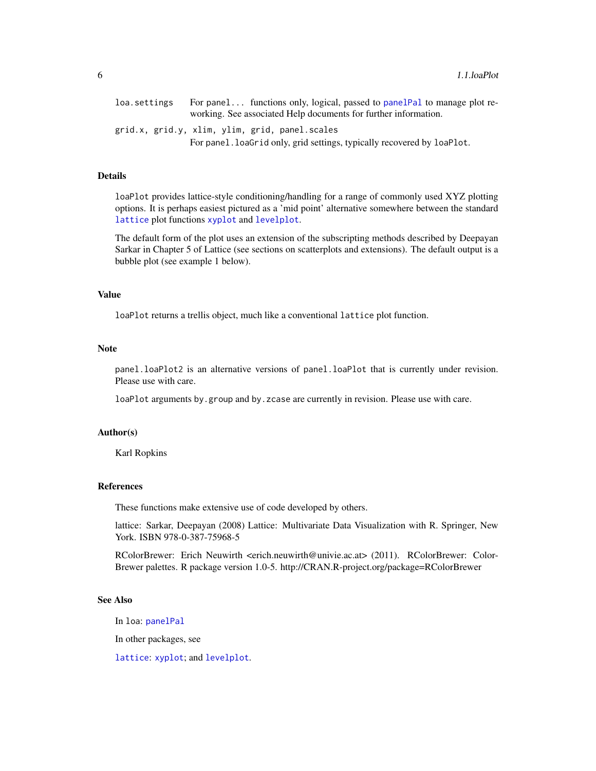loa.settings
: For `panel...` functions only, logical, passed to `panelPal` to manage plot reworking. See associated Help documents for further information.

grid.x, grid.y, xlim, ylim, grid, panel.scales
: For `panel.loaGrid` only, grid settings, typically recovered by `loaPlot`.

## Details

`loaPlot` provides lattice-style conditioning/handling for a range of commonly used XYZ plotting options. It is perhaps easiest pictured as a 'mid point' alternative somewhere between the standard `lattice` plot functions `xyplot` and `levelplot`.

The default form of the plot uses an extension of the subscripting methods described by Deepayan Sarkar in Chapter 5 of Lattice (see sections on scatterplots and extensions). The default output is a bubble plot (see example 1 below).

## Value

`loaPlot` returns a trellis object, much like a conventional `lattice` plot function.

## Note

`panel.loaPlot2` is an alternative versions of `panel.loaPlot` that is currently under revision. Please use with care.

`loaPlot` arguments `by.group` and `by.zcase` are currently in revision. Please use with care.

## Author(s)

Karl Ropkins

## References

These functions make extensive use of code developed by others.

lattice: Sarkar, Deepayan (2008) Lattice: Multivariate Data Visualization with R. Springer, New York. ISBN 978-0-387-75968-5

RColorBrewer: Erich Neuwirth <erich.neuwirth@univie.ac.at> (2011). RColorBrewer: ColorBrewer palettes. R package version 1.0-5. http://CRAN.R-project.org/package=RColorBrewer

## See Also

In `loa`: `panelPal`

In other packages, see

`lattice`: `xyplot`; and `levelplot`.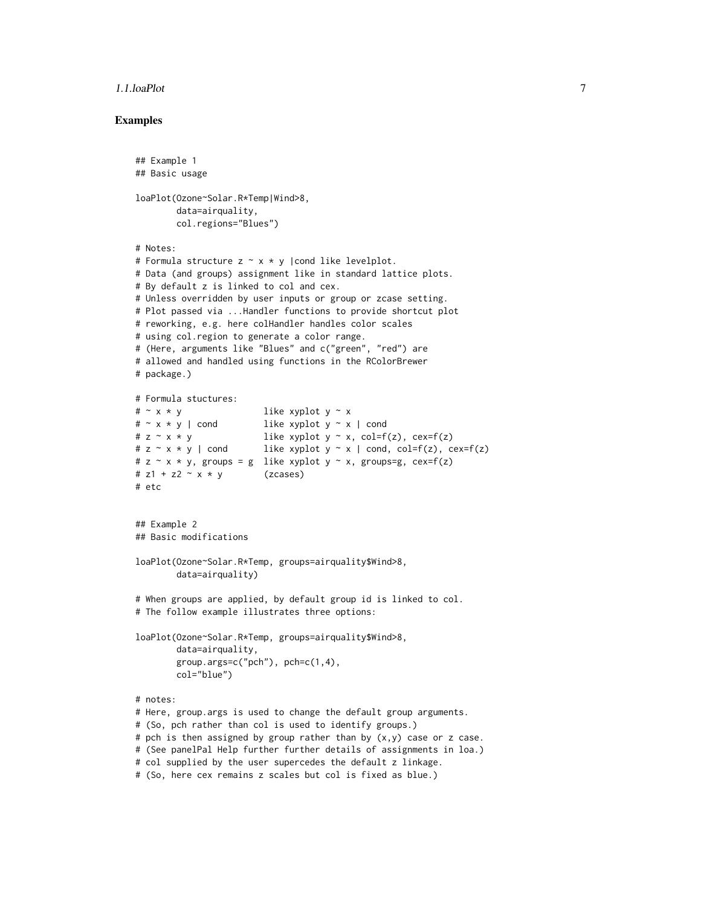## Examples

```
## Example 1
## Basic usage

loaPlot(Ozone~Solar.R*Temp|Wind>8,
        data=airquality,
        col.regions="Blues")

# Notes:
# Formula structure z ~ x * y |cond like levelplot.
# Data (and groups) assignment like in standard lattice plots.
# By default z is linked to col and cex.
# Unless overridden by user inputs or group or zcase setting.
# Plot passed via ...Handler functions to provide shortcut plot
# reworking, e.g. here colHandler handles color scales
# using col.region to generate a color range.
# (Here, arguments like "Blues" and c("green", "red") are
# allowed and handled using functions in the RColorBrewer
# package.)

# Formula stuctures:
# ~ x * y               like xyplot y ~ x
# ~ x * y | cond        like xyplot y ~ x | cond
# z ~ x * y             like xyplot y ~ x, col=f(z), cex=f(z)
# z ~ x * y | cond      like xyplot y ~ x | cond, col=f(z), cex=f(z)
# z ~ x * y, groups = g  like xyplot y ~ x, groups=g, cex=f(z)
# z1 + z2 ~ x * y       (zcases)
# etc


## Example 2
## Basic modifications

loaPlot(Ozone~Solar.R*Temp, groups=airquality$Wind>8,
        data=airquality)

# When groups are applied, by default group id is linked to col.
# The follow example illustrates three options:

loaPlot(Ozone~Solar.R*Temp, groups=airquality$Wind>8,
        data=airquality,
        group.args=c("pch"), pch=c(1,4),
        col="blue")

# notes:
# Here, group.args is used to change the default group arguments.
# (So, pch rather than col is used to identify groups.)
# pch is then assigned by group rather than by (x,y) case or z case.
# (See panelPal Help further further details of assignments in loa.)
# col supplied by the user supercedes the default z linkage.
# (So, here cex remains z scales but col is fixed as blue.)
```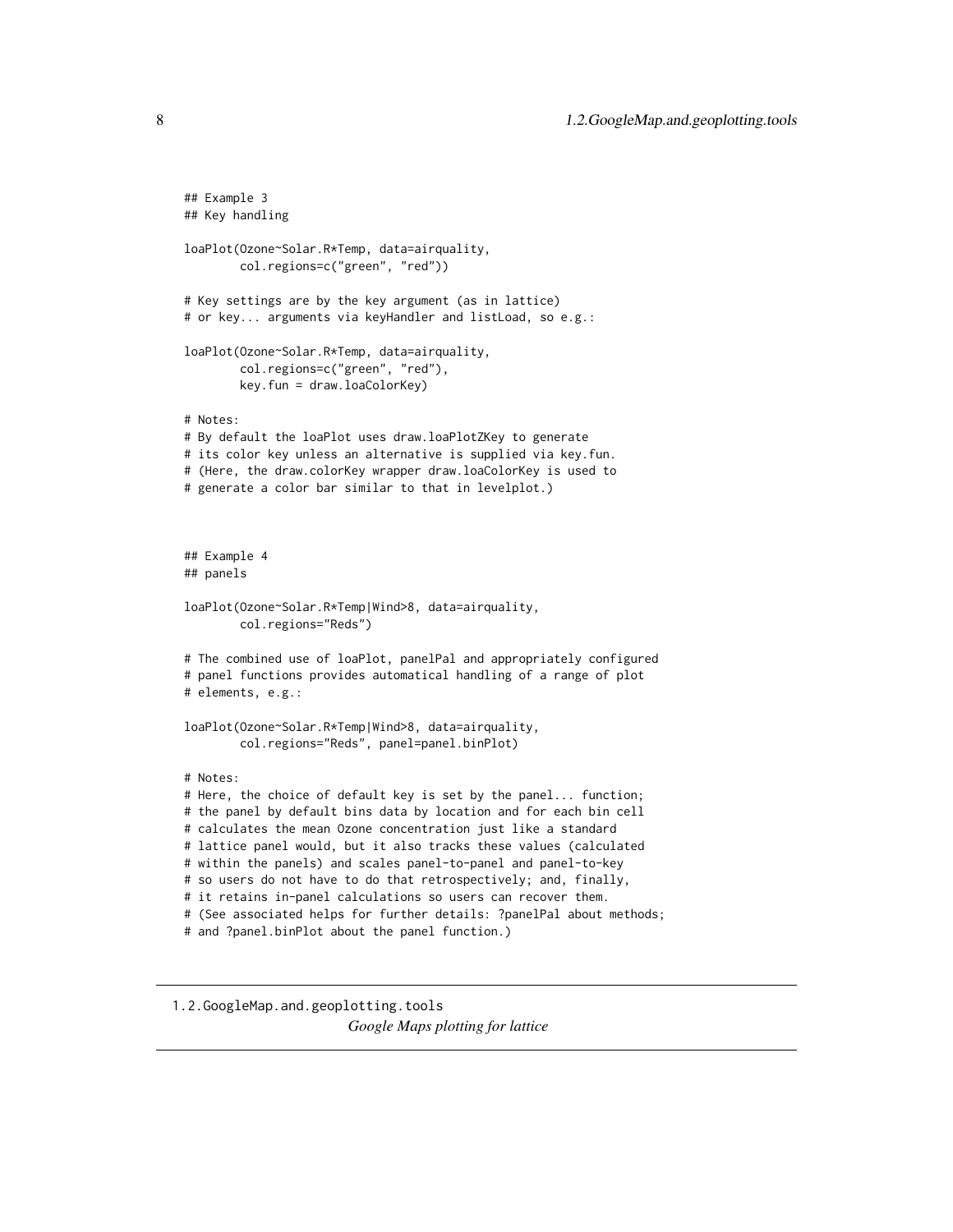```
## Example 3
## Key handling

loaPlot(Ozone~Solar.R*Temp, data=airquality,
        col.regions=c("green", "red"))

# Key settings are by the key argument (as in lattice)
# or key... arguments via keyHandler and listLoad, so e.g.:

loaPlot(Ozone~Solar.R*Temp, data=airquality,
        col.regions=c("green", "red"),
        key.fun = draw.loaColorKey)

# Notes:
# By default the loaPlot uses draw.loaPlotZKey to generate
# its color key unless an alternative is supplied via key.fun.
# (Here, the draw.colorKey wrapper draw.loaColorKey is used to
# generate a color bar similar to that in levelplot.)



## Example 4
## panels

loaPlot(Ozone~Solar.R*Temp|Wind>8, data=airquality,
        col.regions="Reds")

# The combined use of loaPlot, panelPal and appropriately configured
# panel functions provides automatical handling of a range of plot
# elements, e.g.:

loaPlot(Ozone~Solar.R*Temp|Wind>8, data=airquality,
        col.regions="Reds", panel=panel.binPlot)

# Notes:
# Here, the choice of default key is set by the panel... function;
# the panel by default bins data by location and for each bin cell
# calculates the mean Ozone concentration just like a standard
# lattice panel would, but it also tracks these values (calculated
# within the panels) and scales panel-to-panel and panel-to-key
# so users do not have to do that retrospectively; and, finally,
# it retains in-panel calculations so users can recover them.
# (See associated helps for further details: ?panelPal about methods;
# and ?panel.binPlot about the panel function.)
```

---

## 1.2.GoogleMap.and.geoplotting.tools

*Google Maps plotting for lattice*

---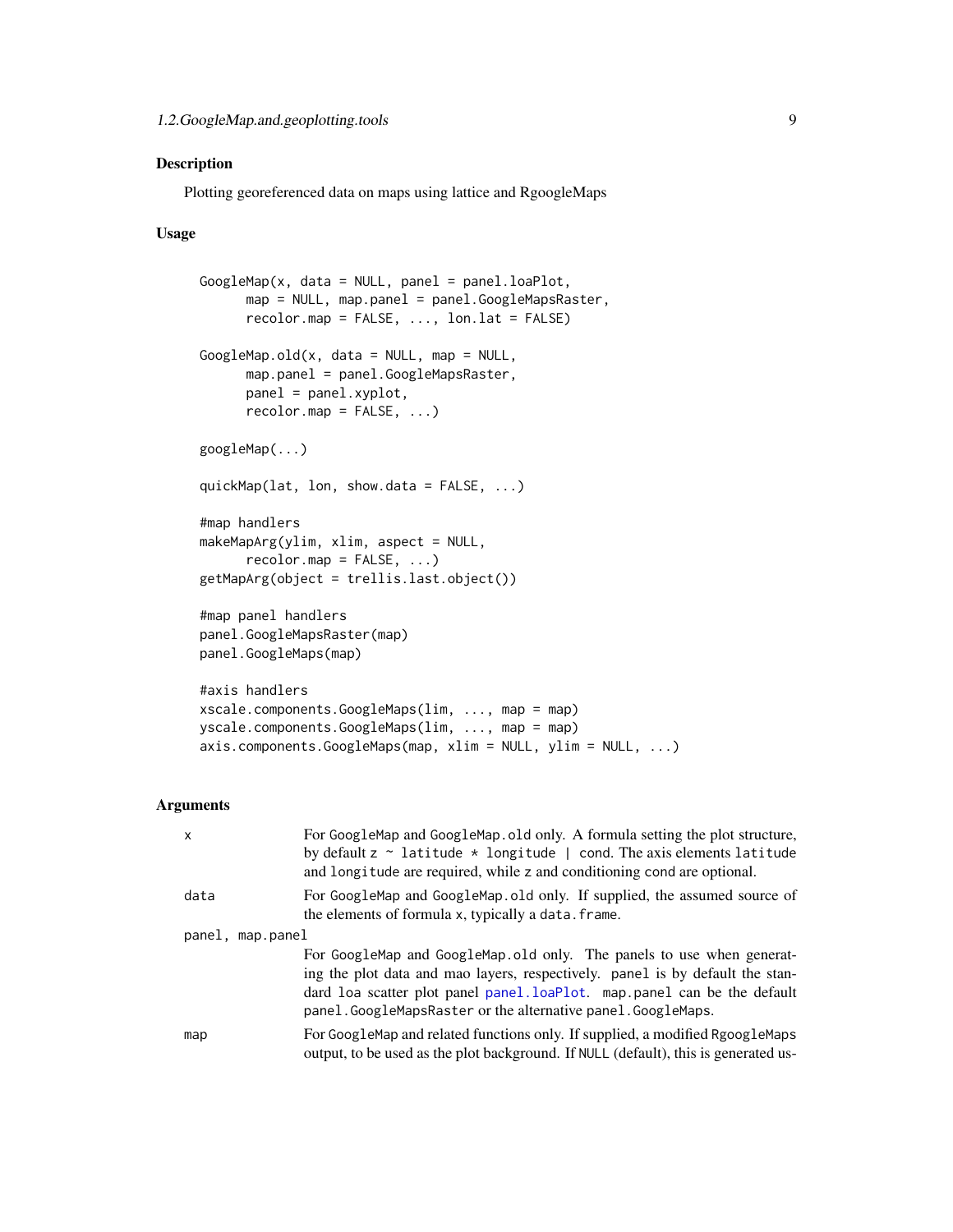## Description

Plotting georeferenced data on maps using lattice and RgoogleMaps

## Usage

```
GoogleMap(x, data = NULL, panel = panel.loaPlot,
      map = NULL, map.panel = panel.GoogleMapsRaster,
      recolor.map = FALSE, ..., lon.lat = FALSE)

GoogleMap.old(x, data = NULL, map = NULL,
      map.panel = panel.GoogleMapsRaster,
      panel = panel.xyplot,
      recolor.map = FALSE, ...)

googleMap(...)

quickMap(lat, lon, show.data = FALSE, ...)

#map handlers
makeMapArg(ylim, xlim, aspect = NULL,
      recolor.map = FALSE, ...)
getMapArg(object = trellis.last.object())

#map panel handlers
panel.GoogleMapsRaster(map)
panel.GoogleMaps(map)

#axis handlers
xscale.components.GoogleMaps(lim, ..., map = map)
yscale.components.GoogleMaps(lim, ..., map = map)
axis.components.GoogleMaps(map, xlim = NULL, ylim = NULL, ...)
```

## Arguments

| | |
|---|---|
| `x` | For `GoogleMap` and `GoogleMap.old` only. A formula setting the plot structure, by default `z ~ latitude * longitude | cond`. The axis elements `latitude` and `longitude` are required, while `z` and conditioning `cond` are optional. |
| `data` | For `GoogleMap` and `GoogleMap.old` only. If supplied, the assumed source of the elements of formula `x`, typically a `data.frame`. |
| `panel, map.panel` | For `GoogleMap` and `GoogleMap.old` only. The panels to use when generating the plot data and mao layers, respectively. `panel` is by default the standard `loa` scatter plot panel `panel.loaPlot`. `map.panel` can be the default `panel.GoogleMapsRaster` or the alternative `panel.GoogleMaps`. |
| `map` | For `GoogleMap` and related functions only. If supplied, a modified `RgoogleMaps` output, to be used as the plot background. If `NULL` (default), this is generated us- |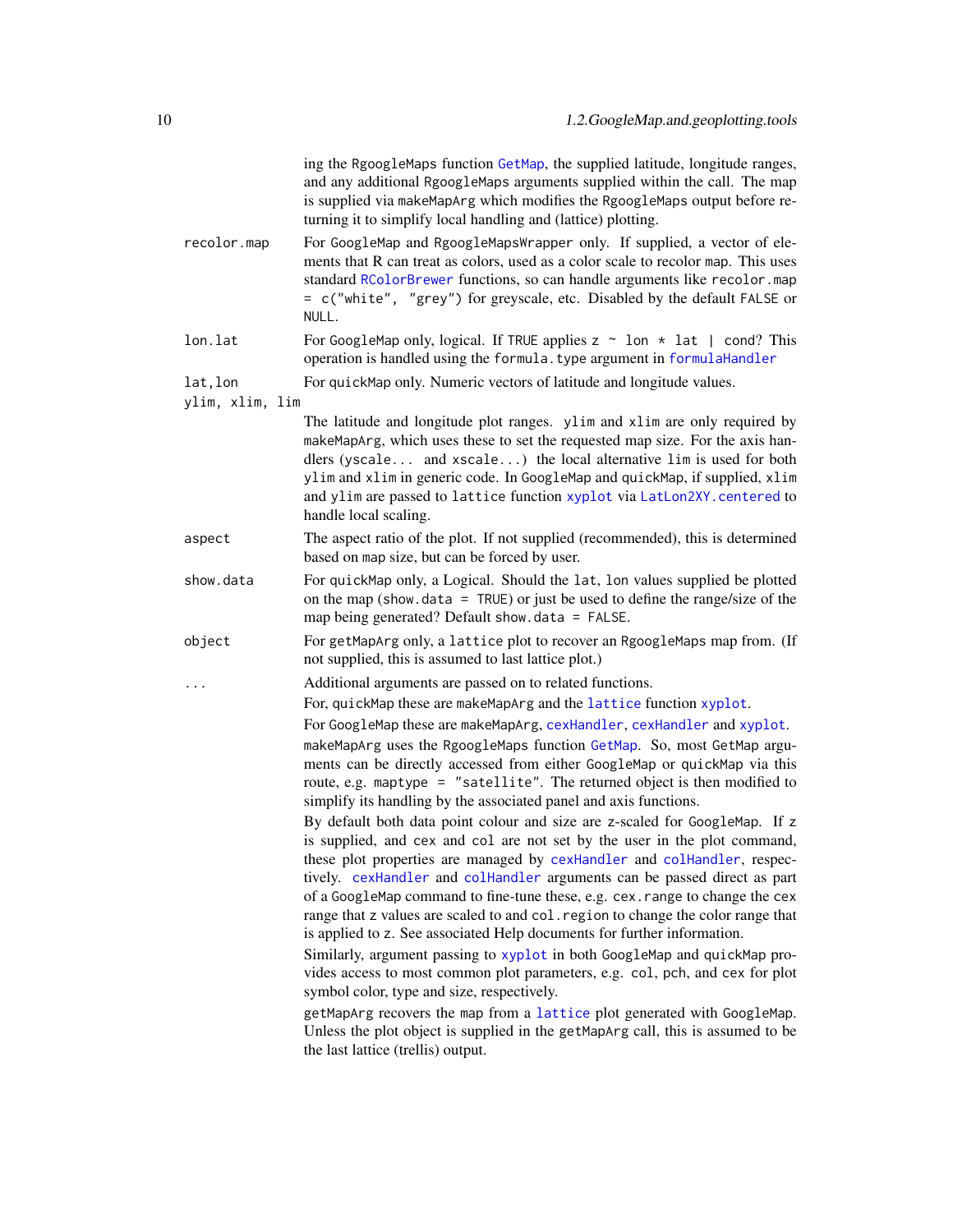ing the RgoogleMaps function GetMap, the supplied latitude, longitude ranges, and any additional RgoogleMaps arguments supplied within the call. The map is supplied via makeMapArg which modifies the RgoogleMaps output before returning it to simplify local handling and (lattice) plotting.

`recolor.map` For GoogleMap and RgoogleMapsWrapper only. If supplied, a vector of elements that R can treat as colors, used as a color scale to recolor map. This uses standard RColorBrewer functions, so can handle arguments like `recolor.map = c("white", "grey")` for greyscale, etc. Disabled by the default FALSE or NULL.

`lon.lat` For GoogleMap only, logical. If TRUE applies `z ~ lon * lat | cond`? This operation is handled using the `formula.type` argument in formulaHandler

`lat,lon` For quickMap only. Numeric vectors of latitude and longitude values.

`ylim, xlim, lim` The latitude and longitude plot ranges. ylim and xlim are only required by makeMapArg, which uses these to set the requested map size. For the axis handlers (`yscale...` and `xscale...`) the local alternative lim is used for both ylim and xlim in generic code. In GoogleMap and quickMap, if supplied, xlim and ylim are passed to lattice function xyplot via LatLon2XY.centered to handle local scaling.

`aspect` The aspect ratio of the plot. If not supplied (recommended), this is determined based on map size, but can be forced by user.

`show.data` For quickMap only, a Logical. Should the lat, lon values supplied be plotted on the map (`show.data = TRUE`) or just be used to define the range/size of the map being generated? Default `show.data = FALSE`.

`object` For getMapArg only, a lattice plot to recover an RgoogleMaps map from. (If not supplied, this is assumed to last lattice plot.)

`...` Additional arguments are passed on to related functions.

For, quickMap these are makeMapArg and the lattice function xyplot.

For GoogleMap these are makeMapArg, cexHandler, cexHandler and xyplot.

makeMapArg uses the RgoogleMaps function GetMap. So, most GetMap arguments can be directly accessed from either GoogleMap or quickMap via this route, e.g. `maptype = "satellite"`. The returned object is then modified to simplify its handling by the associated panel and axis functions.

By default both data point colour and size are z-scaled for GoogleMap. If z is supplied, and cex and col are not set by the user in the plot command, these plot properties are managed by cexHandler and colHandler, respectively. cexHandler and colHandler arguments can be passed direct as part of a GoogleMap command to fine-tune these, e.g. cex.range to change the cex range that z values are scaled to and col.region to change the color range that is applied to z. See associated Help documents for further information.

Similarly, argument passing to xyplot in both GoogleMap and quickMap provides access to most common plot parameters, e.g. col, pch, and cex for plot symbol color, type and size, respectively.

getMapArg recovers the map from a lattice plot generated with GoogleMap. Unless the plot object is supplied in the getMapArg call, this is assumed to be the last lattice (trellis) output.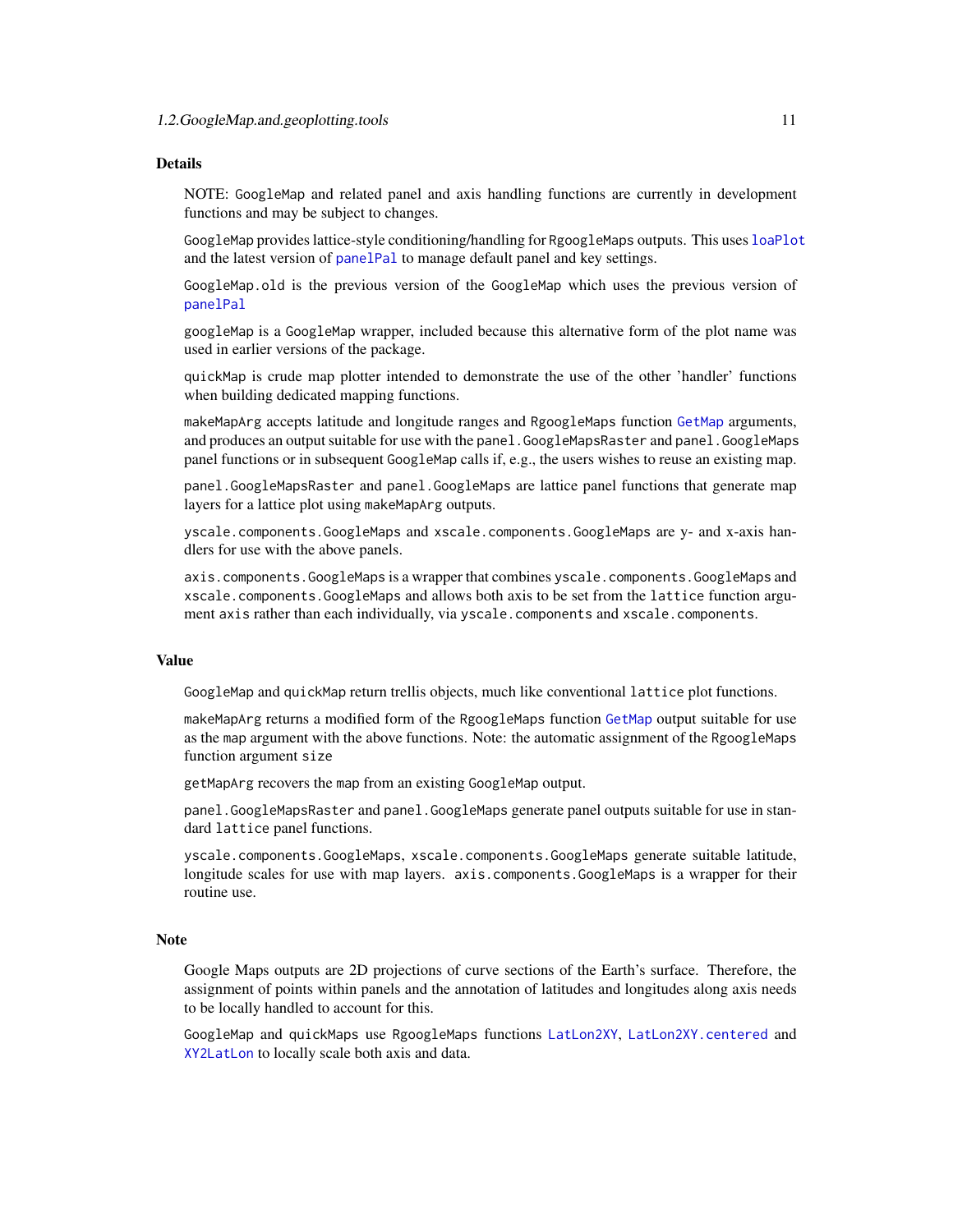## Details

NOTE: `GoogleMap` and related panel and axis handling functions are currently in development functions and may be subject to changes.

`GoogleMap` provides lattice-style conditioning/handling for `RgoogleMaps` outputs. This uses `loaPlot` and the latest version of `panelPal` to manage default panel and key settings.

`GoogleMap.old` is the previous version of the `GoogleMap` which uses the previous version of `panelPal`

`googleMap` is a `GoogleMap` wrapper, included because this alternative form of the plot name was used in earlier versions of the package.

`quickMap` is crude map plotter intended to demonstrate the use of the other 'handler' functions when building dedicated mapping functions.

`makeMapArg` accepts latitude and longitude ranges and `RgoogleMaps` function `GetMap` arguments, and produces an output suitable for use with the `panel.GoogleMapsRaster` and `panel.GoogleMaps` panel functions or in subsequent `GoogleMap` calls if, e.g., the users wishes to reuse an existing map.

`panel.GoogleMapsRaster` and `panel.GoogleMaps` are lattice panel functions that generate map layers for a lattice plot using `makeMapArg` outputs.

`yscale.components.GoogleMaps` and `xscale.components.GoogleMaps` are y- and x-axis handlers for use with the above panels.

`axis.components.GoogleMaps` is a wrapper that combines `yscale.components.GoogleMaps` and `xscale.components.GoogleMaps` and allows both axis to be set from the `lattice` function argument `axis` rather than each individually, via `yscale.components` and `xscale.components`.

## Value

`GoogleMap` and `quickMap` return trellis objects, much like conventional `lattice` plot functions.

`makeMapArg` returns a modified form of the `RgoogleMaps` function `GetMap` output suitable for use as the `map` argument with the above functions. Note: the automatic assignment of the `RgoogleMaps` function argument `size`

`getMapArg` recovers the `map` from an existing `GoogleMap` output.

`panel.GoogleMapsRaster` and `panel.GoogleMaps` generate panel outputs suitable for use in standard `lattice` panel functions.

`yscale.components.GoogleMaps`, `xscale.components.GoogleMaps` generate suitable latitude, longitude scales for use with map layers. `axis.components.GoogleMaps` is a wrapper for their routine use.

## Note

Google Maps outputs are 2D projections of curve sections of the Earth's surface. Therefore, the assignment of points within panels and the annotation of latitudes and longitudes along axis needs to be locally handled to account for this.

`GoogleMap` and `quickMaps` use `RgoogleMaps` functions `LatLon2XY`, `LatLon2XY.centered` and `XY2LatLon` to locally scale both axis and data.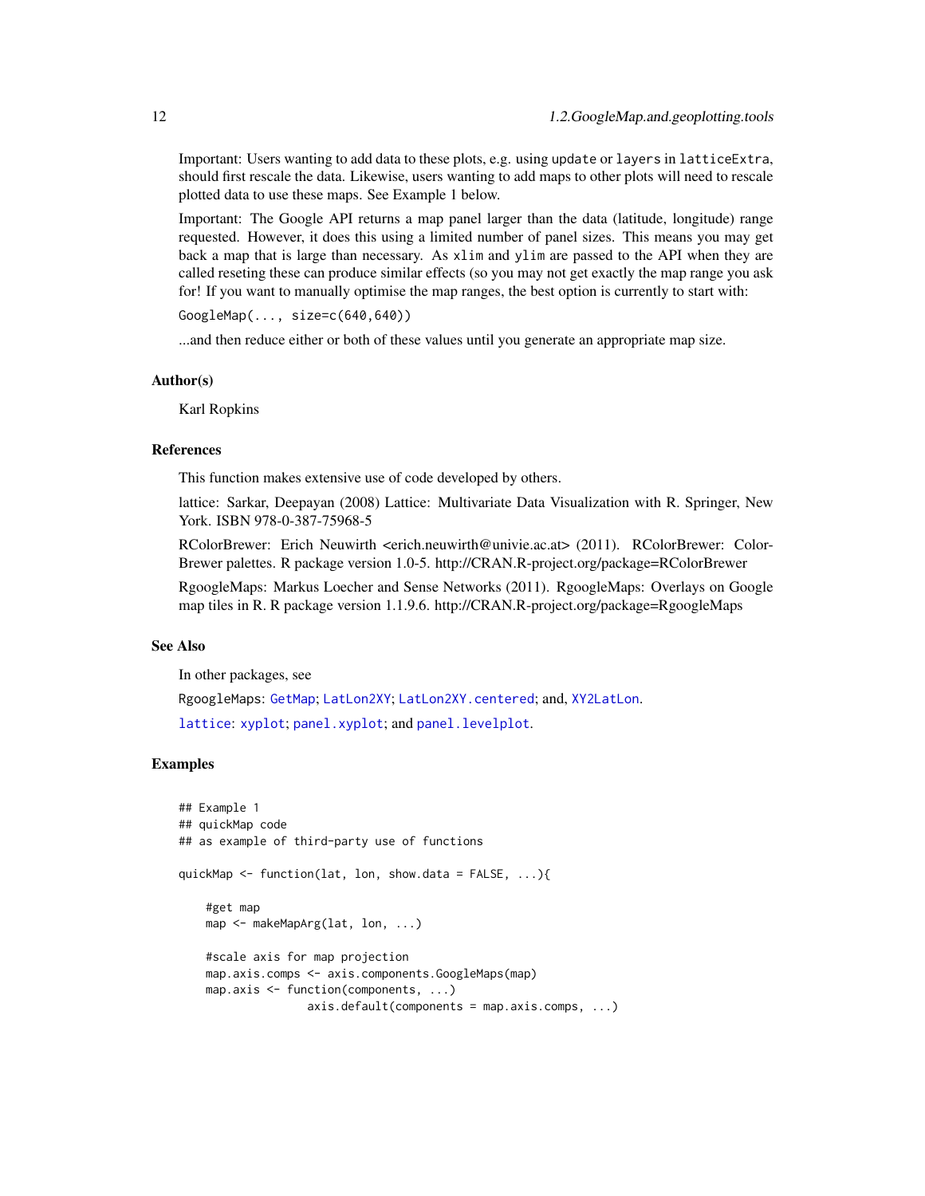Important: Users wanting to add data to these plots, e.g. using `update` or `layers` in `latticeExtra`, should first rescale the data. Likewise, users wanting to add maps to other plots will need to rescale plotted data to use these maps. See Example 1 below.

Important: The Google API returns a map panel larger than the data (latitude, longitude) range requested. However, it does this using a limited number of panel sizes. This means you may get back a map that is large than necessary. As `xlim` and `ylim` are passed to the API when they are called reseting these can produce similar effects (so you may not get exactly the map range you ask for! If you want to manually optimise the map ranges, the best option is currently to start with:

`GoogleMap(..., size=c(640,640))`

...and then reduce either or both of these values until you generate an appropriate map size.

### Author(s)

Karl Ropkins

### References

This function makes extensive use of code developed by others.

lattice: Sarkar, Deepayan (2008) Lattice: Multivariate Data Visualization with R. Springer, New York. ISBN 978-0-387-75968-5

RColorBrewer: Erich Neuwirth <erich.neuwirth@univie.ac.at> (2011). RColorBrewer: ColorBrewer palettes. R package version 1.0-5. http://CRAN.R-project.org/package=RColorBrewer

RgoogleMaps: Markus Loecher and Sense Networks (2011). RgoogleMaps: Overlays on Google map tiles in R. R package version 1.1.9.6. http://CRAN.R-project.org/package=RgoogleMaps

### See Also

In other packages, see

`RgoogleMaps`: `GetMap`; `LatLon2XY`; `LatLon2XY.centered`; and, `XY2LatLon`.

`lattice`: `xyplot`; `panel.xyplot`; and `panel.levelplot`.

### Examples

```
## Example 1
## quickMap code
## as example of third-party use of functions

quickMap <- function(lat, lon, show.data = FALSE, ...){

    #get map
    map <- makeMapArg(lat, lon, ...)

    #scale axis for map projection
    map.axis.comps <- axis.components.GoogleMaps(map)
    map.axis <- function(components, ...)
                   axis.default(components = map.axis.comps, ...)
```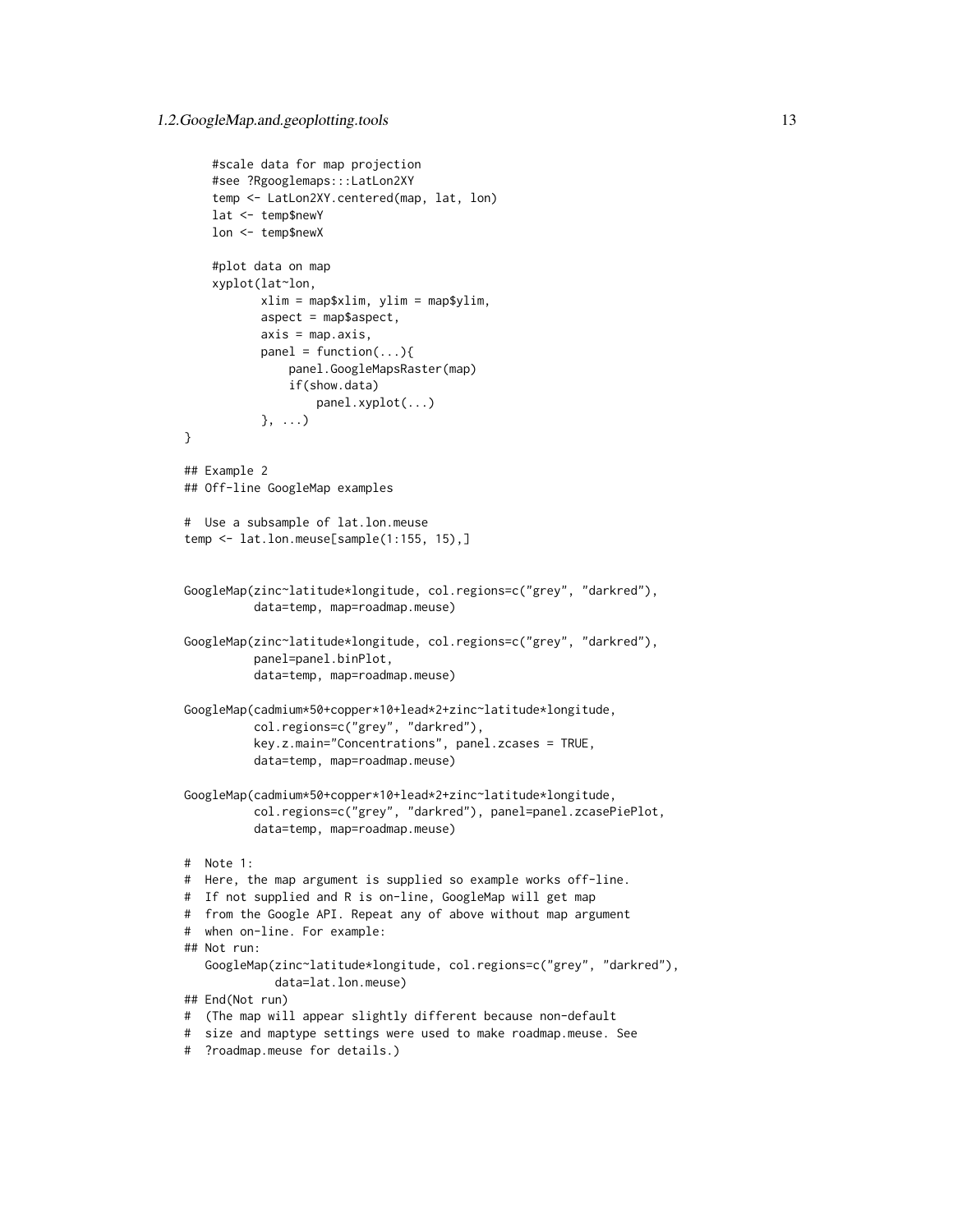```
    #scale data for map projection
    #see ?Rgooglemaps:::LatLon2XY
    temp <- LatLon2XY.centered(map, lat, lon)
    lat <- temp$newY
    lon <- temp$newX

    #plot data on map
    xyplot(lat~lon,
           xlim = map$xlim, ylim = map$ylim,
           aspect = map$aspect,
           axis = map.axis,
           panel = function(...){
               panel.GoogleMapsRaster(map)
               if(show.data)
                   panel.xyplot(...)
           }, ...)
}

## Example 2
## Off-line GoogleMap examples

#  Use a subsample of lat.lon.meuse
temp <- lat.lon.meuse[sample(1:155, 15),]


GoogleMap(zinc~latitude*longitude, col.regions=c("grey", "darkred"),
          data=temp, map=roadmap.meuse)

GoogleMap(zinc~latitude*longitude, col.regions=c("grey", "darkred"),
          panel=panel.binPlot,
          data=temp, map=roadmap.meuse)

GoogleMap(cadmium*50+copper*10+lead*2+zinc~latitude*longitude,
          col.regions=c("grey", "darkred"),
          key.z.main="Concentrations", panel.zcases = TRUE,
          data=temp, map=roadmap.meuse)

GoogleMap(cadmium*50+copper*10+lead*2+zinc~latitude*longitude,
          col.regions=c("grey", "darkred"), panel=panel.zcasePiePlot,
          data=temp, map=roadmap.meuse)

#  Note 1:
#  Here, the map argument is supplied so example works off-line.
#  If not supplied and R is on-line, GoogleMap will get map
#  from the Google API. Repeat any of above without map argument
#  when on-line. For example:
## Not run:
   GoogleMap(zinc~latitude*longitude, col.regions=c("grey", "darkred"),
             data=lat.lon.meuse)
## End(Not run)
#  (The map will appear slightly different because non-default
#  size and maptype settings were used to make roadmap.meuse. See
#  ?roadmap.meuse for details.)
```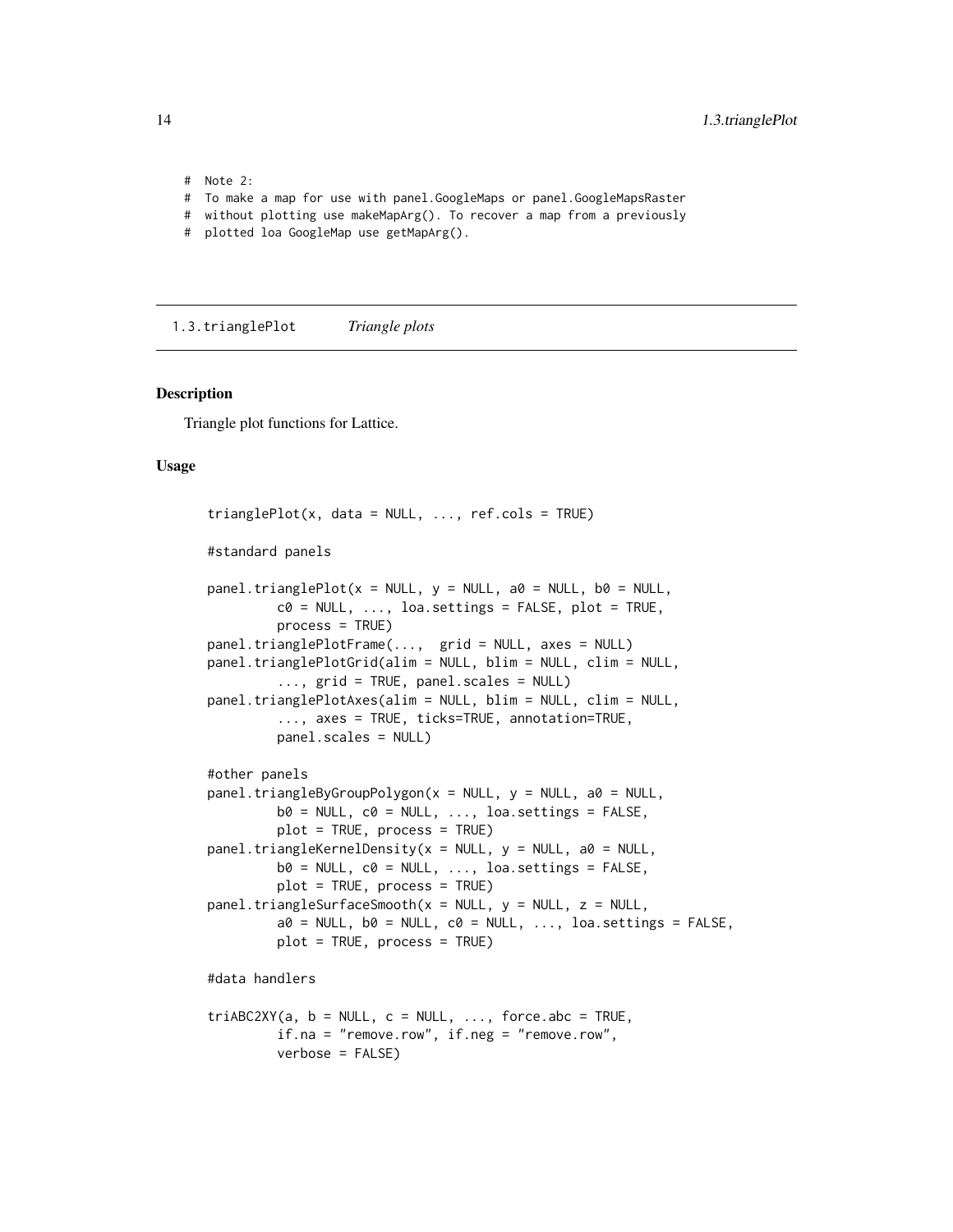```
#  Note 2:
#  To make a map for use with panel.GoogleMaps or panel.GoogleMapsRaster
#  without plotting use makeMapArg(). To recover a map from a previously
#  plotted loa GoogleMap use getMapArg().
```

## 1.3.trianglePlot *Triangle plots*

### Description

Triangle plot functions for Lattice.

### Usage

```
trianglePlot(x, data = NULL, ..., ref.cols = TRUE)

#standard panels

panel.trianglePlot(x = NULL, y = NULL, a0 = NULL, b0 = NULL,
         c0 = NULL, ..., loa.settings = FALSE, plot = TRUE,
         process = TRUE)
panel.trianglePlotFrame(...,  grid = NULL, axes = NULL)
panel.trianglePlotGrid(alim = NULL, blim = NULL, clim = NULL,
         ..., grid = TRUE, panel.scales = NULL)
panel.trianglePlotAxes(alim = NULL, blim = NULL, clim = NULL,
         ..., axes = TRUE, ticks=TRUE, annotation=TRUE,
         panel.scales = NULL)

#other panels
panel.triangleByGroupPolygon(x = NULL, y = NULL, a0 = NULL,
         b0 = NULL, c0 = NULL, ..., loa.settings = FALSE,
         plot = TRUE, process = TRUE)
panel.triangleKernelDensity(x = NULL, y = NULL, a0 = NULL,
         b0 = NULL, c0 = NULL, ..., loa.settings = FALSE,
         plot = TRUE, process = TRUE)
panel.triangleSurfaceSmooth(x = NULL, y = NULL, z = NULL,
         a0 = NULL, b0 = NULL, c0 = NULL, ..., loa.settings = FALSE,
         plot = TRUE, process = TRUE)

#data handlers

triABC2XY(a, b = NULL, c = NULL, ..., force.abc = TRUE,
         if.na = "remove.row", if.neg = "remove.row",
         verbose = FALSE)
```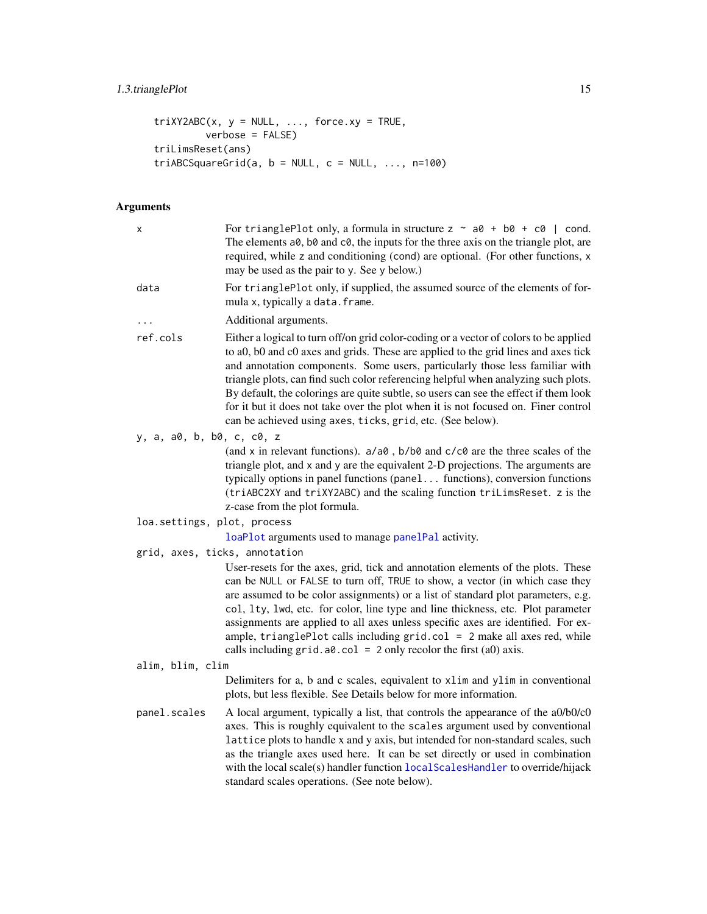```
triXY2ABC(x, y = NULL, ..., force.xy = TRUE,
         verbose = FALSE)
triLimsReset(ans)
triABCSquareGrid(a, b = NULL, c = NULL, ..., n=100)
```

## Arguments

`x`
: For `trianglePlot` only, a formula in structure `z ~ a0 + b0 + c0 | cond`. The elements `a0`, `b0` and `c0`, the inputs for the three axis on the triangle plot, are required, while `z` and conditioning (`cond`) are optional. (For other functions, `x` may be used as the pair to `y`. See `y` below.)

`data`
: For `trianglePlot` only, if supplied, the assumed source of the elements of formula `x`, typically a `data.frame`.

`...`
: Additional arguments.

`ref.cols`
: Either a logical to turn off/on grid color-coding or a vector of colors to be applied to a0, b0 and c0 axes and grids. These are applied to the grid lines and axes tick and annotation components. Some users, particularly those less familiar with triangle plots, can find such color referencing helpful when analyzing such plots. By default, the colorings are quite subtle, so users can see the effect if them look for it but it does not take over the plot when it is not focused on. Finer control can be achieved using `axes`, `ticks`, `grid`, etc. (See below).

`y, a, a0, b, b0, c, c0, z`
: (and `x` in relevant functions). `a/a0` , `b/b0` and `c/c0` are the three scales of the triangle plot, and `x` and `y` are the equivalent 2-D projections. The arguments are typically options in panel functions (`panel...` functions), conversion functions (`triABC2XY` and `triXY2ABC`) and the scaling function `triLimsReset`. `z` is the z-case from the plot formula.

`loa.settings, plot, process`
: `loaPlot` arguments used to manage `panelPal` activity.

`grid, axes, ticks, annotation`
: User-resets for the axes, grid, tick and annotation elements of the plots. These can be `NULL` or `FALSE` to turn off, `TRUE` to show, a vector (in which case they are assumed to be color assignments) or a list of standard plot parameters, e.g. `col`, `lty`, `lwd`, etc. for color, line type and line thickness, etc. Plot parameter assignments are applied to all axes unless specific axes are identified. For example, `trianglePlot` calls including `grid.col = 2` make all axes red, while calls including `grid.a0.col = 2` only recolor the first (a0) axis.

`alim, blim, clim`
: Delimiters for a, b and c scales, equivalent to `xlim` and `ylim` in conventional plots, but less flexible. See Details below for more information.

`panel.scales`
: A local argument, typically a list, that controls the appearance of the a0/b0/c0 axes. This is roughly equivalent to the `scales` argument used by conventional `lattice` plots to handle x and y axis, but intended for non-standard scales, such as the triangle axes used here. It can be set directly or used in combination with the local scale(s) handler function `localScalesHandler` to override/hijack standard scales operations. (See note below).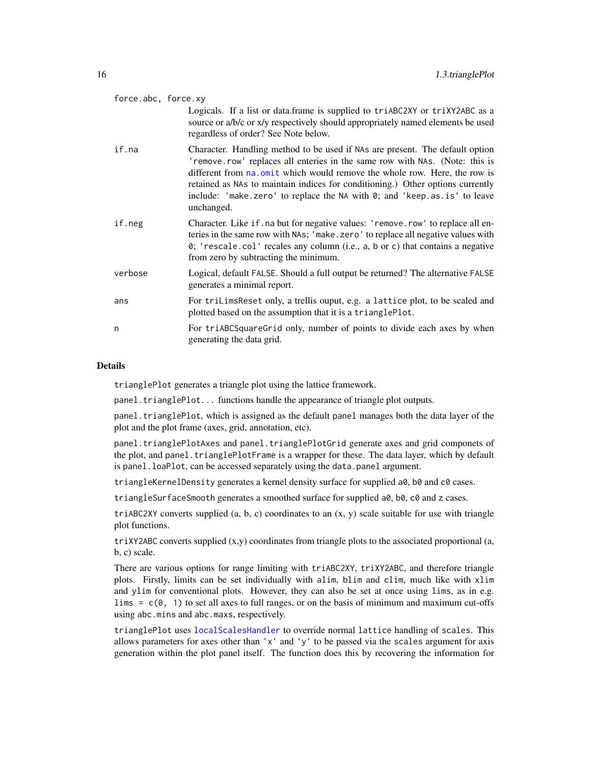force.abc, force.xy
: Logicals. If a list or data.frame is supplied to `triABC2XY` or `triXY2ABC` as a source or a/b/c or x/y respectively should appropriately named elements be used regardless of order? See Note below.

if.na
: Character. Handling method to be used if `NA`s are present. The default option `'remove.row'` replaces all enteries in the same row with `NA`s. (Note: this is different from `na.omit` which would remove the whole row. Here, the row is retained as `NA`s to maintain indices for conditioning.) Other options currently include: `'make.zero'` to replace the `NA` with `0`; and `'keep.as.is'` to leave unchanged.

if.neg
: Character. Like `if.na` but for negative values: `'remove.row'` to replace all enteries in the same row with `NA`s; `'make.zero'` to replace all negative values with `0`; `'rescale.col'` recales any column (i.e., `a`, `b` or `c`) that contains a negative from zero by subtracting the minimum.

verbose
: Logical, default `FALSE`. Should a full output be returned? The alternative `FALSE` generates a minimal report.

ans
: For `triLimsReset` only, a trellis ouput, e.g. a `lattice` plot, to be scaled and plotted based on the assumption that it is a `trianglePlot`.

n
: For `triABCSquareGrid` only, number of points to divide each axes by when generating the data grid.

## Details

`trianglePlot` generates a triangle plot using the lattice framework.

`panel.trianglePlot...` functions handle the appearance of triangle plot outputs.

`panel.trianglePlot`, which is assigned as the default `panel` manages both the data layer of the plot and the plot frame (axes, grid, annotation, etc).

`panel.trianglePlotAxes` and `panel.trianglePlotGrid` generate axes and grid componets of the plot, and `panel.trianglePlotFrame` is a wrapper for these. The data layer, which by default is `panel.loaPlot`, can be accessed separately using the `data.panel` argument.

`triangleKernelDensity` generates a kernel density surface for supplied `a0`, `b0` and `c0` cases.

`triangleSurfaceSmooth` generates a smoothed surface for supplied `a0`, `b0`, `c0` and `z` cases.

`triABC2XY` converts supplied (a, b, c) coordinates to an (x, y) scale suitable for use with triangle plot functions.

`triXY2ABC` converts supplied (x,y) coordinates from triangle plots to the associated proportional (a, b, c) scale.

There are various options for range limiting with `triABC2XY`, `triXY2ABC`, and therefore triangle plots. Firstly, limits can be set individually with `alim`, `blim` and `clim`, much like with `xlim` and `ylim` for conventional plots. However, they can also be set at once using `lims`, as in e.g. `lims = c(0, 1)` to set all axes to full ranges, or on the basis of minimum and maximum cut-offs using `abc.mins` and `abc.maxs`, respectively.

`trianglePlot` uses `localScalesHandler` to override normal `lattice` handling of `scales`. This allows parameters for axes other than `'x'` and `'y'` to be passed via the `scales` argument for axis generation within the plot panel itself. The function does this by recovering the information for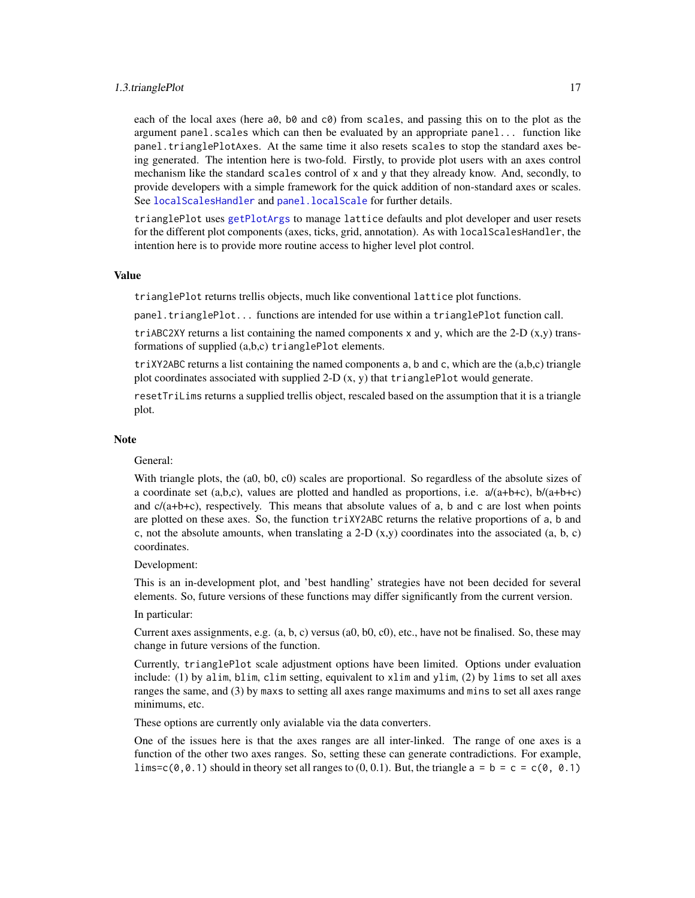each of the local axes (here `a0`, `b0` and `c0`) from `scales`, and passing this on to the plot as the argument `panel.scales` which can then be evaluated by an appropriate `panel...` function like `panel.trianglePlotAxes`. At the same time it also resets `scales` to stop the standard axes being generated. The intention here is two-fold. Firstly, to provide plot users with an axes control mechanism like the standard `scales` control of `x` and `y` that they already know. And, secondly, to provide developers with a simple framework for the quick addition of non-standard axes or scales. See `localScalesHandler` and `panel.localScale` for further details.

`trianglePlot` uses `getPlotArgs` to manage `lattice` defaults and plot developer and user resets for the different plot components (axes, ticks, grid, annotation). As with `localScalesHandler`, the intention here is to provide more routine access to higher level plot control.

## Value

`trianglePlot` returns trellis objects, much like conventional `lattice` plot functions.

`panel.trianglePlot...` functions are intended for use within a `trianglePlot` function call.

`triABC2XY` returns a list containing the named components `x` and `y`, which are the 2-D (x,y) transformations of supplied (a,b,c) `trianglePlot` elements.

`triXY2ABC` returns a list containing the named components `a`, `b` and `c`, which are the (a,b,c) triangle plot coordinates associated with supplied 2-D (x, y) that `trianglePlot` would generate.

`resetTriLims` returns a supplied trellis object, rescaled based on the assumption that it is a triangle plot.

## Note

General:

With triangle plots, the (a0, b0, c0) scales are proportional. So regardless of the absolute sizes of a coordinate set (a,b,c), values are plotted and handled as proportions, i.e. a/(a+b+c), b/(a+b+c) and c/(a+b+c), respectively. This means that absolute values of `a`, `b` and `c` are lost when points are plotted on these axes. So, the function `triXY2ABC` returns the relative proportions of `a`, `b` and `c`, not the absolute amounts, when translating a 2-D (x,y) coordinates into the associated (a, b, c) coordinates.

Development:

This is an in-development plot, and 'best handling' strategies have not been decided for several elements. So, future versions of these functions may differ significantly from the current version.

In particular:

Current axes assignments, e.g. (a, b, c) versus (a0, b0, c0), etc., have not be finalised. So, these may change in future versions of the function.

Currently, `trianglePlot` scale adjustment options have been limited. Options under evaluation include: (1) by `alim`, `blim`, `clim` setting, equivalent to `xlim` and `ylim`, (2) by `lims` to set all axes ranges the same, and (3) by `maxs` to setting all axes range maximums and `mins` to set all axes range minimums, etc.

These options are currently only avialable via the data converters.

One of the issues here is that the axes ranges are all inter-linked. The range of one axes is a function of the other two axes ranges. So, setting these can generate contradictions. For example, `lims=c(0,0.1)` should in theory set all ranges to (0, 0.1). But, the triangle `a = b = c = c(0, 0.1)`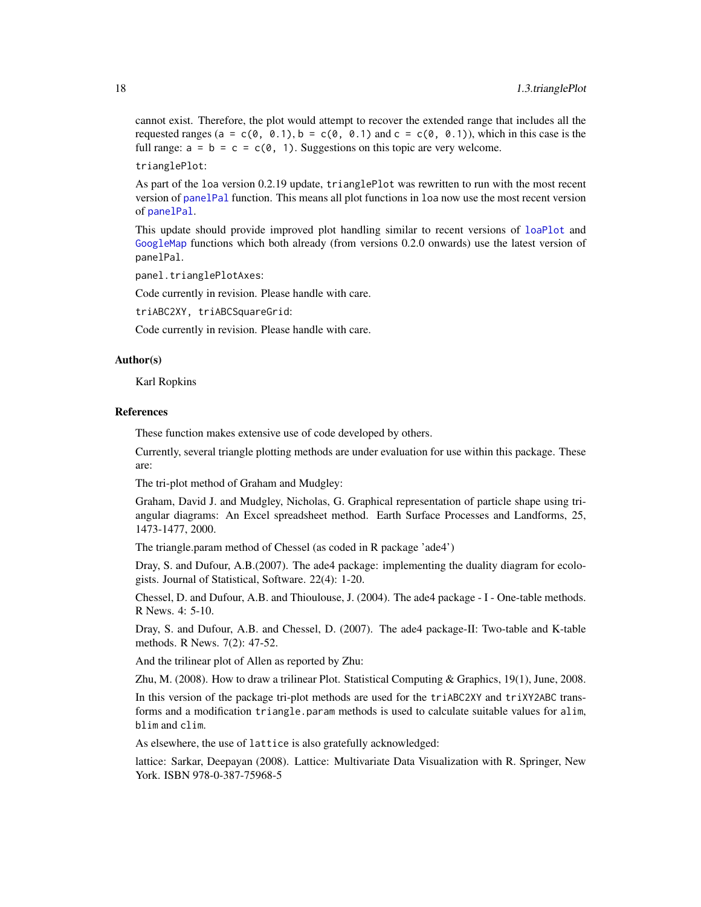cannot exist. Therefore, the plot would attempt to recover the extended range that includes all the requested ranges (`a = c(0, 0.1)`, `b = c(0, 0.1)` and `c = c(0, 0.1)`), which in this case is the full range: `a = b = c = c(0, 1)`. Suggestions on this topic are very welcome.

`trianglePlot`:

As part of the `loa` version 0.2.19 update, `trianglePlot` was rewritten to run with the most recent version of `panelPal` function. This means all plot functions in `loa` now use the most recent version of `panelPal`.

This update should provide improved plot handling similar to recent versions of `loaPlot` and `GoogleMap` functions which both already (from versions 0.2.0 onwards) use the latest version of `panelPal`.

`panel.trianglePlotAxes`:

Code currently in revision. Please handle with care.

`triABC2XY, triABCSquareGrid`:

Code currently in revision. Please handle with care.

### Author(s)

Karl Ropkins

### References

These function makes extensive use of code developed by others.

Currently, several triangle plotting methods are under evaluation for use within this package. These are:

The tri-plot method of Graham and Mudgley:

Graham, David J. and Mudgley, Nicholas, G. Graphical representation of particle shape using triangular diagrams: An Excel spreadsheet method. Earth Surface Processes and Landforms, 25, 1473-1477, 2000.

The triangle.param method of Chessel (as coded in R package 'ade4')

Dray, S. and Dufour, A.B.(2007). The ade4 package: implementing the duality diagram for ecologists. Journal of Statistical, Software. 22(4): 1-20.

Chessel, D. and Dufour, A.B. and Thioulouse, J. (2004). The ade4 package - I - One-table methods. R News. 4: 5-10.

Dray, S. and Dufour, A.B. and Chessel, D. (2007). The ade4 package-II: Two-table and K-table methods. R News. 7(2): 47-52.

And the trilinear plot of Allen as reported by Zhu:

Zhu, M. (2008). How to draw a trilinear Plot. Statistical Computing & Graphics, 19(1), June, 2008.

In this version of the package tri-plot methods are used for the `triABC2XY` and `triXY2ABC` transforms and a modification `triangle.param` methods is used to calculate suitable values for `alim`, `blim` and `clim`.

As elsewhere, the use of `lattice` is also gratefully acknowledged:

lattice: Sarkar, Deepayan (2008). Lattice: Multivariate Data Visualization with R. Springer, New York. ISBN 978-0-387-75968-5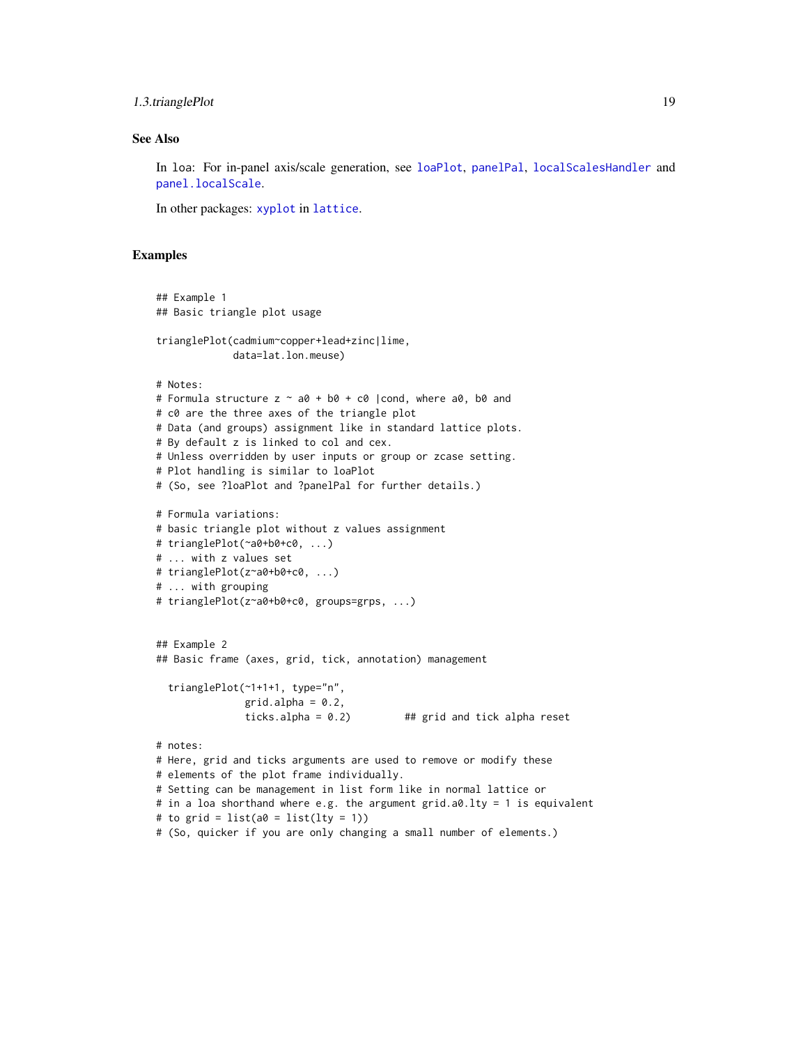### See Also

In loa: For in-panel axis/scale generation, see `loaPlot`, `panelPal`, `localScalesHandler` and `panel.localScale`.

In other packages: `xyplot` in `lattice`.

### Examples

```
## Example 1
## Basic triangle plot usage

trianglePlot(cadmium~copper+lead+zinc|lime,
             data=lat.lon.meuse)

# Notes:
# Formula structure z ~ a0 + b0 + c0 |cond, where a0, b0 and
# c0 are the three axes of the triangle plot
# Data (and groups) assignment like in standard lattice plots.
# By default z is linked to col and cex.
# Unless overridden by user inputs or group or zcase setting.
# Plot handling is similar to loaPlot
# (So, see ?loaPlot and ?panelPal for further details.)

# Formula variations:
# basic triangle plot without z values assignment
# trianglePlot(~a0+b0+c0, ...)
# ... with z values set
# trianglePlot(z~a0+b0+c0, ...)
# ... with grouping
# trianglePlot(z~a0+b0+c0, groups=grps, ...)


## Example 2
## Basic frame (axes, grid, tick, annotation) management

  trianglePlot(~1+1+1, type="n",
               grid.alpha = 0.2,
               ticks.alpha = 0.2)         ## grid and tick alpha reset

# notes:
# Here, grid and ticks arguments are used to remove or modify these
# elements of the plot frame individually.
# Setting can be management in list form like in normal lattice or
# in a loa shorthand where e.g. the argument grid.a0.lty = 1 is equivalent
# to grid = list(a0 = list(lty = 1))
# (So, quicker if you are only changing a small number of elements.)
```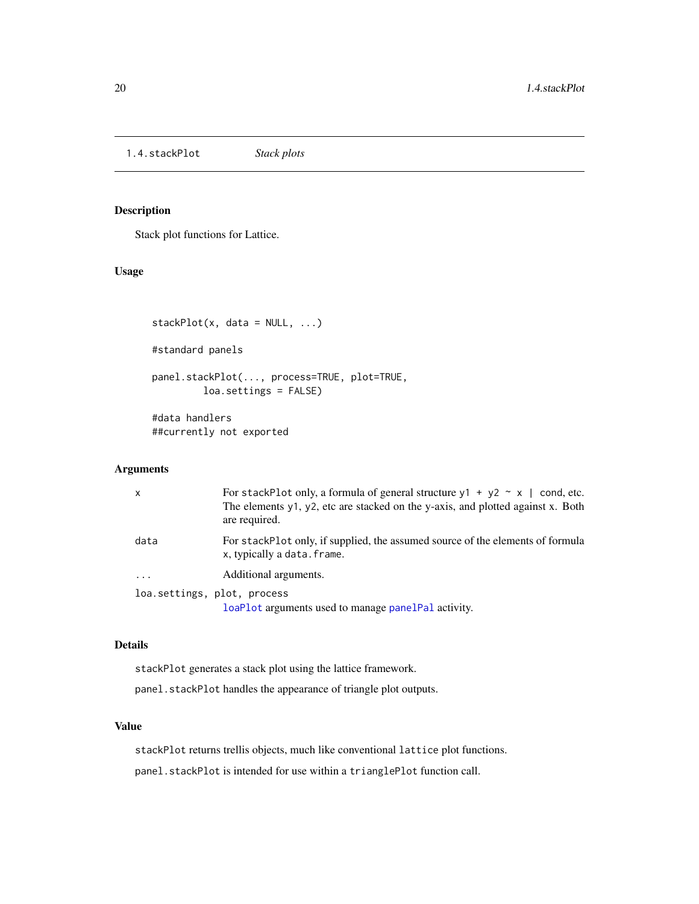1.4.stackPlot *Stack plots*

## Description

Stack plot functions for Lattice.

## Usage

```
stackPlot(x, data = NULL, ...)

#standard panels

panel.stackPlot(..., process=TRUE, plot=TRUE,
         loa.settings = FALSE)

#data handlers
##currently not exported
```

## Arguments

| | |
|---|---|
| `x` | For `stackPlot` only, a formula of general structure `y1 + y2 ~ x | cond`, etc. The elements `y1`, `y2`, etc are stacked on the y-axis, and plotted against `x`. Both are required. |
| `data` | For `stackPlot` only, if supplied, the assumed source of the elements of formula `x`, typically a `data.frame`. |
| `...` | Additional arguments. |
| `loa.settings, plot, process` | `loaPlot` arguments used to manage `panelPal` activity. |

## Details

`stackPlot` generates a stack plot using the lattice framework.

`panel.stackPlot` handles the appearance of triangle plot outputs.

## Value

`stackPlot` returns trellis objects, much like conventional `lattice` plot functions.

`panel.stackPlot` is intended for use within a `trianglePlot` function call.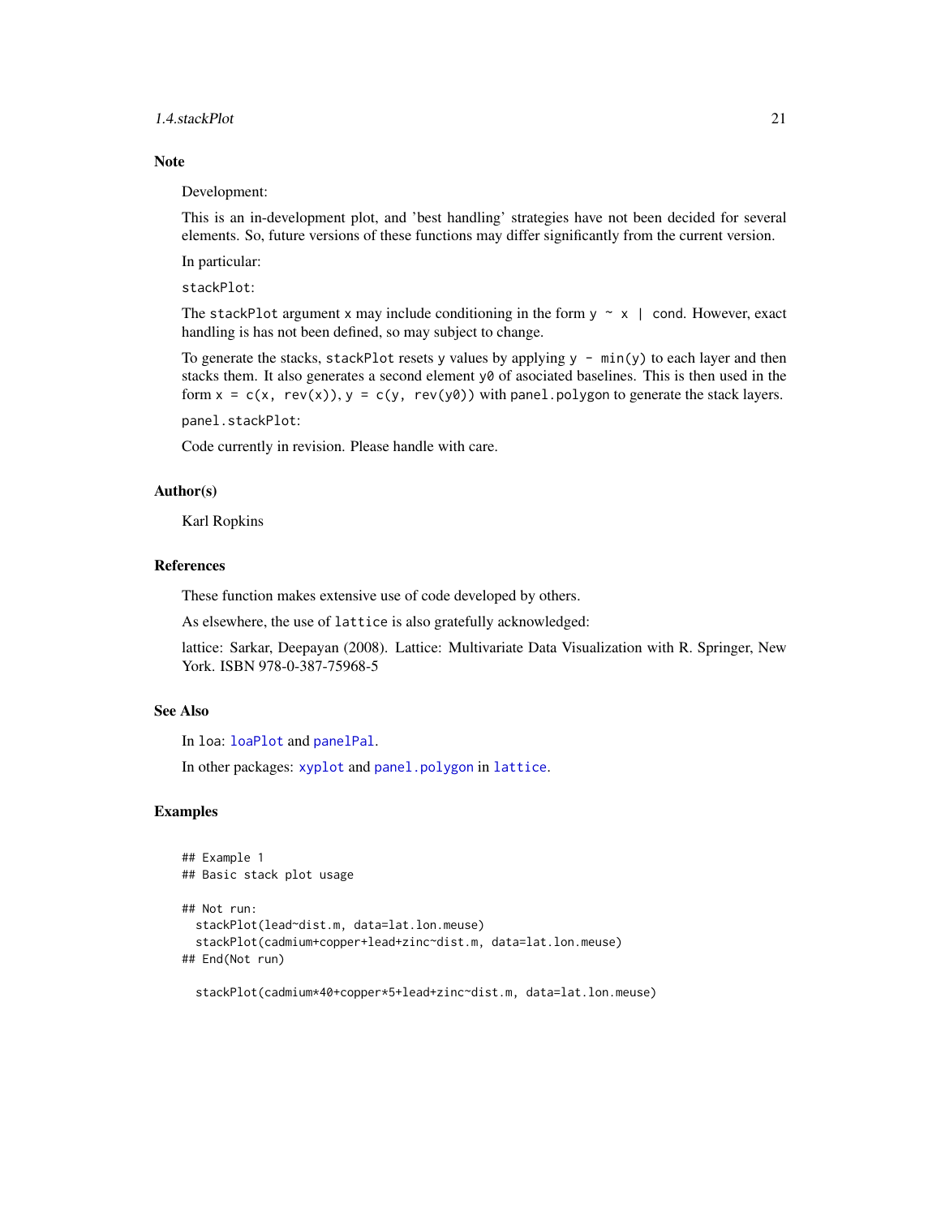## Note

Development:

This is an in-development plot, and 'best handling' strategies have not been decided for several elements. So, future versions of these functions may differ significantly from the current version.

In particular:

`stackPlot`:

The `stackPlot` argument `x` may include conditioning in the form `y ~ x | cond`. However, exact handling is has not been defined, so may subject to change.

To generate the stacks, `stackPlot` resets `y` values by applying `y - min(y)` to each layer and then stacks them. It also generates a second element `y0` of asociated baselines. This is then used in the form `x = c(x, rev(x))`, `y = c(y, rev(y0))` with `panel.polygon` to generate the stack layers.

`panel.stackPlot`:

Code currently in revision. Please handle with care.

## Author(s)

Karl Ropkins

## References

These function makes extensive use of code developed by others.

As elsewhere, the use of `lattice` is also gratefully acknowledged:

lattice: Sarkar, Deepayan (2008). Lattice: Multivariate Data Visualization with R. Springer, New York. ISBN 978-0-387-75968-5

## See Also

In `loa`: `loaPlot` and `panelPal`.

In other packages: `xyplot` and `panel.polygon` in `lattice`.

## Examples

```
## Example 1
## Basic stack plot usage

## Not run:
  stackPlot(lead~dist.m, data=lat.lon.meuse)
  stackPlot(cadmium+copper+lead+zinc~dist.m, data=lat.lon.meuse)
## End(Not run)

  stackPlot(cadmium*40+copper*5+lead+zinc~dist.m, data=lat.lon.meuse)
```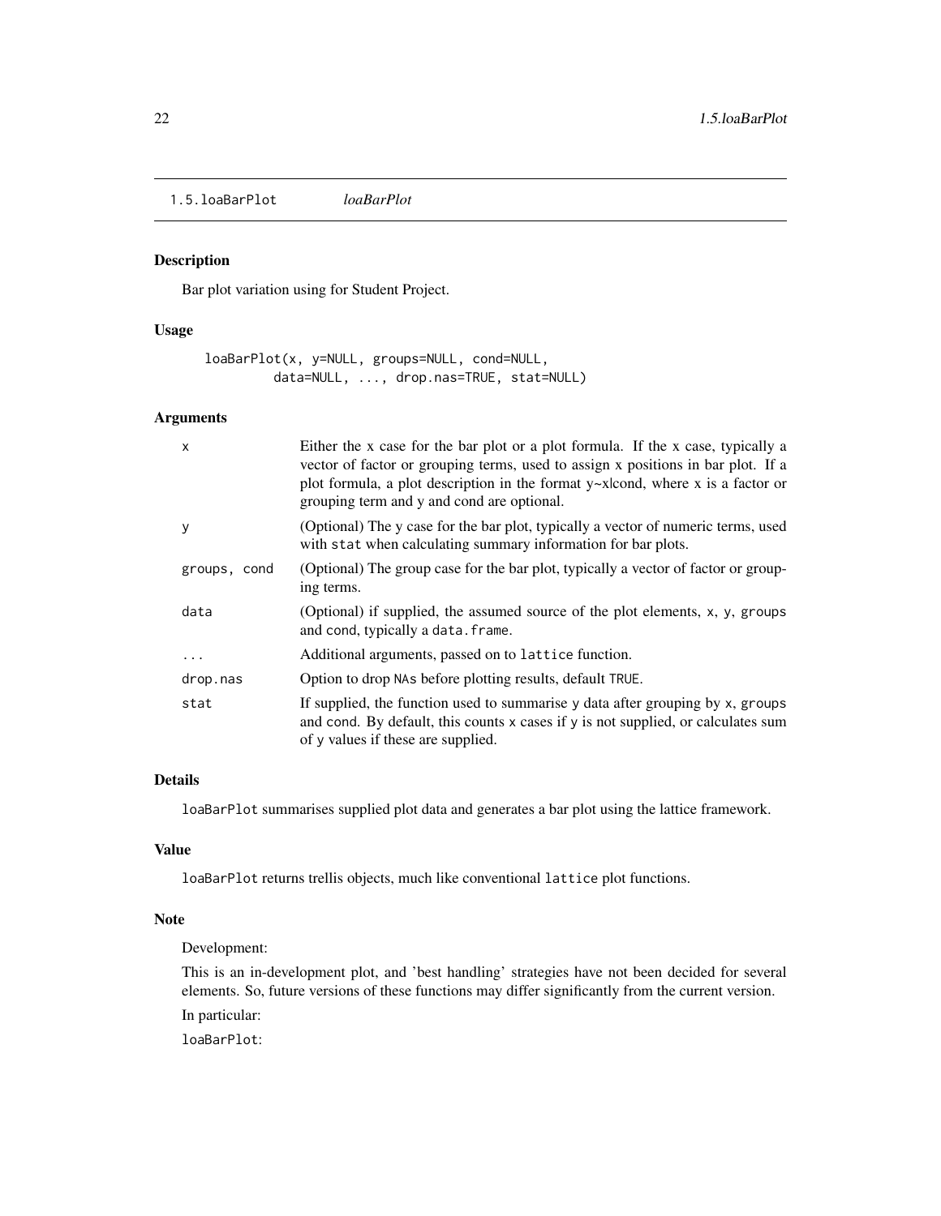# 1.5.loaBarPlot *loaBarPlot*

## Description

Bar plot variation using for Student Project.

## Usage

```
loaBarPlot(x, y=NULL, groups=NULL, cond=NULL,
        data=NULL, ..., drop.nas=TRUE, stat=NULL)
```

## Arguments

| | |
|---|---|
| `x` | Either the x case for the bar plot or a plot formula. If the x case, typically a vector of factor or grouping terms, used to assign x positions in bar plot. If a plot formula, a plot description in the format y~x\|cond, where x is a factor or grouping term and y and cond are optional. |
| `y` | (Optional) The y case for the bar plot, typically a vector of numeric terms, used with `stat` when calculating summary information for bar plots. |
| `groups, cond` | (Optional) The group case for the bar plot, typically a vector of factor or grouping terms. |
| `data` | (Optional) if supplied, the assumed source of the plot elements, `x`, `y`, `groups` and `cond`, typically a `data.frame`. |
| `...` | Additional arguments, passed on to `lattice` function. |
| `drop.nas` | Option to drop `NA`s before plotting results, default `TRUE`. |
| `stat` | If supplied, the function used to summarise y data after grouping by `x`, `groups` and `cond`. By default, this counts `x` cases if `y` is not supplied, or calculates sum of `y` values if these are supplied. |

## Details

`loaBarPlot` summarises supplied plot data and generates a bar plot using the lattice framework.

## Value

`loaBarPlot` returns trellis objects, much like conventional `lattice` plot functions.

## Note

Development:

This is an in-development plot, and 'best handling' strategies have not been decided for several elements. So, future versions of these functions may differ significantly from the current version.

In particular:

`loaBarPlot`: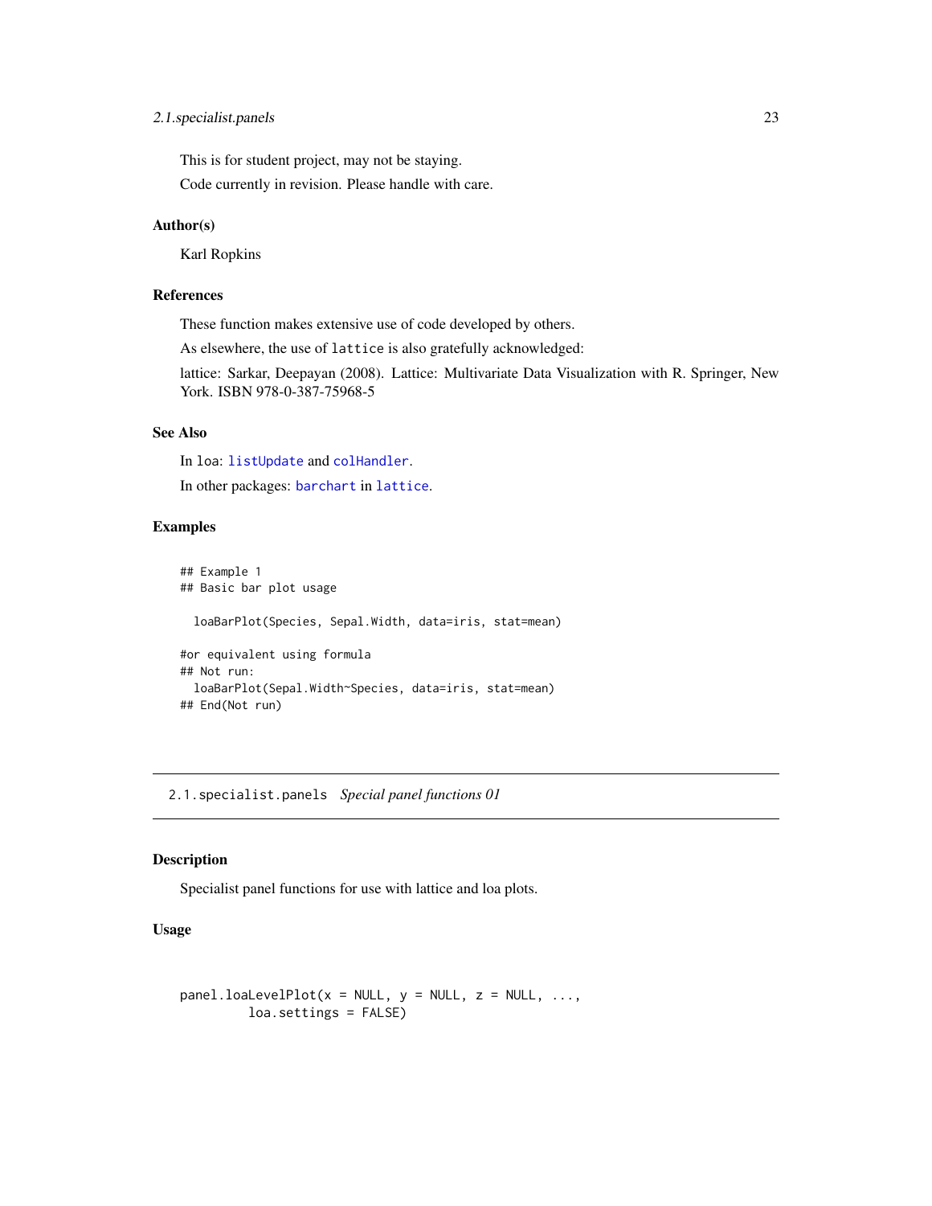This is for student project, may not be staying.

Code currently in revision. Please handle with care.

### Author(s)

Karl Ropkins

### References

These function makes extensive use of code developed by others.

As elsewhere, the use of `lattice` is also gratefully acknowledged:

lattice: Sarkar, Deepayan (2008). Lattice: Multivariate Data Visualization with R. Springer, New York. ISBN 978-0-387-75968-5

### See Also

In `loa`: `listUpdate` and `colHandler`.

In other packages: `barchart` in `lattice`.

### Examples

```
## Example 1
## Basic bar plot usage

  loaBarPlot(Species, Sepal.Width, data=iris, stat=mean)

#or equivalent using formula
## Not run:
  loaBarPlot(Sepal.Width~Species, data=iris, stat=mean)
## End(Not run)
```

---

## `2.1.specialist.panels` *Special panel functions 01*

### Description

Specialist panel functions for use with lattice and loa plots.

### Usage

```
panel.loaLevelPlot(x = NULL, y = NULL, z = NULL, ...,
          loa.settings = FALSE)
```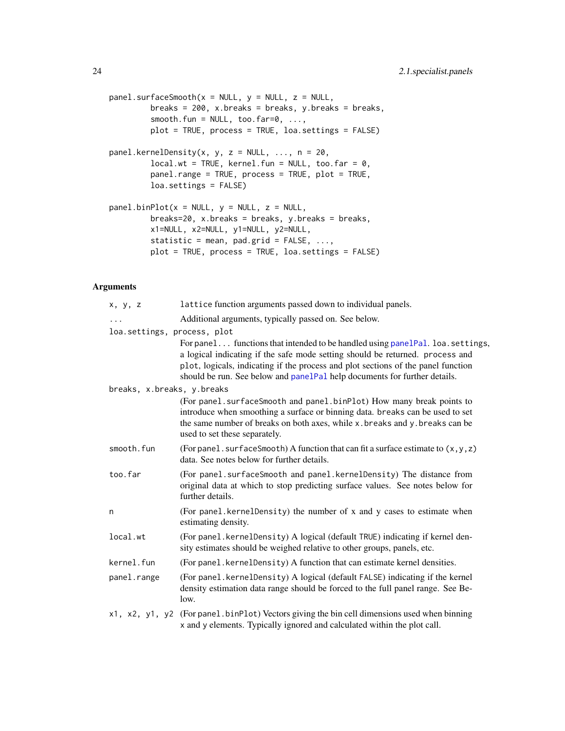```
panel.surfaceSmooth(x = NULL, y = NULL, z = NULL,
        breaks = 200, x.breaks = breaks, y.breaks = breaks,
        smooth.fun = NULL, too.far=0, ...,
        plot = TRUE, process = TRUE, loa.settings = FALSE)

panel.kernelDensity(x, y, z = NULL, ..., n = 20,
        local.wt = TRUE, kernel.fun = NULL, too.far = 0,
        panel.range = TRUE, process = TRUE, plot = TRUE,
        loa.settings = FALSE)

panel.binPlot(x = NULL, y = NULL, z = NULL,
        breaks=20, x.breaks = breaks, y.breaks = breaks,
        x1=NULL, x2=NULL, y1=NULL, y2=NULL,
        statistic = mean, pad.grid = FALSE, ...,
        plot = TRUE, process = TRUE, loa.settings = FALSE)
```

## Arguments

`x, y, z` lattice function arguments passed down to individual panels.

`...` Additional arguments, typically passed on. See below.

`loa.settings, process, plot`
For `panel...` functions that intended to be handled using `panelPal`. `loa.settings`, a logical indicating if the safe mode setting should be returned. `process` and `plot`, logicals, indicating if the process and plot sections of the panel function should be run. See below and `panelPal` help documents for further details.

`breaks, x.breaks, y.breaks`
(For `panel.surfaceSmooth` and `panel.binPlot`) How many break points to introduce when smoothing a surface or binning data. `breaks` can be used to set the same number of breaks on both axes, while `x.breaks` and `y.breaks` can be used to set these separately.

`smooth.fun` (For `panel.surfaceSmooth`) A function that can fit a surface estimate to `(x,y,z)` data. See notes below for further details.

`too.far` (For `panel.surfaceSmooth` and `panel.kernelDensity`) The distance from original data at which to stop predicting surface values. See notes below for further details.

`n` (For `panel.kernelDensity`) the number of x and y cases to estimate when estimating density.

`local.wt` (For `panel.kernelDensity`) A logical (default `TRUE`) indicating if kernel density estimates should be weighed relative to other groups, panels, etc.

`kernel.fun` (For `panel.kernelDensity`) A function that can estimate kernel densities.

`panel.range` (For `panel.kernelDensity`) A logical (default `FALSE`) indicating if the kernel density estimation data range should be forced to the full panel range. See Below.

`x1, x2, y1, y2` (For `panel.binPlot`) Vectors giving the bin cell dimensions used when binning `x` and `y` elements. Typically ignored and calculated within the plot call.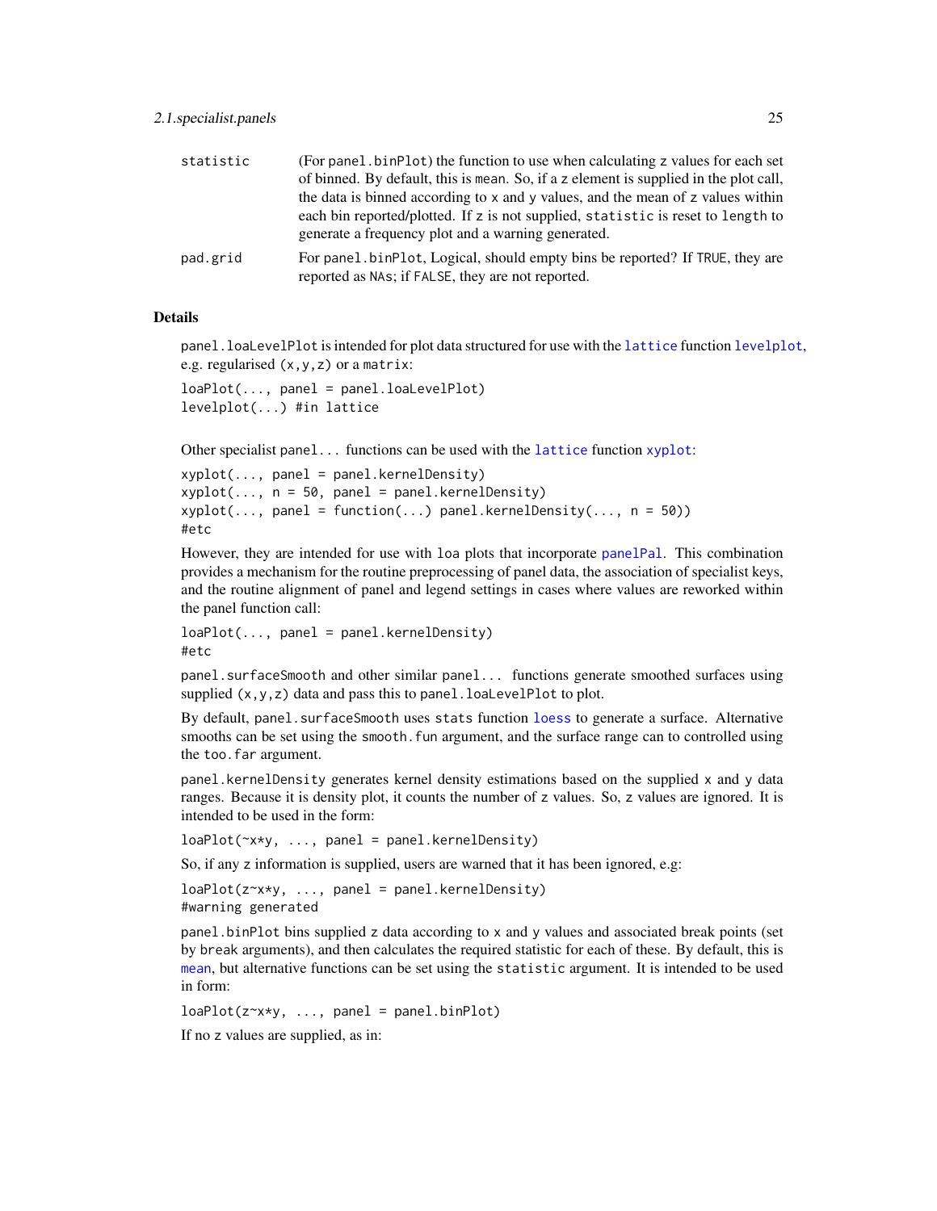statistic	(For `panel.binPlot`) the function to use when calculating z values for each set of binned. By default, this is `mean`. So, if a z element is supplied in the plot call, the data is binned according to x and y values, and the mean of z values within each bin reported/plotted. If z is not supplied, `statistic` is reset to `length` to generate a frequency plot and a warning generated.

pad.grid	For `panel.binPlot`, Logical, should empty bins be reported? If `TRUE`, they are reported as `NA`s; if `FALSE`, they are not reported.

### Details

`panel.loaLevelPlot` is intended for plot data structured for use with the `lattice` function `levelplot`, e.g. regularised `(x,y,z)` or a `matrix`:

```
loaPlot(..., panel = panel.loaLevelPlot)
levelplot(...) #in lattice
```

Other specialist `panel...` functions can be used with the `lattice` function `xyplot`:

```
xyplot(..., panel = panel.kernelDensity)
xyplot(..., n = 50, panel = panel.kernelDensity)
xyplot(..., panel = function(...) panel.kernelDensity(..., n = 50))
#etc
```

However, they are intended for use with `loa` plots that incorporate `panelPal`. This combination provides a mechanism for the routine preprocessing of panel data, the association of specialist keys, and the routine alignment of panel and legend settings in cases where values are reworked within the panel function call:

```
loaPlot(..., panel = panel.kernelDensity)
#etc
```

`panel.surfaceSmooth` and other similar `panel...` functions generate smoothed surfaces using supplied `(x,y,z)` data and pass this to `panel.loaLevelPlot` to plot.

By default, `panel.surfaceSmooth` uses `stats` function `loess` to generate a surface. Alternative smooths can be set using the `smooth.fun` argument, and the surface range can to controlled using the `too.far` argument.

`panel.kernelDensity` generates kernel density estimations based on the supplied `x` and `y` data ranges. Because it is density plot, it counts the number of `z` values. So, `z` values are ignored. It is intended to be used in the form:

```
loaPlot(~x*y, ..., panel = panel.kernelDensity)
```

So, if any `z` information is supplied, users are warned that it has been ignored, e.g:

```
loaPlot(z~x*y, ..., panel = panel.kernelDensity)
#warning generated
```

`panel.binPlot` bins supplied `z` data according to `x` and `y` values and associated break points (set by `break` arguments), and then calculates the required statistic for each of these. By default, this is `mean`, but alternative functions can be set using the `statistic` argument. It is intended to be used in form:

```
loaPlot(z~x*y, ..., panel = panel.binPlot)
```

If no `z` values are supplied, as in: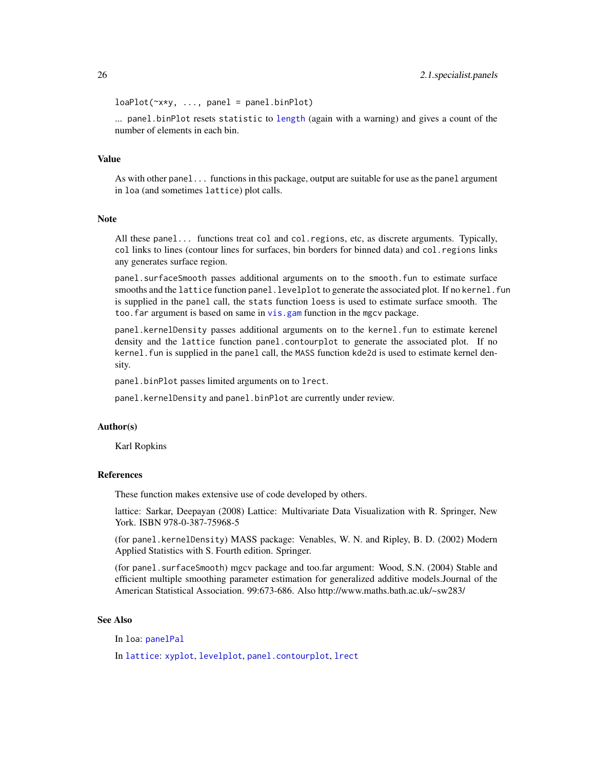```
loaPlot(~x*y, ..., panel = panel.binPlot)
```

... `panel.binPlot` resets `statistic` to `length` (again with a warning) and gives a count of the number of elements in each bin.

## Value

As with other `panel...` functions in this package, output are suitable for use as the `panel` argument in `loa` (and sometimes `lattice`) plot calls.

## Note

All these `panel...` functions treat `col` and `col.regions`, etc, as discrete arguments. Typically, `col` links to lines (contour lines for surfaces, bin borders for binned data) and `col.regions` links any generates surface region.

`panel.surfaceSmooth` passes additional arguments on to the `smooth.fun` to estimate surface smooths and the `lattice` function `panel.levelplot` to generate the associated plot. If no `kernel.fun` is supplied in the `panel` call, the `stats` function `loess` is used to estimate surface smooth. The `too.far` argument is based on same in `vis.gam` function in the `mgcv` package.

`panel.kernelDensity` passes additional arguments on to the `kernel.fun` to estimate kerenel density and the `lattice` function `panel.contourplot` to generate the associated plot. If no `kernel.fun` is supplied in the `panel` call, the `MASS` function `kde2d` is used to estimate kernel density.

`panel.binPlot` passes limited arguments on to `lrect`.

`panel.kernelDensity` and `panel.binPlot` are currently under review.

## Author(s)

Karl Ropkins

## References

These function makes extensive use of code developed by others.

lattice: Sarkar, Deepayan (2008) Lattice: Multivariate Data Visualization with R. Springer, New York. ISBN 978-0-387-75968-5

(for `panel.kernelDensity`) MASS package: Venables, W. N. and Ripley, B. D. (2002) Modern Applied Statistics with S. Fourth edition. Springer.

(for `panel.surfaceSmooth`) mgcv package and too.far argument: Wood, S.N. (2004) Stable and efficient multiple smoothing parameter estimation for generalized additive models.Journal of the American Statistical Association. 99:673-686. Also http://www.maths.bath.ac.uk/~sw283/

## See Also

In `loa`: `panelPal`

In `lattice`: `xyplot`, `levelplot`, `panel.contourplot`, `lrect`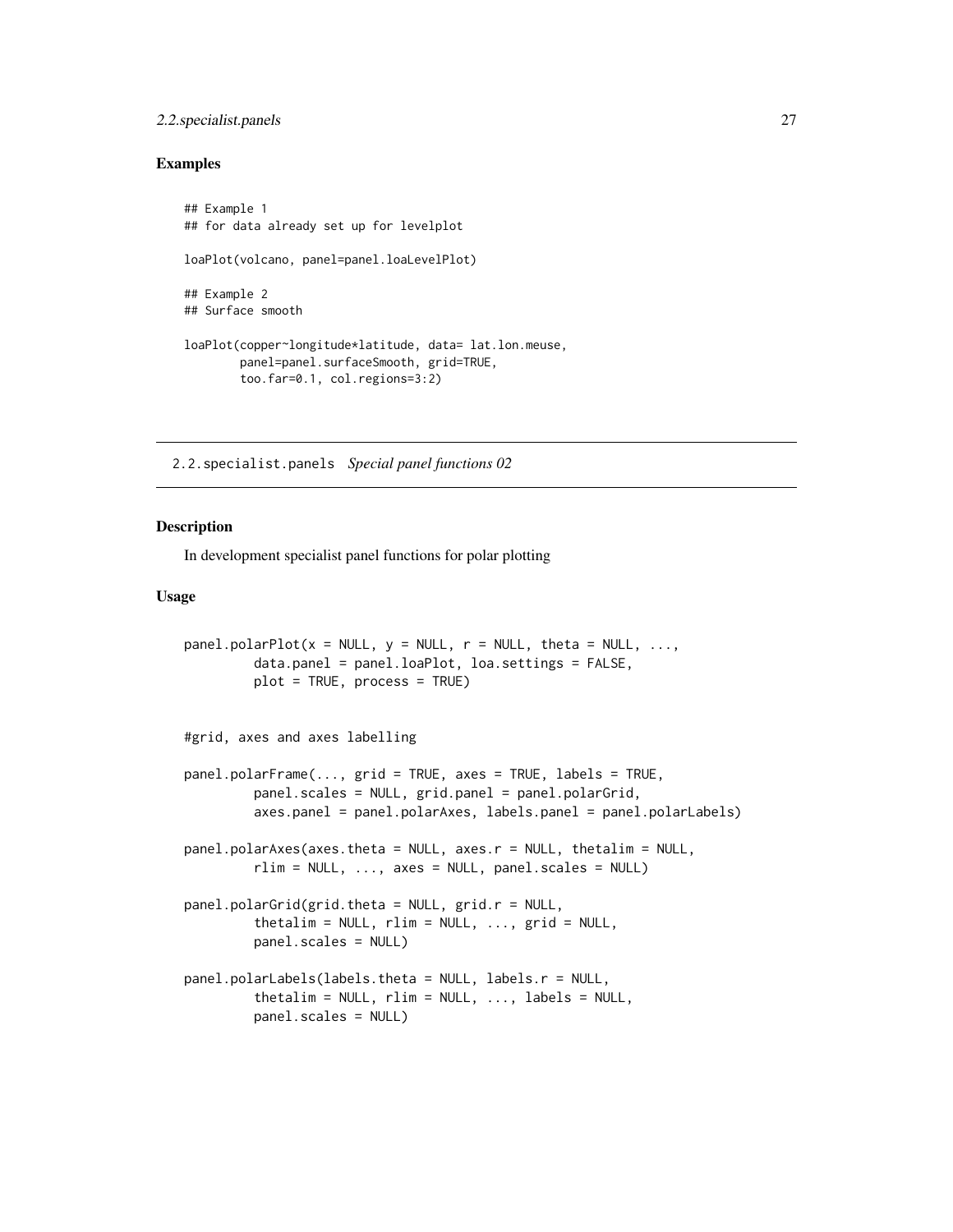### Examples

```
## Example 1
## for data already set up for levelplot

loaPlot(volcano, panel=panel.loaLevelPlot)

## Example 2
## Surface smooth

loaPlot(copper~longitude*latitude, data= lat.lon.meuse,
       panel=panel.surfaceSmooth, grid=TRUE,
       too.far=0.1, col.regions=3:2)
```

---

## 2.2.specialist.panels *Special panel functions 02*

---

### Description

In development specialist panel functions for polar plotting

### Usage

```
panel.polarPlot(x = NULL, y = NULL, r = NULL, theta = NULL, ...,
         data.panel = panel.loaPlot, loa.settings = FALSE,
         plot = TRUE, process = TRUE)


#grid, axes and axes labelling

panel.polarFrame(..., grid = TRUE, axes = TRUE, labels = TRUE,
         panel.scales = NULL, grid.panel = panel.polarGrid,
         axes.panel = panel.polarAxes, labels.panel = panel.polarLabels)

panel.polarAxes(axes.theta = NULL, axes.r = NULL, thetalim = NULL,
         rlim = NULL, ..., axes = NULL, panel.scales = NULL)

panel.polarGrid(grid.theta = NULL, grid.r = NULL,
         thetalim = NULL, rlim = NULL, ..., grid = NULL,
         panel.scales = NULL)

panel.polarLabels(labels.theta = NULL, labels.r = NULL,
         thetalim = NULL, rlim = NULL, ..., labels = NULL,
         panel.scales = NULL)
```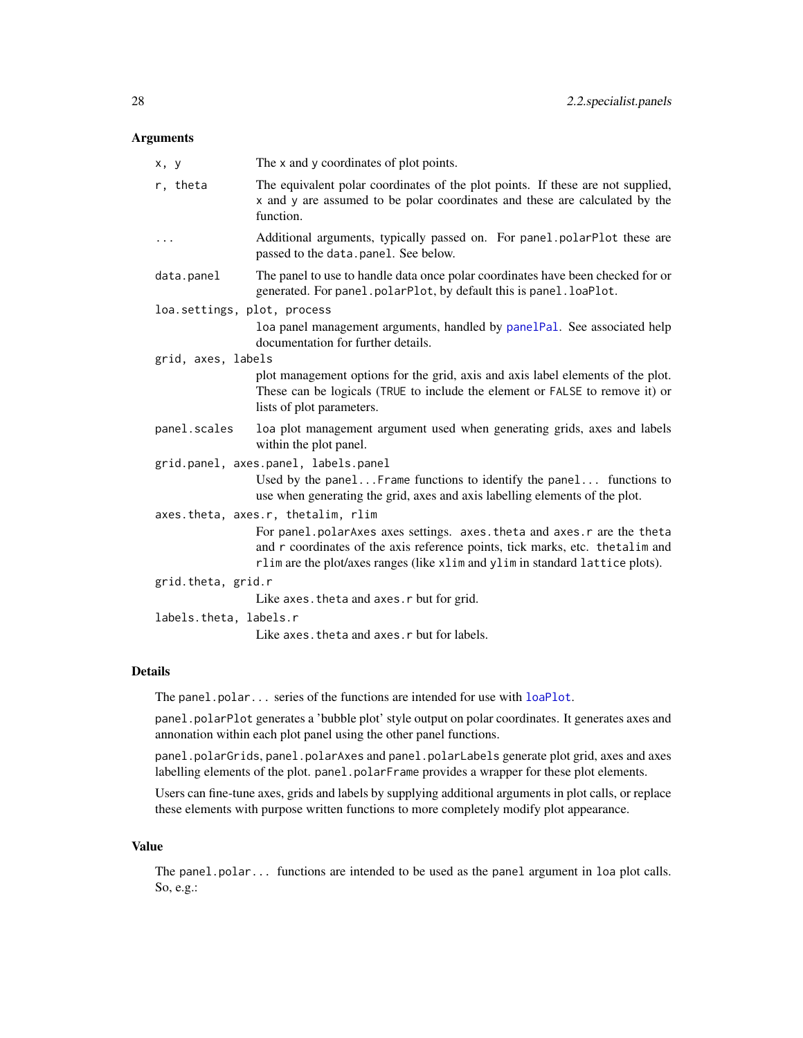### Arguments

- `x, y` — The x and y coordinates of plot points.
- `r, theta` — The equivalent polar coordinates of the plot points. If these are not supplied, x and y are assumed to be polar coordinates and these are calculated by the function.
- `...` — Additional arguments, typically passed on. For `panel.polarPlot` these are passed to the `data.panel`. See below.
- `data.panel` — The panel to use to handle data once polar coordinates have been checked for or generated. For `panel.polarPlot`, by default this is `panel.loaPlot`.
- `loa.settings, plot, process` — loa panel management arguments, handled by `panelPal`. See associated help documentation for further details.
- `grid, axes, labels` — plot management options for the grid, axis and axis label elements of the plot. These can be logicals (`TRUE` to include the element or `FALSE` to remove it) or lists of plot parameters.
- `panel.scales` — loa plot management argument used when generating grids, axes and labels within the plot panel.
- `grid.panel, axes.panel, labels.panel` — Used by the `panel...Frame` functions to identify the `panel...` functions to use when generating the grid, axes and axis labelling elements of the plot.
- `axes.theta, axes.r, thetalim, rlim` — For `panel.polarAxes` axes settings. `axes.theta` and `axes.r` are the `theta` and `r` coordinates of the axis reference points, tick marks, etc. `thetalim` and `rlim` are the plot/axes ranges (like `xlim` and `ylim` in standard `lattice` plots).
- `grid.theta, grid.r` — Like `axes.theta` and `axes.r` but for grid.
- `labels.theta, labels.r` — Like `axes.theta` and `axes.r` but for labels.

### Details

The `panel.polar...` series of the functions are intended for use with `loaPlot`.

`panel.polarPlot` generates a 'bubble plot' style output on polar coordinates. It generates axes and annonation within each plot panel using the other panel functions.

`panel.polarGrids`, `panel.polarAxes` and `panel.polarLabels` generate plot grid, axes and axes labelling elements of the plot. `panel.polarFrame` provides a wrapper for these plot elements.

Users can fine-tune axes, grids and labels by supplying additional arguments in plot calls, or replace these elements with purpose written functions to more completely modify plot appearance.

### Value

The `panel.polar...` functions are intended to be used as the `panel` argument in `loa` plot calls. So, e.g.: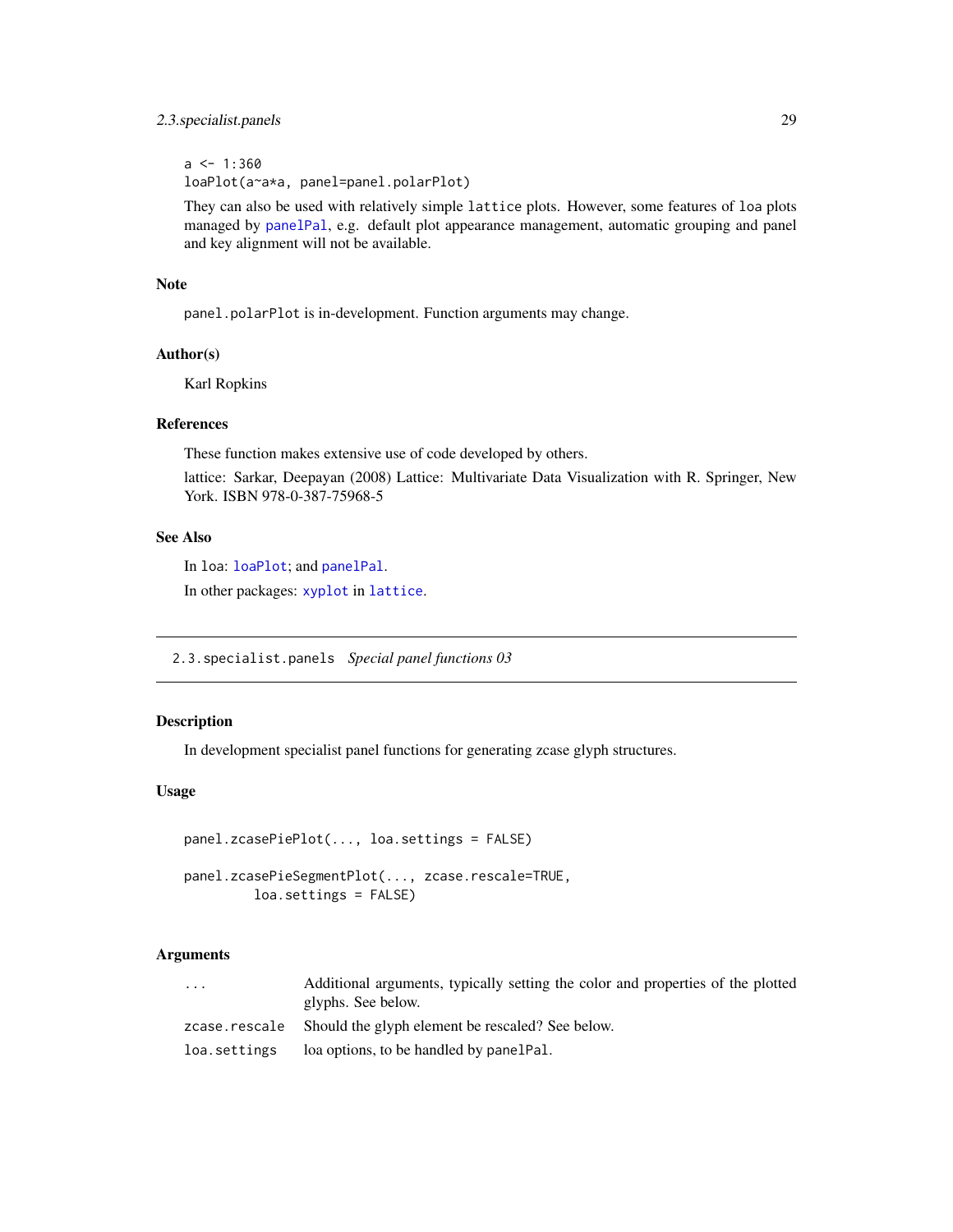```
a <- 1:360
loaPlot(a~a*a, panel=panel.polarPlot)
```

They can also be used with relatively simple `lattice` plots. However, some features of `loa` plots managed by `panelPal`, e.g. default plot appearance management, automatic grouping and panel and key alignment will not be available.

### Note

`panel.polarPlot` is in-development. Function arguments may change.

### Author(s)

Karl Ropkins

### References

These function makes extensive use of code developed by others.

lattice: Sarkar, Deepayan (2008) Lattice: Multivariate Data Visualization with R. Springer, New York. ISBN 978-0-387-75968-5

### See Also

In `loa`: `loaPlot`; and `panelPal`.

In other packages: `xyplot` in `lattice`.

---

## `2.3.specialist.panels` *Special panel functions 03*

---

### Description

In development specialist panel functions for generating zcase glyph structures.

### Usage

```
panel.zcasePiePlot(..., loa.settings = FALSE)

panel.zcasePieSegmentPlot(..., zcase.rescale=TRUE,
          loa.settings = FALSE)
```

### Arguments

| | |
|---|---|
| `...` | Additional arguments, typically setting the color and properties of the plotted glyphs. See below. |
| `zcase.rescale` | Should the glyph element be rescaled? See below. |
| `loa.settings` | loa options, to be handled by `panelPal`. |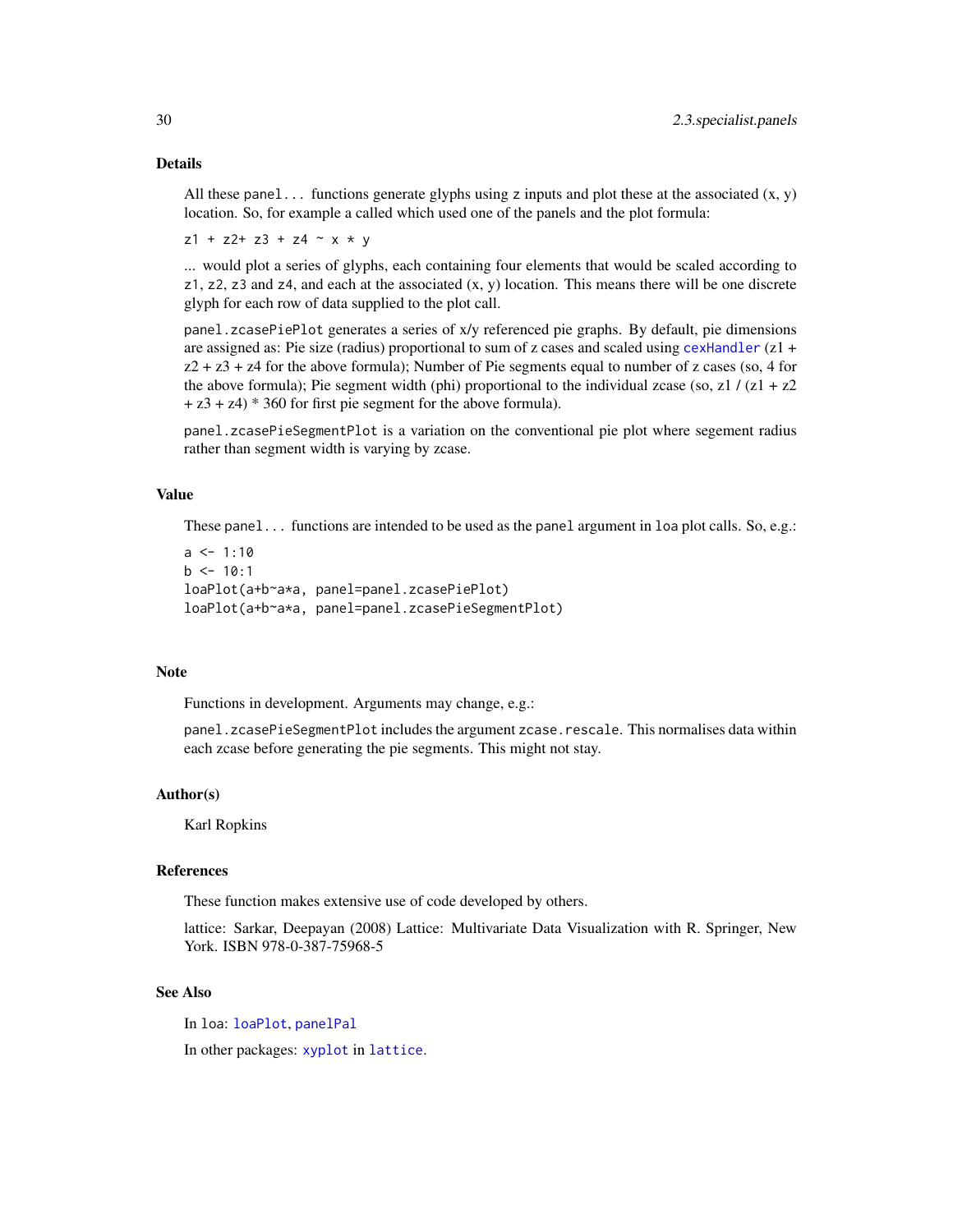### Details

All these `panel...` functions generate glyphs using `z` inputs and plot these at the associated (x, y) location. So, for example a called which used one of the panels and the plot formula:

```
z1 + z2+ z3 + z4 ~ x * y
```

... would plot a series of glyphs, each containing four elements that would be scaled according to `z1`, `z2`, `z3` and `z4`, and each at the associated (x, y) location. This means there will be one discrete glyph for each row of data supplied to the plot call.

`panel.zcasePiePlot` generates a series of x/y referenced pie graphs. By default, pie dimensions are assigned as: Pie size (radius) proportional to sum of z cases and scaled using `cexHandler` (z1 + z2 + z3 + z4 for the above formula); Number of Pie segments equal to number of z cases (so, 4 for the above formula); Pie segment width (phi) proportional to the individual zcase (so, z1 / (z1 + z2 + z3 + z4) * 360 for first pie segment for the above formula).

`panel.zcasePieSegmentPlot` is a variation on the conventional pie plot where segement radius rather than segment width is varying by zcase.

### Value

These `panel...` functions are intended to be used as the `panel` argument in `loa` plot calls. So, e.g.:

```
a <- 1:10
b <- 10:1
loaPlot(a+b~a*a, panel=panel.zcasePiePlot)
loaPlot(a+b~a*a, panel=panel.zcasePieSegmentPlot)
```

### Note

Functions in development. Arguments may change, e.g.:

`panel.zcasePieSegmentPlot` includes the argument `zcase.rescale`. This normalises data within each zcase before generating the pie segments. This might not stay.

### Author(s)

Karl Ropkins

### References

These function makes extensive use of code developed by others.

lattice: Sarkar, Deepayan (2008) Lattice: Multivariate Data Visualization with R. Springer, New York. ISBN 978-0-387-75968-5

### See Also

In `loa`: `loaPlot`, `panelPal`

In other packages: `xyplot` in `lattice`.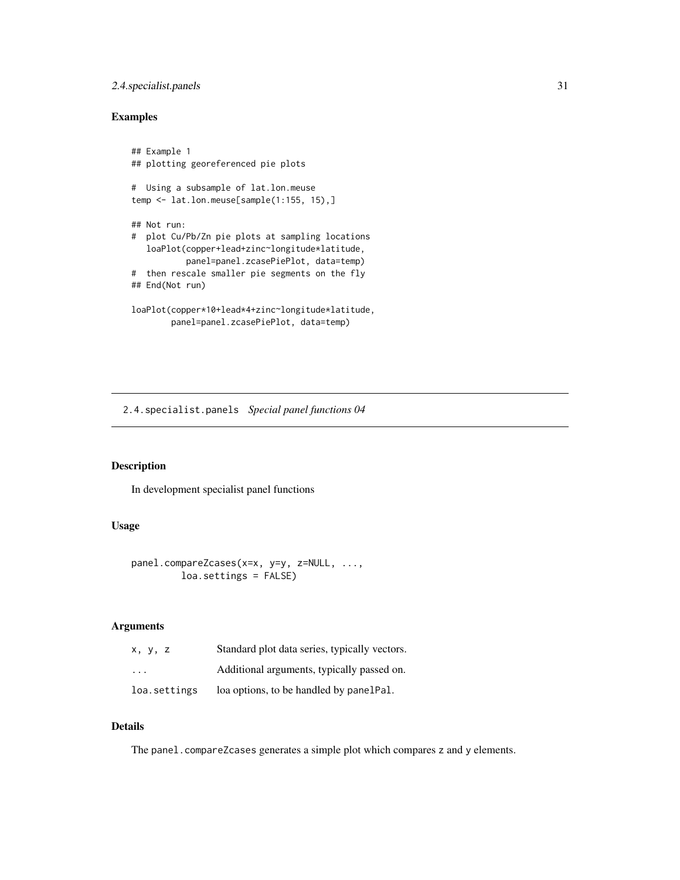## Examples

```
## Example 1
## plotting georeferenced pie plots

#  Using a subsample of lat.lon.meuse
temp <- lat.lon.meuse[sample(1:155, 15),]

## Not run:
#  plot Cu/Pb/Zn pie plots at sampling locations
   loaPlot(copper+lead+zinc~longitude*latitude,
           panel=panel.zcasePiePlot, data=temp)
#  then rescale smaller pie segments on the fly
## End(Not run)

loaPlot(copper*10+lead*4+zinc~longitude*latitude,
        panel=panel.zcasePiePlot, data=temp)
```

---

2.4.specialist.panels *Special panel functions 04*

---

## Description

In development specialist panel functions

## Usage

```
panel.compareZcases(x=x, y=y, z=NULL, ...,
         loa.settings = FALSE)
```

## Arguments

| | |
|---|---|
| `x, y, z` | Standard plot data series, typically vectors. |
| `...` | Additional arguments, typically passed on. |
| `loa.settings` | loa options, to be handled by `panelPal`. |

## Details

The `panel.compareZcases` generates a simple plot which compares `z` and `y` elements.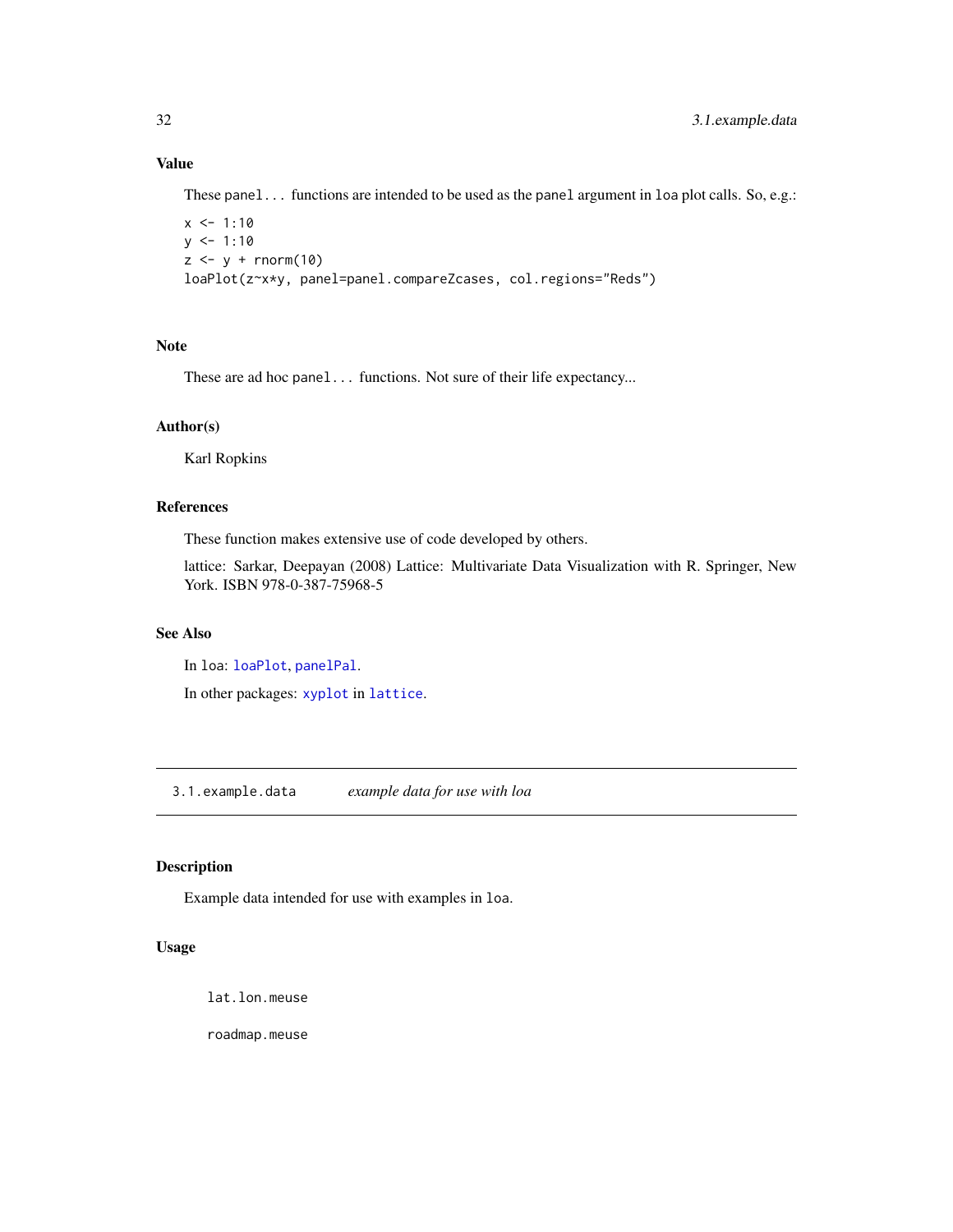### Value

These `panel...` functions are intended to be used as the `panel` argument in `loa` plot calls. So, e.g.:

```
x <- 1:10
y <- 1:10
z <- y + rnorm(10)
loaPlot(z~x*y, panel=panel.compareZcases, col.regions="Reds")
```

### Note

These are ad hoc `panel...` functions. Not sure of their life expectancy...

### Author(s)

Karl Ropkins

### References

These function makes extensive use of code developed by others.

lattice: Sarkar, Deepayan (2008) Lattice: Multivariate Data Visualization with R. Springer, New York. ISBN 978-0-387-75968-5

### See Also

In `loa`: `loaPlot`, `panelPal`.

In other packages: `xyplot` in `lattice`.

---

## 3.1.example.data — *example data for use with loa*

### Description

Example data intended for use with examples in `loa`.

### Usage

```
lat.lon.meuse

roadmap.meuse
```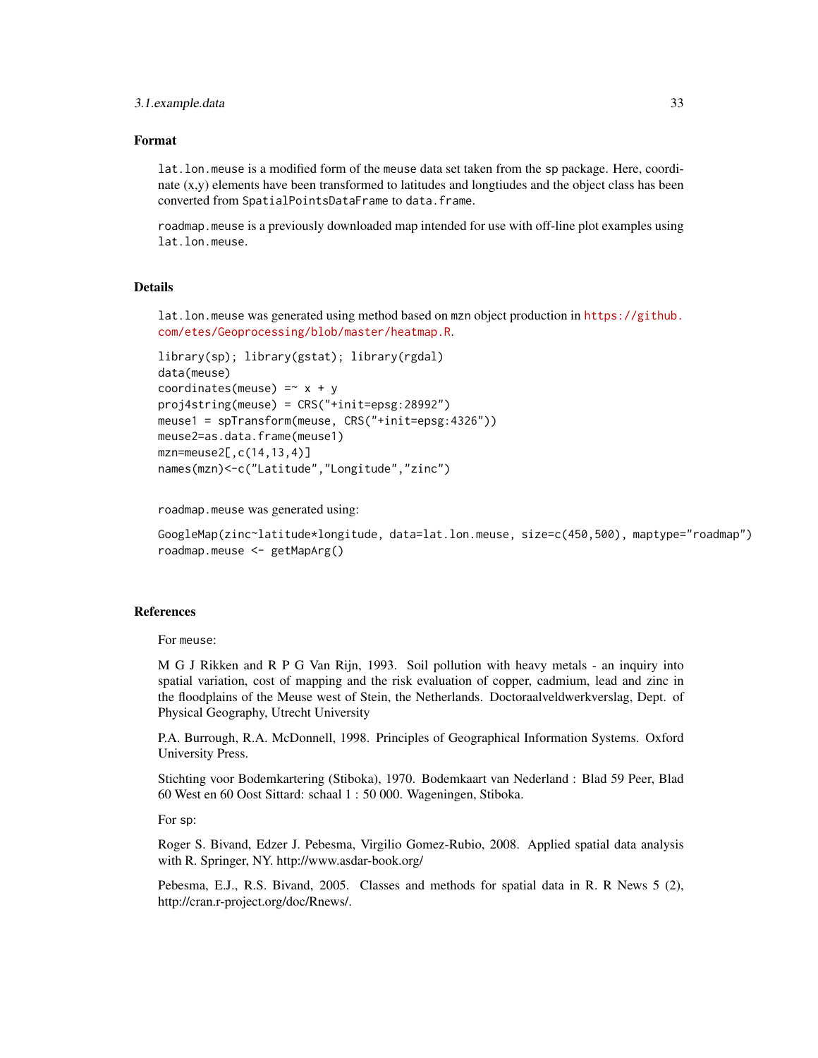## Format

`lat.lon.meuse` is a modified form of the `meuse` data set taken from the `sp` package. Here, coordinate (x,y) elements have been transformed to latitudes and longtiudes and the object class has been converted from `SpatialPointsDataFrame` to `data.frame`.

`roadmap.meuse` is a previously downloaded map intended for use with off-line plot examples using `lat.lon.meuse`.

## Details

`lat.lon.meuse` was generated using method based on `mzn` object production in https://github.com/etes/Geoprocessing/blob/master/heatmap.R.

```
library(sp); library(gstat); library(rgdal)
data(meuse)
coordinates(meuse) =~ x + y
proj4string(meuse) = CRS("+init=epsg:28992")
meuse1 = spTransform(meuse, CRS("+init=epsg:4326"))
meuse2=as.data.frame(meuse1)
mzn=meuse2[,c(14,13,4)]
names(mzn)<-c("Latitude","Longitude","zinc")
```

`roadmap.meuse` was generated using:

```
GoogleMap(zinc~latitude*longitude, data=lat.lon.meuse, size=c(450,500), maptype="roadmap")
roadmap.meuse <- getMapArg()
```

## References

For `meuse`:

M G J Rikken and R P G Van Rijn, 1993. Soil pollution with heavy metals - an inquiry into spatial variation, cost of mapping and the risk evaluation of copper, cadmium, lead and zinc in the floodplains of the Meuse west of Stein, the Netherlands. Doctoraalveldwerkverslag, Dept. of Physical Geography, Utrecht University

P.A. Burrough, R.A. McDonnell, 1998. Principles of Geographical Information Systems. Oxford University Press.

Stichting voor Bodemkartering (Stiboka), 1970. Bodemkaart van Nederland : Blad 59 Peer, Blad 60 West en 60 Oost Sittard: schaal 1 : 50 000. Wageningen, Stiboka.

For `sp`:

Roger S. Bivand, Edzer J. Pebesma, Virgilio Gomez-Rubio, 2008. Applied spatial data analysis with R. Springer, NY. http://www.asdar-book.org/

Pebesma, E.J., R.S. Bivand, 2005. Classes and methods for spatial data in R. R News 5 (2), http://cran.r-project.org/doc/Rnews/.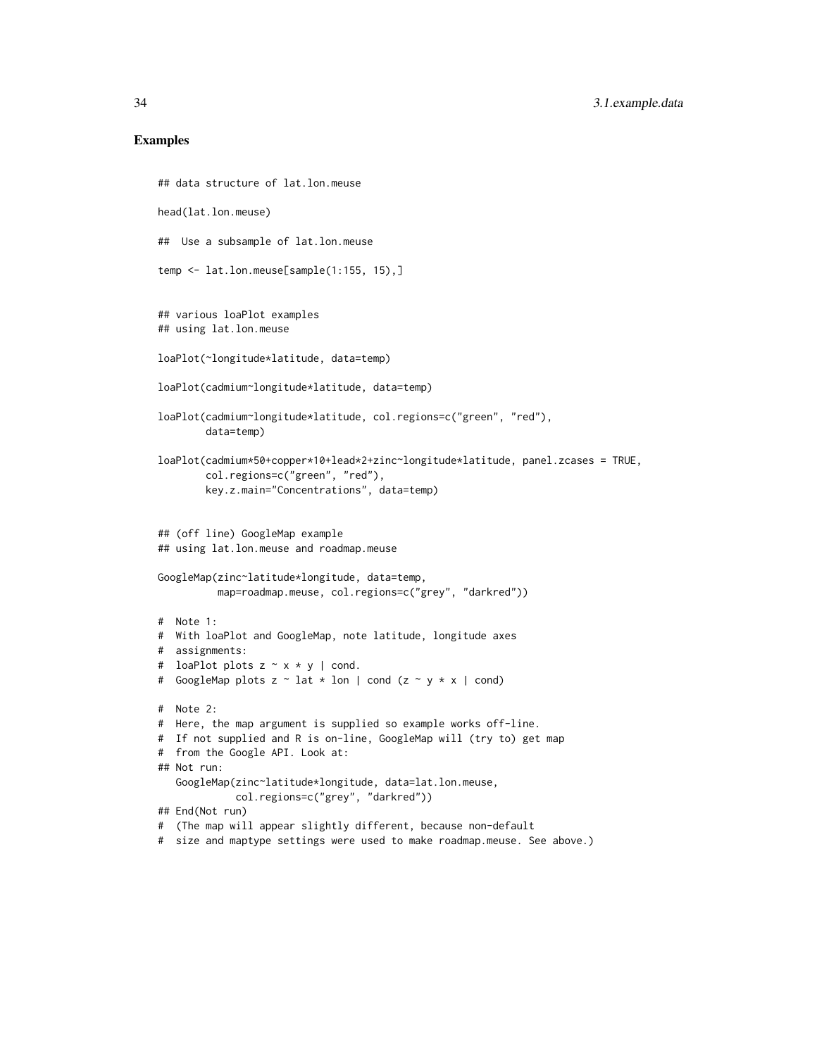## Examples

```
## data structure of lat.lon.meuse

head(lat.lon.meuse)

##  Use a subsample of lat.lon.meuse

temp <- lat.lon.meuse[sample(1:155, 15),]


## various loaPlot examples
## using lat.lon.meuse

loaPlot(~longitude*latitude, data=temp)

loaPlot(cadmium~longitude*latitude, data=temp)

loaPlot(cadmium~longitude*latitude, col.regions=c("green", "red"),
        data=temp)

loaPlot(cadmium*50+copper*10+lead*2+zinc~longitude*latitude, panel.zcases = TRUE,
        col.regions=c("green", "red"),
        key.z.main="Concentrations", data=temp)


## (off line) GoogleMap example
## using lat.lon.meuse and roadmap.meuse

GoogleMap(zinc~latitude*longitude, data=temp,
          map=roadmap.meuse, col.regions=c("grey", "darkred"))

#  Note 1:
#  With loaPlot and GoogleMap, note latitude, longitude axes
#  assignments:
#  loaPlot plots z ~ x * y | cond.
#  GoogleMap plots z ~ lat * lon | cond (z ~ y * x | cond)

#  Note 2:
#  Here, the map argument is supplied so example works off-line.
#  If not supplied and R is on-line, GoogleMap will (try to) get map
#  from the Google API. Look at:
## Not run:
   GoogleMap(zinc~latitude*longitude, data=lat.lon.meuse,
             col.regions=c("grey", "darkred"))
## End(Not run)
#  (The map will appear slightly different, because non-default
#  size and maptype settings were used to make roadmap.meuse. See above.)
```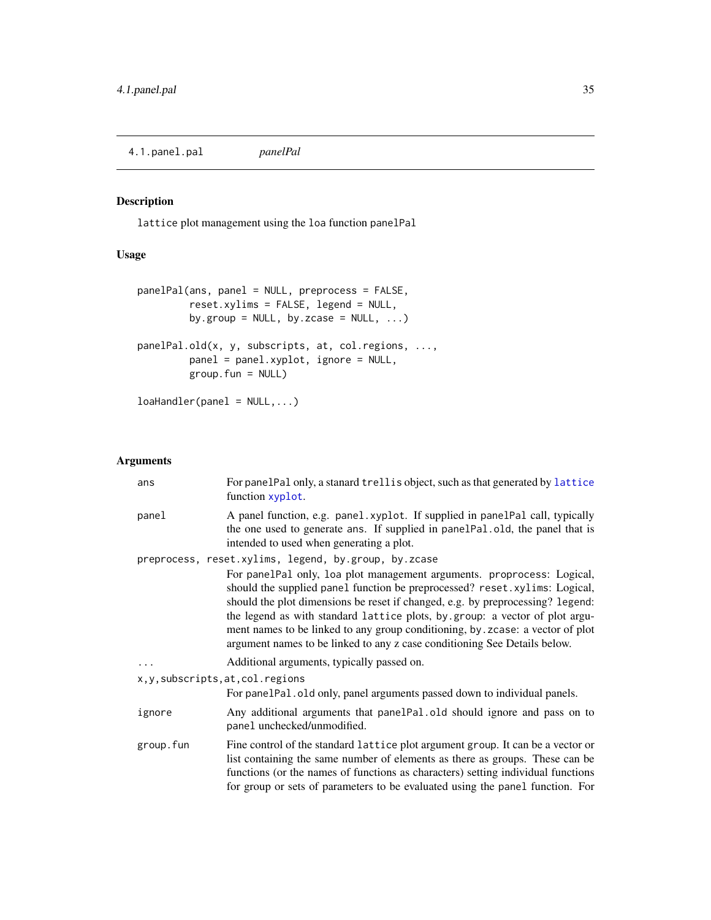4.1.panel.pal    *panelPal*

## Description

lattice plot management using the loa function panelPal

## Usage

```
panelPal(ans, panel = NULL, preprocess = FALSE,
         reset.xylims = FALSE, legend = NULL,
         by.group = NULL, by.zcase = NULL, ...)

panelPal.old(x, y, subscripts, at, col.regions, ...,
         panel = panel.xyplot, ignore = NULL,
         group.fun = NULL)

loaHandler(panel = NULL,...)
```

## Arguments

`ans` For panelPal only, a stanard trellis object, such as that generated by lattice function xyplot.

`panel` A panel function, e.g. panel.xyplot. If supplied in panelPal call, typically the one used to generate ans. If supplied in panelPal.old, the panel that is intended to used when generating a plot.

`preprocess, reset.xylims, legend, by.group, by.zcase` For panelPal only, loa plot management arguments. proprocess: Logical, should the supplied panel function be preprocessed? reset.xylims: Logical, should the plot dimensions be reset if changed, e.g. by preprocessing? legend: the legend as with standard lattice plots, by.group: a vector of plot argument names to be linked to any group conditioning, by.zcase: a vector of plot argument names to be linked to any z case conditioning See Details below.

`...` Additional arguments, typically passed on.

`x,y,subscripts,at,col.regions` For panelPal.old only, panel arguments passed down to individual panels.

`ignore` Any additional arguments that panelPal.old should ignore and pass on to panel unchecked/unmodified.

`group.fun` Fine control of the standard lattice plot argument group. It can be a vector or list containing the same number of elements as there as groups. These can be functions (or the names of functions as characters) setting individual functions for group or sets of parameters to be evaluated using the panel function. For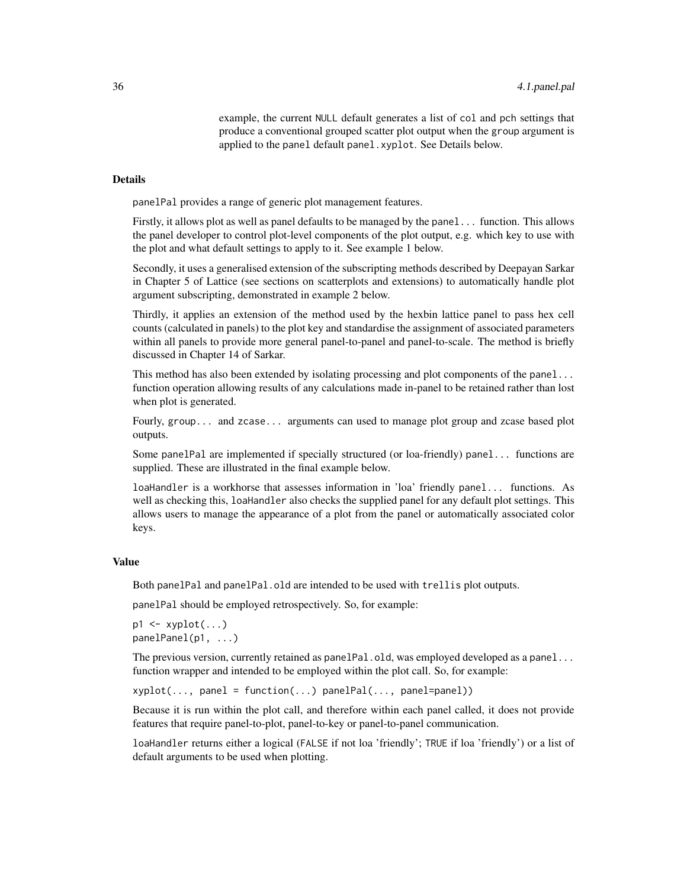example, the current NULL default generates a list of col and pch settings that produce a conventional grouped scatter plot output when the group argument is applied to the panel default panel.xyplot. See Details below.

### Details

panelPal provides a range of generic plot management features.

Firstly, it allows plot as well as panel defaults to be managed by the panel... function. This allows the panel developer to control plot-level components of the plot output, e.g. which key to use with the plot and what default settings to apply to it. See example 1 below.

Secondly, it uses a generalised extension of the subscripting methods described by Deepayan Sarkar in Chapter 5 of Lattice (see sections on scatterplots and extensions) to automatically handle plot argument subscripting, demonstrated in example 2 below.

Thirdly, it applies an extension of the method used by the hexbin lattice panel to pass hex cell counts (calculated in panels) to the plot key and standardise the assignment of associated parameters within all panels to provide more general panel-to-panel and panel-to-scale. The method is briefly discussed in Chapter 14 of Sarkar.

This method has also been extended by isolating processing and plot components of the panel... function operation allowing results of any calculations made in-panel to be retained rather than lost when plot is generated.

Fourly, group... and zcase... arguments can used to manage plot group and zcase based plot outputs.

Some panelPal are implemented if specially structured (or loa-friendly) panel... functions are supplied. These are illustrated in the final example below.

loaHandler is a workhorse that assesses information in 'loa' friendly panel... functions. As well as checking this, loaHandler also checks the supplied panel for any default plot settings. This allows users to manage the appearance of a plot from the panel or automatically associated color keys.

### Value

Both panelPal and panelPal.old are intended to be used with trellis plot outputs.

panelPal should be employed retrospectively. So, for example:

```
p1 <- xyplot(...)
panelPanel(p1, ...)
```

The previous version, currently retained as panelPal.old, was employed developed as a panel... function wrapper and intended to be employed within the plot call. So, for example:

```
xyplot(..., panel = function(...) panelPal(..., panel=panel))
```

Because it is run within the plot call, and therefore within each panel called, it does not provide features that require panel-to-plot, panel-to-key or panel-to-panel communication.

loaHandler returns either a logical (FALSE if not loa 'friendly'; TRUE if loa 'friendly') or a list of default arguments to be used when plotting.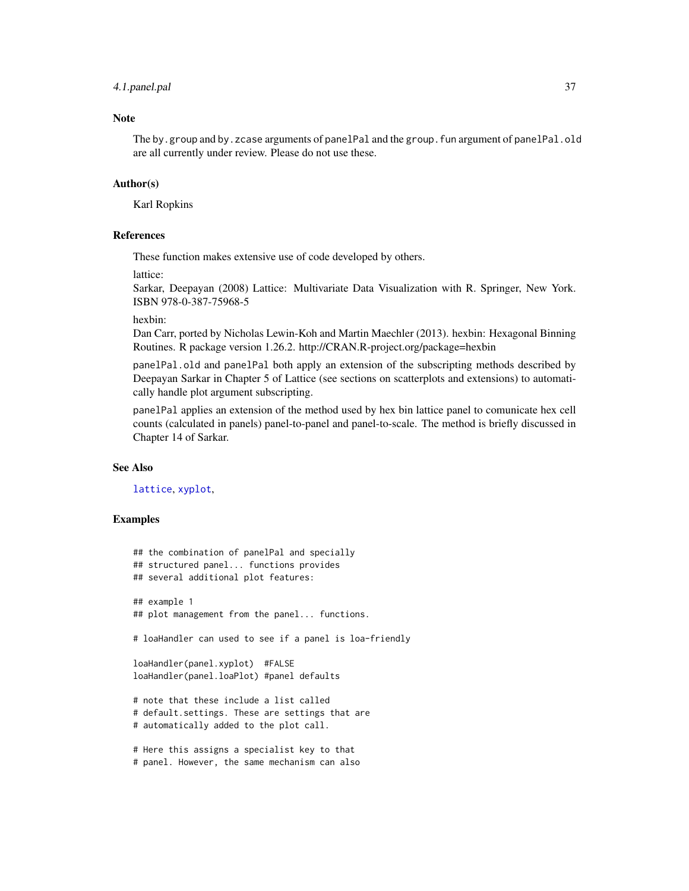## Note

The `by.group` and `by.zcase` arguments of `panelPal` and the `group.fun` argument of `panelPal.old` are all currently under review. Please do not use these.

## Author(s)

Karl Ropkins

## References

These function makes extensive use of code developed by others.

lattice:
Sarkar, Deepayan (2008) Lattice: Multivariate Data Visualization with R. Springer, New York. ISBN 978-0-387-75968-5

hexbin:
Dan Carr, ported by Nicholas Lewin-Koh and Martin Maechler (2013). hexbin: Hexagonal Binning Routines. R package version 1.26.2. http://CRAN.R-project.org/package=hexbin

`panelPal.old` and `panelPal` both apply an extension of the subscripting methods described by Deepayan Sarkar in Chapter 5 of Lattice (see sections on scatterplots and extensions) to automatically handle plot argument subscripting.

`panelPal` applies an extension of the method used by hex bin lattice panel to comunicate hex cell counts (calculated in panels) panel-to-panel and panel-to-scale. The method is briefly discussed in Chapter 14 of Sarkar.

## See Also

`lattice`, `xyplot`,

## Examples

```
## the combination of panelPal and specially
## structured panel... functions provides
## several additional plot features:

## example 1
## plot management from the panel... functions.

# loaHandler can used to see if a panel is loa-friendly

loaHandler(panel.xyplot)  #FALSE
loaHandler(panel.loaPlot) #panel defaults

# note that these include a list called
# default.settings. These are settings that are
# automatically added to the plot call.

# Here this assigns a specialist key to that
# panel. However, the same mechanism can also
```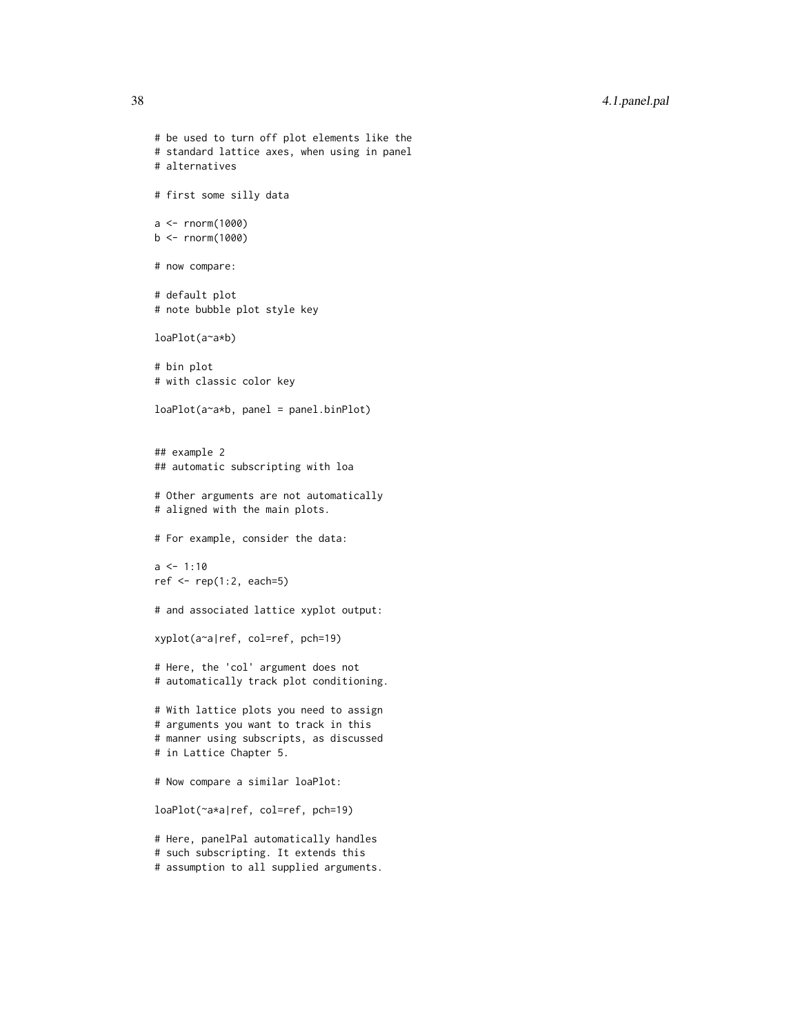```
# be used to turn off plot elements like the
# standard lattice axes, when using in panel
# alternatives

# first some silly data

a <- rnorm(1000)
b <- rnorm(1000)

# now compare:

# default plot
# note bubble plot style key

loaPlot(a~a*b)

# bin plot
# with classic color key

loaPlot(a~a*b, panel = panel.binPlot)


## example 2
## automatic subscripting with loa

# Other arguments are not automatically
# aligned with the main plots.

# For example, consider the data:

a <- 1:10
ref <- rep(1:2, each=5)

# and associated lattice xyplot output:

xyplot(a~a|ref, col=ref, pch=19)

# Here, the 'col' argument does not
# automatically track plot conditioning.

# With lattice plots you need to assign
# arguments you want to track in this
# manner using subscripts, as discussed
# in Lattice Chapter 5.

# Now compare a similar loaPlot:

loaPlot(~a*a|ref, col=ref, pch=19)

# Here, panelPal automatically handles
# such subscripting. It extends this
# assumption to all supplied arguments.
```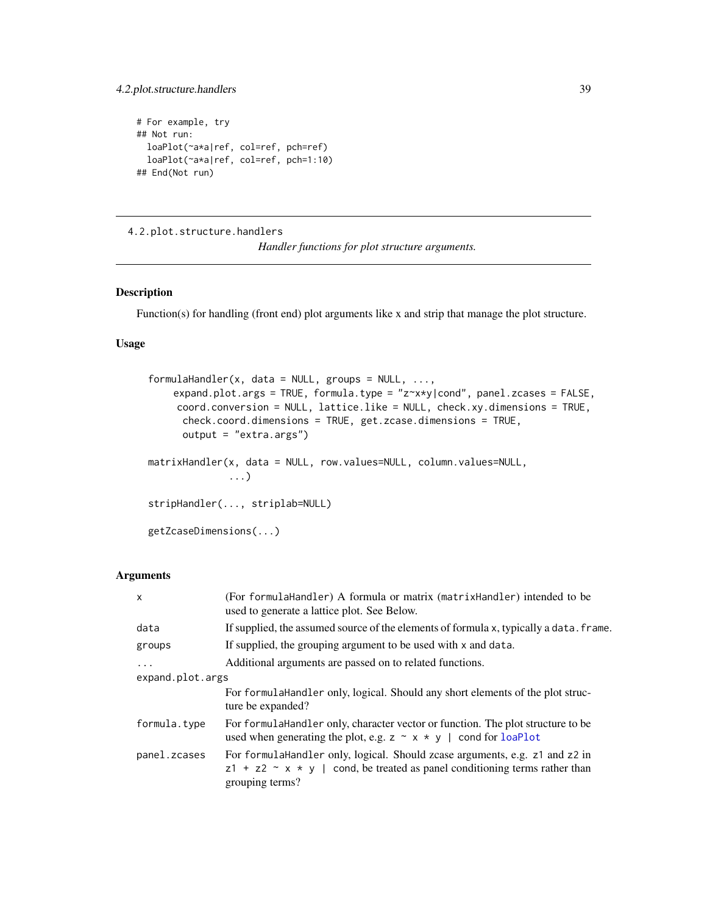```
# For example, try
## Not run:
  loaPlot(~a*a|ref, col=ref, pch=ref)
  loaPlot(~a*a|ref, col=ref, pch=1:10)
## End(Not run)
```

---

## 4.2.plot.structure.handlers

*Handler functions for plot structure arguments.*

---

### Description

Function(s) for handling (front end) plot arguments like x and strip that manage the plot structure.

### Usage

```
formulaHandler(x, data = NULL, groups = NULL, ...,
     expand.plot.args = TRUE, formula.type = "z~x*y|cond", panel.zcases = FALSE,
      coord.conversion = NULL, lattice.like = NULL, check.xy.dimensions = TRUE,
       check.coord.dimensions = TRUE, get.zcase.dimensions = TRUE,
       output = "extra.args")

matrixHandler(x, data = NULL, row.values=NULL, column.values=NULL,
              ...)

stripHandler(..., striplab=NULL)

getZcaseDimensions(...)
```

### Arguments

| | |
|---|---|
| `x` | (For `formulaHandler`) A formula or matrix (`matrixHandler`) intended to be used to generate a lattice plot. See Below. |
| `data` | If supplied, the assumed source of the elements of formula `x`, typically a `data.frame`. |
| `groups` | If supplied, the grouping argument to be used with `x` and `data`. |
| `...` | Additional arguments are passed on to related functions. |
| `expand.plot.args` | For `formulaHandler` only, logical. Should any short elements of the plot structure be expanded? |
| `formula.type` | For `formulaHandler` only, character vector or function. The plot structure to be used when generating the plot, e.g. `z ~ x * y | cond` for `loaPlot` |
| `panel.zcases` | For `formulaHandler` only, logical. Should zcase arguments, e.g. `z1` and `z2` in `z1 + z2 ~ x * y | cond`, be treated as panel conditioning terms rather than grouping terms? |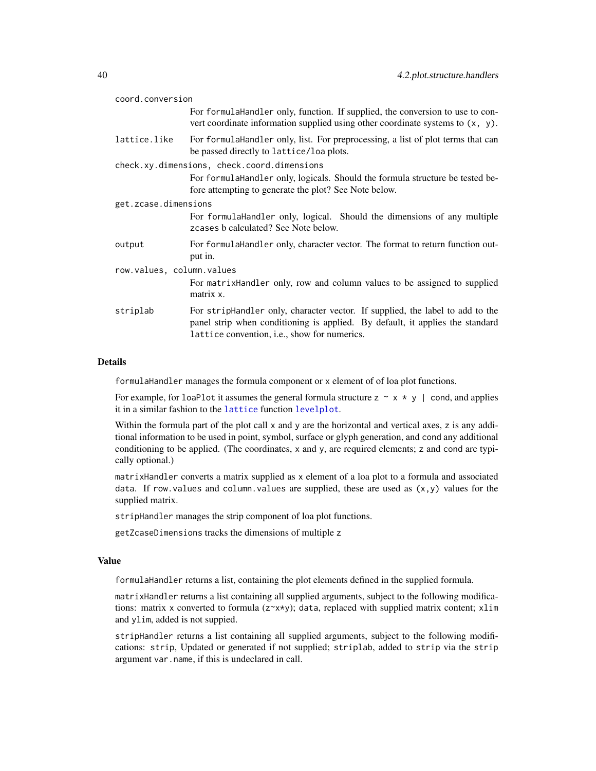`coord.conversion`
: For `formulaHandler` only, function. If supplied, the conversion to use to convert coordinate information supplied using other coordinate systems to `(x, y)`.

`lattice.like`
: For `formulaHandler` only, list. For preprocessing, a list of plot terms that can be passed directly to `lattice/loa` plots.

`check.xy.dimensions, check.coord.dimensions`
: For `formulaHandler` only, logicals. Should the formula structure be tested before attempting to generate the plot? See Note below.

`get.zcase.dimensions`
: For `formulaHandler` only, logical. Should the dimensions of any multiple `zcases` b calculated? See Note below.

`output`
: For `formulaHandler` only, character vector. The format to return function output in.

`row.values, column.values`
: For `matrixHandler` only, row and column values to be assigned to supplied matrix `x`.

`striplab`
: For `stripHandler` only, character vector. If supplied, the label to add to the panel strip when conditioning is applied. By default, it applies the standard `lattice` convention, i.e., show for numerics.

## Details

`formulaHandler` manages the formula component or `x` element of of loa plot functions.

For example, for `loaPlot` it assumes the general formula structure `z ~ x * y | cond`, and applies it in a similar fashion to the `lattice` function `levelplot`.

Within the formula part of the plot call `x` and `y` are the horizontal and vertical axes, `z` is any additional information to be used in point, symbol, surface or glyph generation, and `cond` any additional conditioning to be applied. (The coordinates, `x` and `y`, are required elements; `z` and `cond` are typically optional.)

`matrixHandler` converts a matrix supplied as `x` element of a loa plot to a formula and associated `data`. If `row.values` and `column.values` are supplied, these are used as `(x,y)` values for the supplied matrix.

`stripHandler` manages the strip component of loa plot functions.

`getZcaseDimensions` tracks the dimensions of multiple `z`

## Value

`formulaHandler` returns a list, containing the plot elements defined in the supplied formula.

`matrixHandler` returns a list containing all supplied arguments, subject to the following modifications: matrix `x` converted to formula (`z~x*y`); `data`, replaced with supplied matrix content; `xlim` and `ylim`, added is not suppied.

`stripHandler` returns a list containing all supplied arguments, subject to the following modifications: `strip`, Updated or generated if not supplied; `striplab`, added to `strip` via the `strip` argument `var.name`, if this is undeclared in call.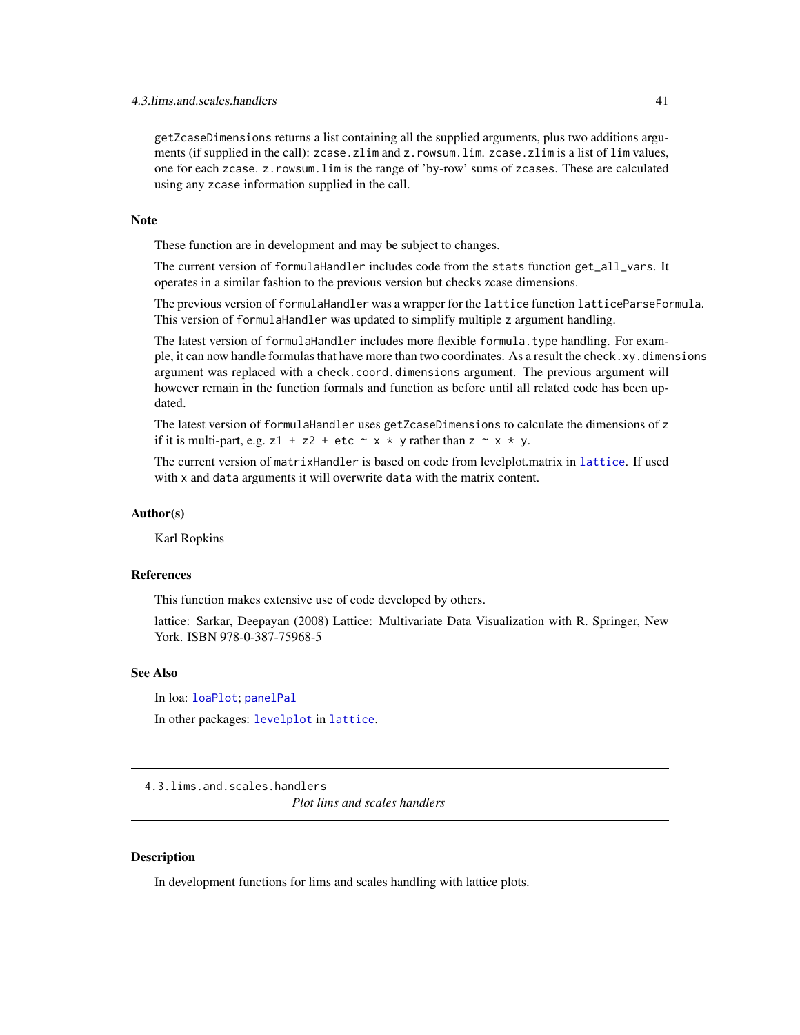`getZcaseDimensions` returns a list containing all the supplied arguments, plus two additions arguments (if supplied in the call): `zcase.zlim` and `z.rowsum.lim`. `zcase.zlim` is a list of `lim` values, one for each `zcase`. `z.rowsum.lim` is the range of 'by-row' sums of `zcases`. These are calculated using any `zcase` information supplied in the call.

### Note

These function are in development and may be subject to changes.

The current version of `formulaHandler` includes code from the `stats` function `get_all_vars`. It operates in a similar fashion to the previous version but checks zcase dimensions.

The previous version of `formulaHandler` was a wrapper for the `lattice` function `latticeParseFormula`. This version of `formulaHandler` was updated to simplify multiple z argument handling.

The latest version of `formulaHandler` includes more flexible `formula.type` handling. For example, it can now handle formulas that have more than two coordinates. As a result the `check.xy.dimensions` argument was replaced with a `check.coord.dimensions` argument. The previous argument will however remain in the function formals and function as before until all related code has been updated.

The latest version of `formulaHandler` uses `getZcaseDimensions` to calculate the dimensions of `z` if it is multi-part, e.g. `z1 + z2 + etc ~ x * y` rather than `z ~ x * y`.

The current version of `matrixHandler` is based on code from levelplot.matrix in `lattice`. If used with `x` and `data` arguments it will overwrite `data` with the matrix content.

### Author(s)

Karl Ropkins

### References

This function makes extensive use of code developed by others.

lattice: Sarkar, Deepayan (2008) Lattice: Multivariate Data Visualization with R. Springer, New York. ISBN 978-0-387-75968-5

### See Also

In loa: `loaPlot`; `panelPal`

In other packages: `levelplot` in `lattice`.

---

## 4.3.lims.and.scales.handlers — *Plot lims and scales handlers*

### Description

In development functions for lims and scales handling with lattice plots.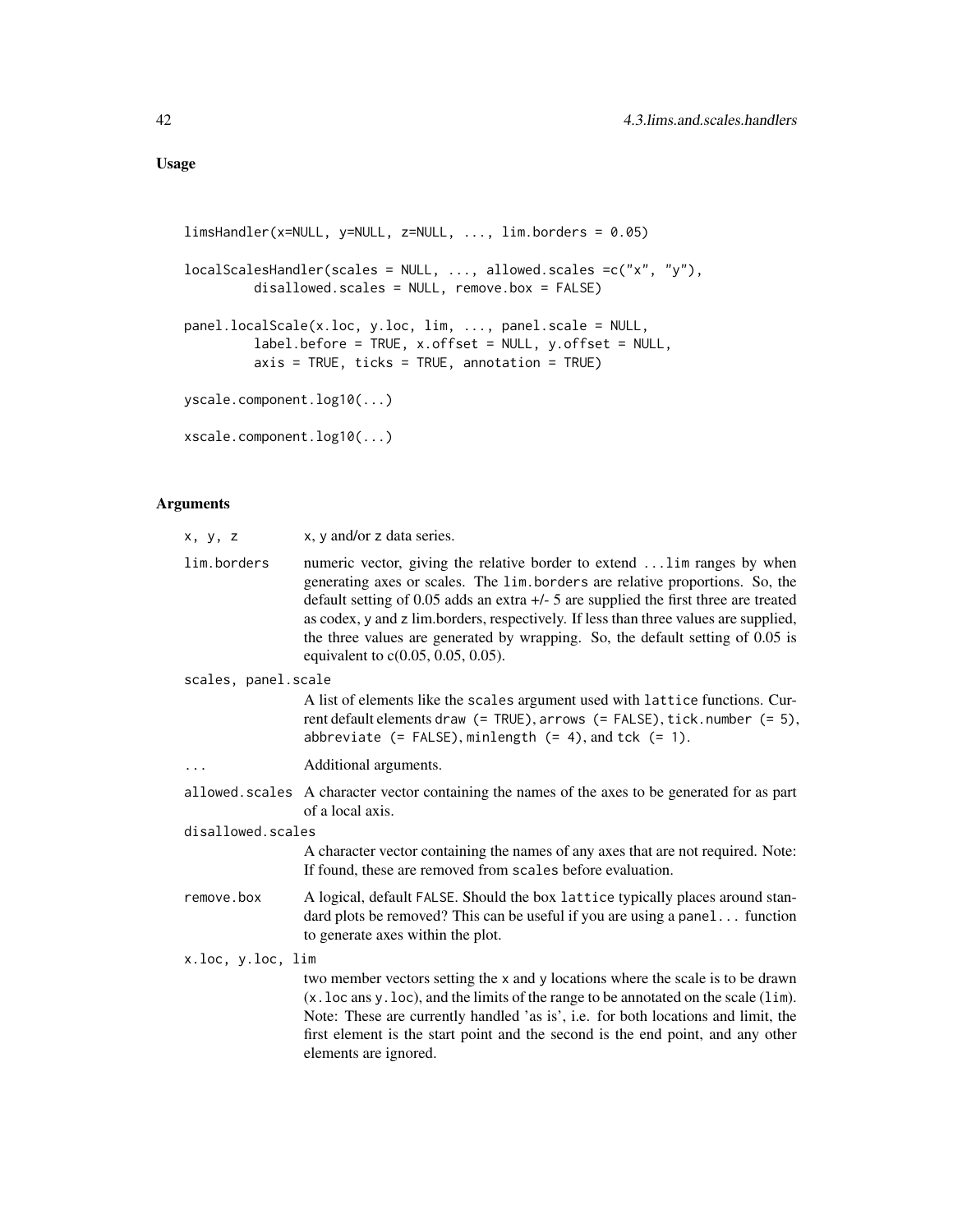## Usage

```
limsHandler(x=NULL, y=NULL, z=NULL, ..., lim.borders = 0.05)

localScalesHandler(scales = NULL, ..., allowed.scales =c("x", "y"),
         disallowed.scales = NULL, remove.box = FALSE)

panel.localScale(x.loc, y.loc, lim, ..., panel.scale = NULL,
         label.before = TRUE, x.offset = NULL, y.offset = NULL,
         axis = TRUE, ticks = TRUE, annotation = TRUE)

yscale.component.log10(...)

xscale.component.log10(...)
```

## Arguments

`x, y, z` x, y and/or z data series.

`lim.borders` numeric vector, giving the relative border to extend ...lim ranges by when generating axes or scales. The lim.borders are relative proportions. So, the default setting of 0.05 adds an extra +/- 5 are supplied the first three are treated as codex, y and z lim.borders, respectively. If less than three values are supplied, the three values are generated by wrapping. So, the default setting of 0.05 is equivalent to c(0.05, 0.05, 0.05).

`scales, panel.scale` A list of elements like the scales argument used with lattice functions. Current default elements draw (= TRUE), arrows (= FALSE), tick.number (= 5), abbreviate (= FALSE), minlength (= 4), and tck (= 1).

`...` Additional arguments.

`allowed.scales` A character vector containing the names of the axes to be generated for as part of a local axis.

`disallowed.scales` A character vector containing the names of any axes that are not required. Note: If found, these are removed from scales before evaluation.

`remove.box` A logical, default FALSE. Should the box lattice typically places around standard plots be removed? This can be useful if you are using a panel... function to generate axes within the plot.

`x.loc, y.loc, lim` two member vectors setting the x and y locations where the scale is to be drawn (x.loc ans y.loc), and the limits of the range to be annotated on the scale (lim). Note: These are currently handled 'as is', i.e. for both locations and limit, the first element is the start point and the second is the end point, and any other elements are ignored.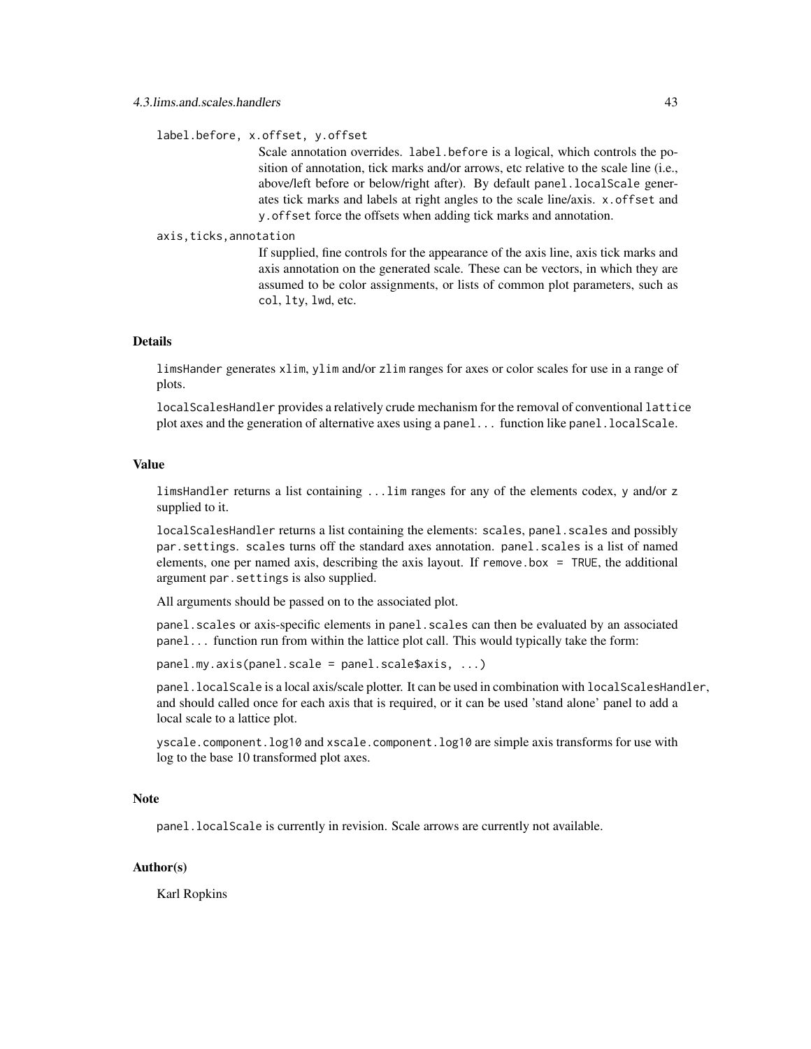label.before, x.offset, y.offset

Scale annotation overrides. label.before is a logical, which controls the position of annotation, tick marks and/or arrows, etc relative to the scale line (i.e., above/left before or below/right after). By default panel.localScale generates tick marks and labels at right angles to the scale line/axis. x.offset and y.offset force the offsets when adding tick marks and annotation.

axis,ticks,annotation

If supplied, fine controls for the appearance of the axis line, axis tick marks and axis annotation on the generated scale. These can be vectors, in which they are assumed to be color assignments, or lists of common plot parameters, such as col, lty, lwd, etc.

### Details

limsHander generates xlim, ylim and/or zlim ranges for axes or color scales for use in a range of plots.

localScalesHandler provides a relatively crude mechanism for the removal of conventional lattice plot axes and the generation of alternative axes using a panel... function like panel.localScale.

### Value

limsHandler returns a list containing ...lim ranges for any of the elements codex, y and/or z supplied to it.

localScalesHandler returns a list containing the elements: scales, panel.scales and possibly par.settings. scales turns off the standard axes annotation. panel.scales is a list of named elements, one per named axis, describing the axis layout. If remove.box = TRUE, the additional argument par.settings is also supplied.

All arguments should be passed on to the associated plot.

panel.scales or axis-specific elements in panel.scales can then be evaluated by an associated panel... function run from within the lattice plot call. This would typically take the form:

```
panel.my.axis(panel.scale = panel.scale$axis, ...)
```

panel.localScale is a local axis/scale plotter. It can be used in combination with localScalesHandler, and should called once for each axis that is required, or it can be used 'stand alone' panel to add a local scale to a lattice plot.

yscale.component.log10 and xscale.component.log10 are simple axis transforms for use with log to the base 10 transformed plot axes.

### Note

panel.localScale is currently in revision. Scale arrows are currently not available.

### Author(s)

Karl Ropkins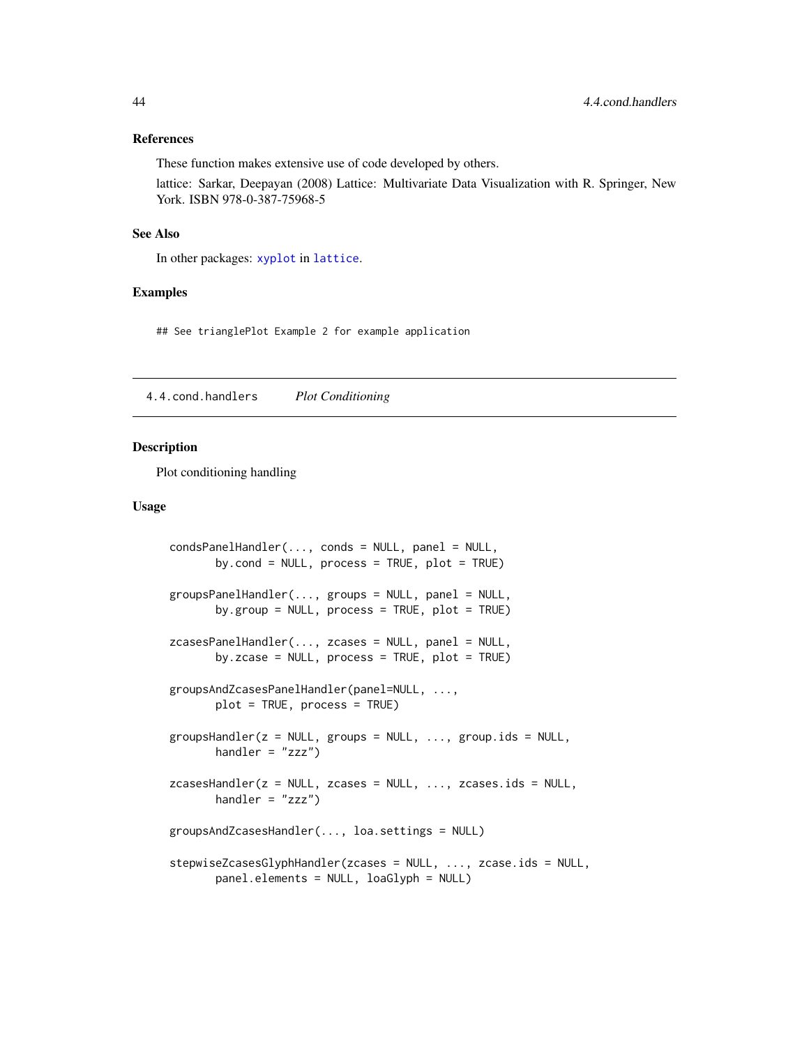### References

These function makes extensive use of code developed by others.

lattice: Sarkar, Deepayan (2008) Lattice: Multivariate Data Visualization with R. Springer, New York. ISBN 978-0-387-75968-5

### See Also

In other packages: `xyplot` in `lattice`.

### Examples

```
## See trianglePlot Example 2 for example application
```

---

## 4.4.cond.handlers    *Plot Conditioning*

---

### Description

Plot conditioning handling

### Usage

```
condsPanelHandler(..., conds = NULL, panel = NULL,
       by.cond = NULL, process = TRUE, plot = TRUE)

groupsPanelHandler(..., groups = NULL, panel = NULL,
       by.group = NULL, process = TRUE, plot = TRUE)

zcasesPanelHandler(..., zcases = NULL, panel = NULL,
       by.zcase = NULL, process = TRUE, plot = TRUE)

groupsAndZcasesPanelHandler(panel=NULL, ...,
       plot = TRUE, process = TRUE)

groupsHandler(z = NULL, groups = NULL, ..., group.ids = NULL,
       handler = "zzz")

zcasesHandler(z = NULL, zcases = NULL, ..., zcases.ids = NULL,
       handler = "zzz")

groupsAndZcasesHandler(..., loa.settings = NULL)

stepwiseZcasesGlyphHandler(zcases = NULL, ..., zcase.ids = NULL,
       panel.elements = NULL, loaGlyph = NULL)
```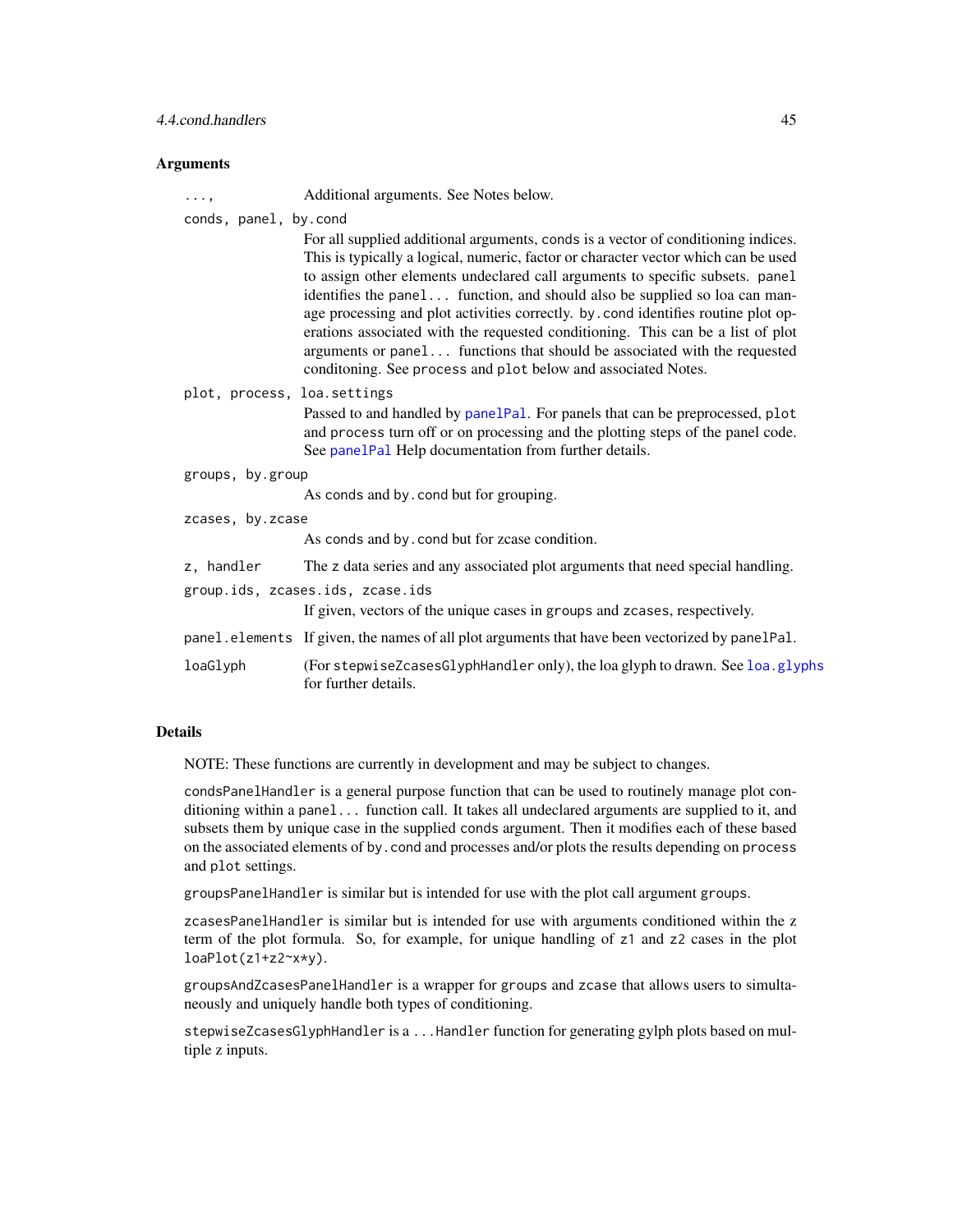### Arguments

`...,`
: Additional arguments. See Notes below.

`conds, panel, by.cond`
: For all supplied additional arguments, `conds` is a vector of conditioning indices. This is typically a logical, numeric, factor or character vector which can be used to assign other elements undeclared call arguments to specific subsets. `panel` identifies the `panel...` function, and should also be supplied so loa can manage processing and plot activities correctly. `by.cond` identifies routine plot operations associated with the requested conditioning. This can be a list of plot arguments or `panel...` functions that should be associated with the requested conditoning. See `process` and `plot` below and associated Notes.

`plot, process, loa.settings`
: Passed to and handled by `panelPal`. For panels that can be preprocessed, `plot` and `process` turn off or on processing and the plotting steps of the panel code. See `panelPal` Help documentation from further details.

`groups, by.group`
: As `conds` and `by.cond` but for grouping.

`zcases, by.zcase`
: As `conds` and `by.cond` but for zcase condition.

`z, handler`
: The `z` data series and any associated plot arguments that need special handling.

`group.ids, zcases.ids, zcase.ids`
: If given, vectors of the unique cases in `groups` and `zcases`, respectively.

`panel.elements`
: If given, the names of all plot arguments that have been vectorized by `panelPal`.

`loaGlyph`
: (For `stepwiseZcasesGlyphHandler` only), the loa glyph to drawn. See `loa.glyphs` for further details.

### Details

NOTE: These functions are currently in development and may be subject to changes.

`condsPanelHandler` is a general purpose function that can be used to routinely manage plot conditioning within a `panel...` function call. It takes all undeclared arguments are supplied to it, and subsets them by unique case in the supplied `conds` argument. Then it modifies each of these based on the associated elements of `by.cond` and processes and/or plots the results depending on `process` and `plot` settings.

`groupsPanelHandler` is similar but is intended for use with the plot call argument `groups`.

`zcasesPanelHandler` is similar but is intended for use with arguments conditioned within the z term of the plot formula. So, for example, for unique handling of `z1` and `z2` cases in the plot `loaPlot(z1+z2~x*y)`.

`groupsAndZcasesPanelHandler` is a wrapper for `groups` and `zcase` that allows users to simultaneously and uniquely handle both types of conditioning.

`stepwiseZcasesGlyphHandler` is a `...Handler` function for generating gylph plots based on multiple z inputs.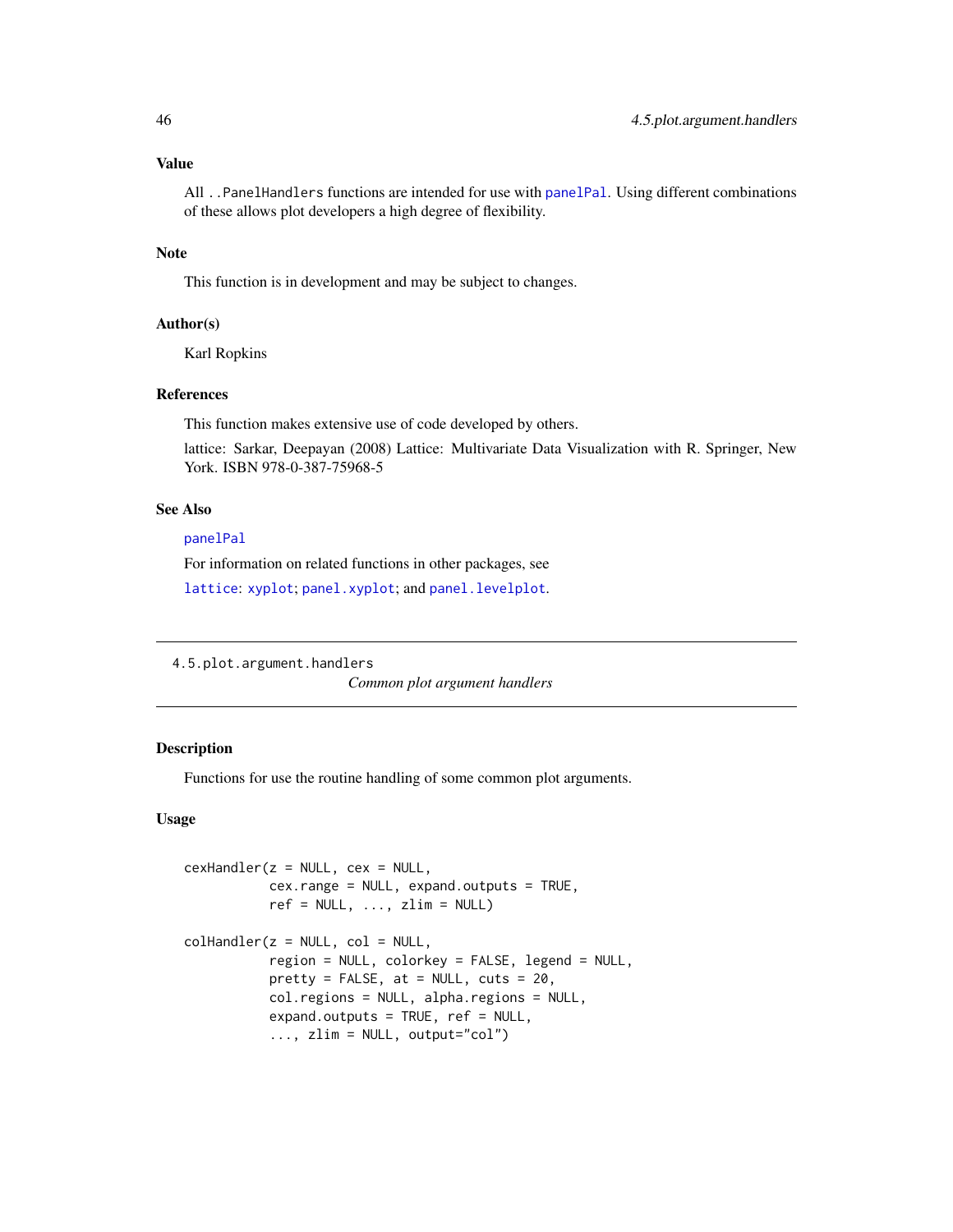## Value

All `..PanelHandlers` functions are intended for use with `panelPal`. Using different combinations of these allows plot developers a high degree of flexibility.

## Note

This function is in development and may be subject to changes.

## Author(s)

Karl Ropkins

## References

This function makes extensive use of code developed by others.

lattice: Sarkar, Deepayan (2008) Lattice: Multivariate Data Visualization with R. Springer, New York. ISBN 978-0-387-75968-5

## See Also

`panelPal`

For information on related functions in other packages, see

`lattice`: `xyplot`; `panel.xyplot`; and `panel.levelplot`.

---

# 4.5.plot.argument.handlers — *Common plot argument handlers*

---

## Description

Functions for use the routine handling of some common plot arguments.

## Usage

```
cexHandler(z = NULL, cex = NULL,
           cex.range = NULL, expand.outputs = TRUE,
           ref = NULL, ..., zlim = NULL)

colHandler(z = NULL, col = NULL,
           region = NULL, colorkey = FALSE, legend = NULL,
           pretty = FALSE, at = NULL, cuts = 20,
           col.regions = NULL, alpha.regions = NULL,
           expand.outputs = TRUE, ref = NULL,
           ..., zlim = NULL, output="col")
```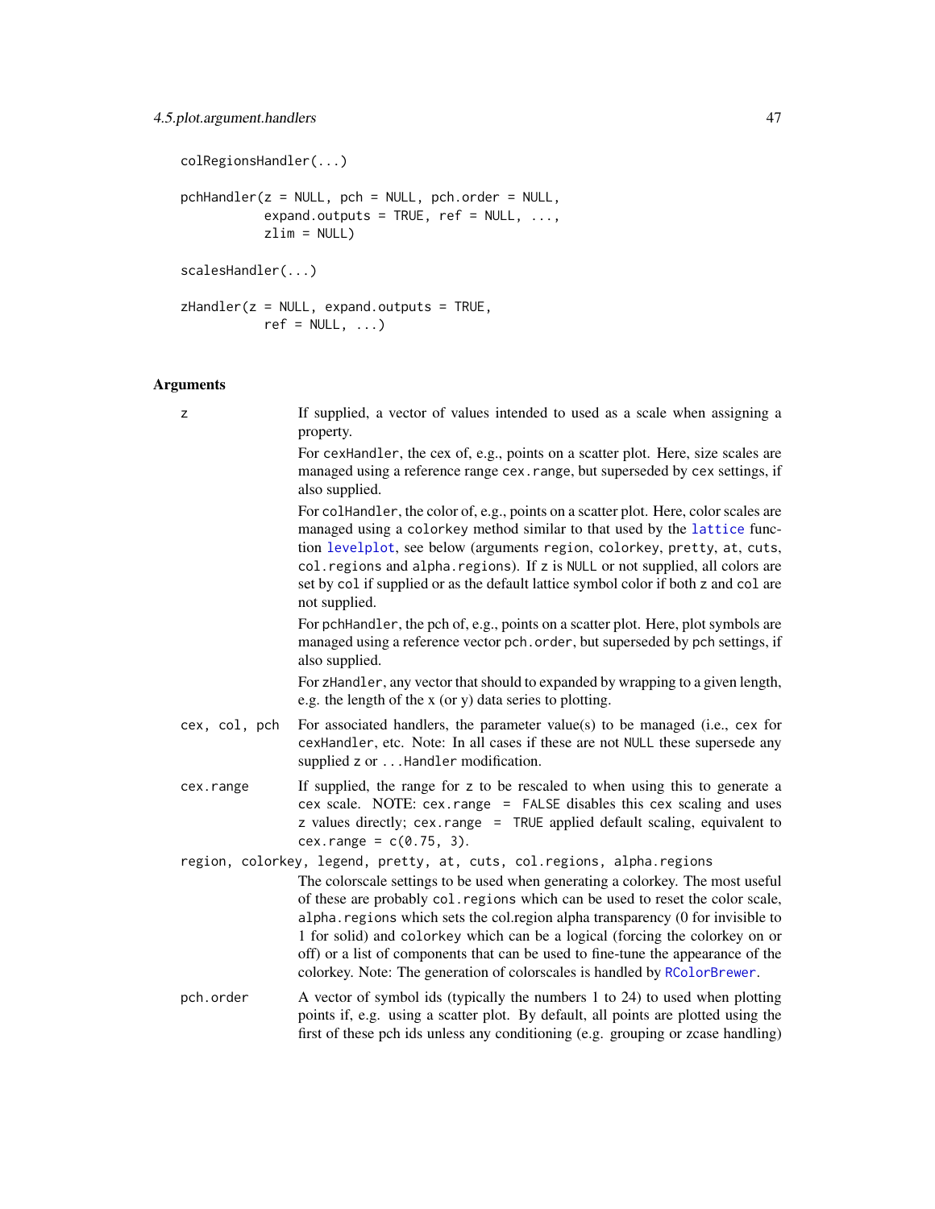```
colRegionsHandler(...)

pchHandler(z = NULL, pch = NULL, pch.order = NULL,
           expand.outputs = TRUE, ref = NULL, ...,
           zlim = NULL)

scalesHandler(...)

zHandler(z = NULL, expand.outputs = TRUE,
           ref = NULL, ...)
```

## Arguments

**z**
If supplied, a vector of values intended to used as a scale when assigning a property.

For `cexHandler`, the cex of, e.g., points on a scatter plot. Here, size scales are managed using a reference range `cex.range`, but superseded by `cex` settings, if also supplied.

For `colHandler`, the color of, e.g., points on a scatter plot. Here, color scales are managed using a `colorkey` method similar to that used by the lattice function levelplot, see below (arguments `region`, `colorkey`, `pretty`, `at`, `cuts`, `col.regions` and `alpha.regions`). If `z` is `NULL` or not supplied, all colors are set by `col` if supplied or as the default lattice symbol color if both `z` and `col` are not supplied.

For `pchHandler`, the pch of, e.g., points on a scatter plot. Here, plot symbols are managed using a reference vector `pch.order`, but superseded by `pch` settings, if also supplied.

For `zHandler`, any vector that should to expanded by wrapping to a given length, e.g. the length of the x (or y) data series to plotting.

**cex, col, pch**
For associated handlers, the parameter value(s) to be managed (i.e., `cex` for `cexHandler`, etc. Note: In all cases if these are not `NULL` these supersede any supplied `z` or `...Handler` modification.

**cex.range**
If supplied, the range for `z` to be rescaled to when using this to generate a cex scale. NOTE: `cex.range = FALSE` disables this cex scaling and uses `z` values directly; `cex.range = TRUE` applied default scaling, equivalent to `cex.range = c(0.75, 3)`.

**region, colorkey, legend, pretty, at, cuts, col.regions, alpha.regions**
The colorscale settings to be used when generating a colorkey. The most useful of these are probably `col.regions` which can be used to reset the color scale, `alpha.regions` which sets the col.region alpha transparency (0 for invisible to 1 for solid) and `colorkey` which can be a logical (forcing the colorkey on or off) or a list of components that can be used to fine-tune the appearance of the colorkey. Note: The generation of colorscales is handled by RColorBrewer.

**pch.order**
A vector of symbol ids (typically the numbers 1 to 24) to used when plotting points if, e.g. using a scatter plot. By default, all points are plotted using the first of these pch ids unless any conditioning (e.g. grouping or zcase handling)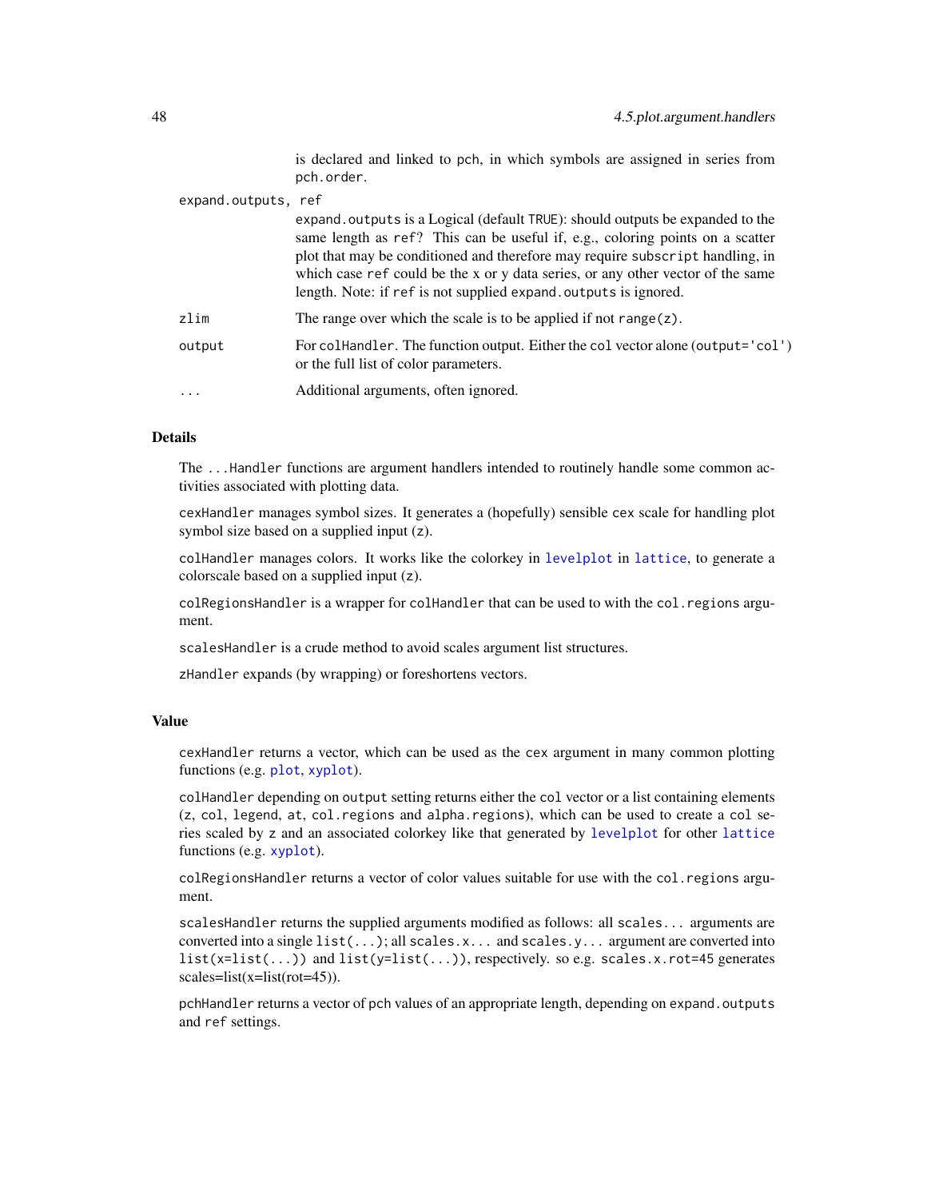is declared and linked to `pch`, in which symbols are assigned in series from `pch.order`.

`expand.outputs, ref`
: `expand.outputs` is a Logical (default `TRUE`): should outputs be expanded to the same length as `ref`? This can be useful if, e.g., coloring points on a scatter plot that may be conditioned and therefore may require `subscript` handling, in which case `ref` could be the `x` or `y` data series, or any other vector of the same length. Note: if `ref` is not supplied `expand.outputs` is ignored.

`zlim`
: The range over which the scale is to be applied if not `range(z)`.

`output`
: For `colHandler`. The function output. Either the `col` vector alone (`output='col'`) or the full list of color parameters.

`...`
: Additional arguments, often ignored.

## Details

The `...Handler` functions are argument handlers intended to routinely handle some common activities associated with plotting data.

`cexHandler` manages symbol sizes. It generates a (hopefully) sensible `cex` scale for handling plot symbol size based on a supplied input (`z`).

`colHandler` manages colors. It works like the colorkey in `levelplot` in `lattice`, to generate a colorscale based on a supplied input (`z`).

`colRegionsHandler` is a wrapper for `colHandler` that can be used to with the `col.regions` argument.

`scalesHandler` is a crude method to avoid scales argument list structures.

`zHandler` expands (by wrapping) or foreshortens vectors.

## Value

`cexHandler` returns a vector, which can be used as the `cex` argument in many common plotting functions (e.g. `plot`, `xyplot`).

`colHandler` depending on `output` setting returns either the `col` vector or a list containing elements (`z`, `col`, `legend`, `at`, `col.regions` and `alpha.regions`), which can be used to create a `col` series scaled by `z` and an associated colorkey like that generated by `levelplot` for other `lattice` functions (e.g. `xyplot`).

`colRegionsHandler` returns a vector of color values suitable for use with the `col.regions` argument.

`scalesHandler` returns the supplied arguments modified as follows: all `scales...` arguments are converted into a single `list(...)`; all `scales.x...` and `scales.y...` argument are converted into `list(x=list(...))` and `list(y=list(...))`, respectively. so e.g. `scales.x.rot=45` generates scales=list(x=list(rot=45)).

`pchHandler` returns a vector of `pch` values of an appropriate length, depending on `expand.outputs` and `ref` settings.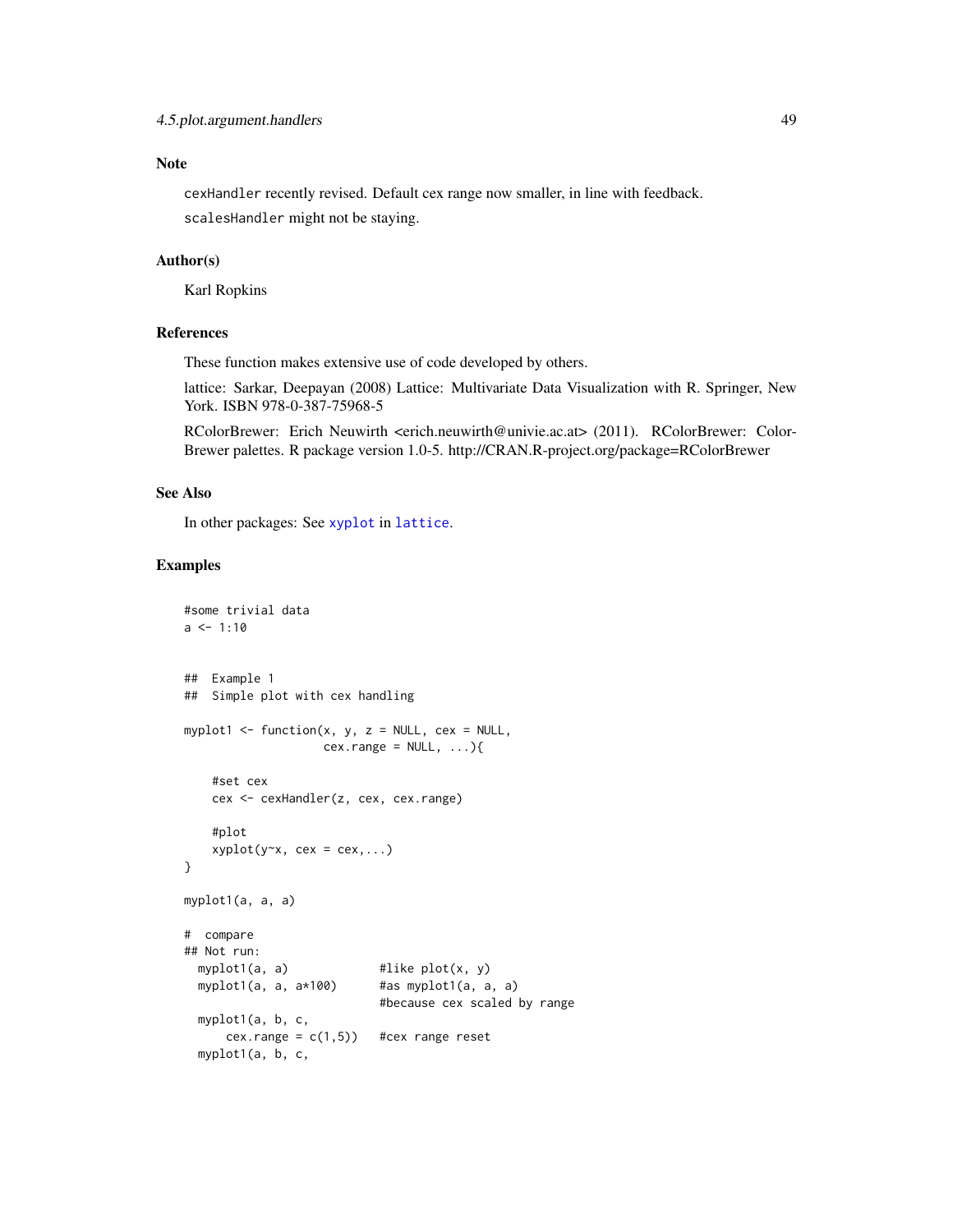## Note

`cexHandler` recently revised. Default cex range now smaller, in line with feedback.

`scalesHandler` might not be staying.

## Author(s)

Karl Ropkins

## References

These function makes extensive use of code developed by others.

lattice: Sarkar, Deepayan (2008) Lattice: Multivariate Data Visualization with R. Springer, New York. ISBN 978-0-387-75968-5

RColorBrewer: Erich Neuwirth <erich.neuwirth@univie.ac.at> (2011). RColorBrewer: ColorBrewer palettes. R package version 1.0-5. http://CRAN.R-project.org/package=RColorBrewer

## See Also

In other packages: See `xyplot` in `lattice`.

## Examples

```
#some trivial data
a <- 1:10


##  Example 1
##  Simple plot with cex handling

myplot1 <- function(x, y, z = NULL, cex = NULL,
                    cex.range = NULL, ...){

    #set cex
    cex <- cexHandler(z, cex, cex.range)

    #plot
    xyplot(y~x, cex = cex,...)
}

myplot1(a, a, a)

#  compare
## Not run:
  myplot1(a, a)            #like plot(x, y)
  myplot1(a, a, a*100)     #as myplot1(a, a, a)
                           #because cex scaled by range
  myplot1(a, b, c,
      cex.range = c(1,5))  #cex range reset
  myplot1(a, b, c,
```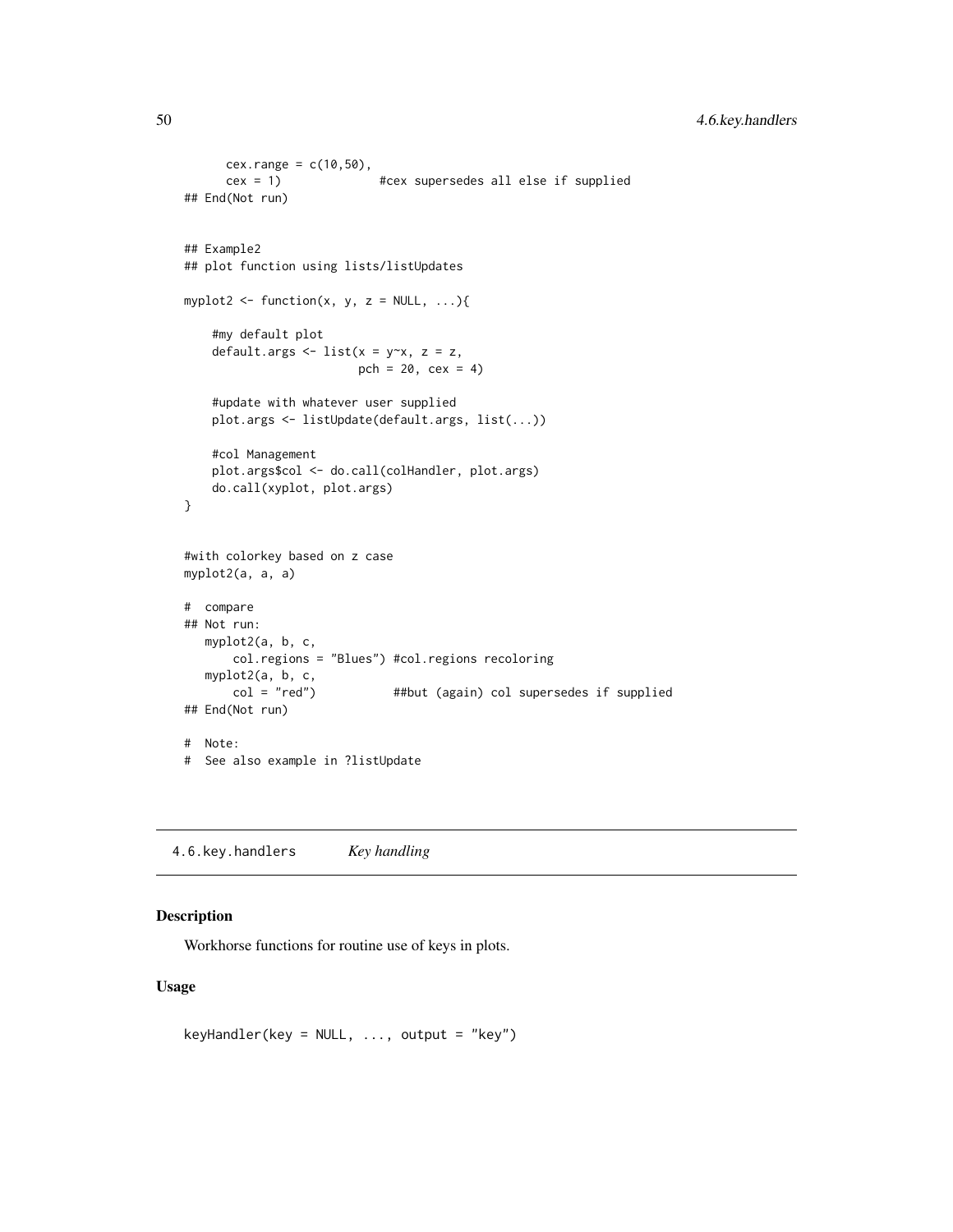```
      cex.range = c(10,50),
      cex = 1)              #cex supersedes all else if supplied
## End(Not run)


## Example2
## plot function using lists/listUpdates

myplot2 <- function(x, y, z = NULL, ...){

    #my default plot
    default.args <- list(x = y~x, z = z,
                         pch = 20, cex = 4)

    #update with whatever user supplied
    plot.args <- listUpdate(default.args, list(...))

    #col Management
    plot.args$col <- do.call(colHandler, plot.args)
    do.call(xyplot, plot.args)
}


#with colorkey based on z case
myplot2(a, a, a)

#  compare
## Not run:
   myplot2(a, b, c,
       col.regions = "Blues") #col.regions recoloring
   myplot2(a, b, c,
       col = "red")           ##but (again) col supersedes if supplied
## End(Not run)

#  Note:
#  See also example in ?listUpdate
```

## 4.6.key.handlers *Key handling*

### Description

Workhorse functions for routine use of keys in plots.

### Usage

```
keyHandler(key = NULL, ..., output = "key")
```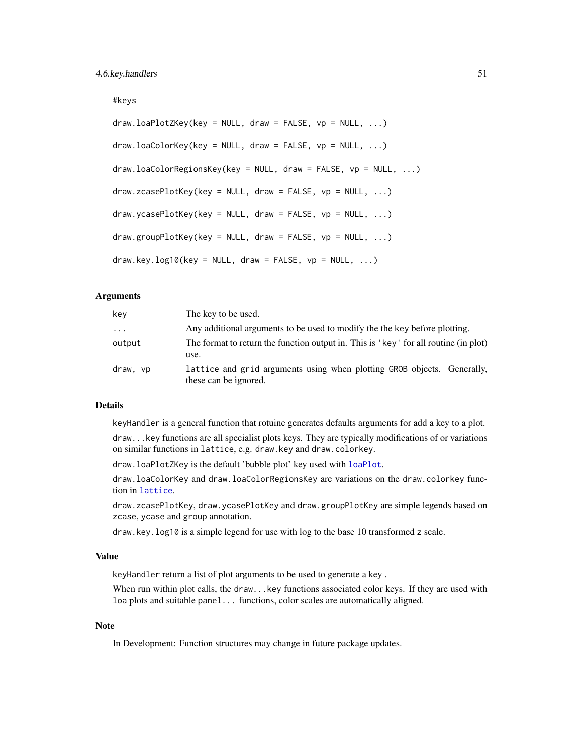```
#keys

draw.loaPlotZKey(key = NULL, draw = FALSE, vp = NULL, ...)

draw.loaColorKey(key = NULL, draw = FALSE, vp = NULL, ...)

draw.loaColorRegionsKey(key = NULL, draw = FALSE, vp = NULL, ...)

draw.zcasePlotKey(key = NULL, draw = FALSE, vp = NULL, ...)

draw.ycasePlotKey(key = NULL, draw = FALSE, vp = NULL, ...)

draw.groupPlotKey(key = NULL, draw = FALSE, vp = NULL, ...)

draw.key.log10(key = NULL, draw = FALSE, vp = NULL, ...)
```

## Arguments

| | |
|---|---|
| `key` | The key to be used. |
| `...` | Any additional arguments to be used to modify the the key before plotting. |
| `output` | The format to return the function output in. This is 'key' for all routine (in plot) use. |
| `draw, vp` | `lattice` and `grid` arguments using when plotting `GROB` objects. Generally, these can be ignored. |

## Details

`keyHandler` is a general function that rotuine generates defaults arguments for add a key to a plot.

`draw...key` functions are all specialist plots keys. They are typically modifications of or variations on similar functions in `lattice`, e.g. `draw.key` and `draw.colorkey`.

`draw.loaPlotZKey` is the default 'bubble plot' key used with `loaPlot`.

`draw.loaColorKey` and `draw.loaColorRegionsKey` are variations on the `draw.colorkey` function in `lattice`.

`draw.zcasePlotKey`, `draw.ycasePlotKey` and `draw.groupPlotKey` are simple legends based on `zcase`, `ycase` and `group` annotation.

`draw.key.log10` is a simple legend for use with log to the base 10 transformed `z` scale.

## Value

`keyHandler` return a list of plot arguments to be used to generate a key .

When run within plot calls, the `draw...key` functions associated color keys. If they are used with `loa` plots and suitable `panel...` functions, color scales are automatically aligned.

## Note

In Development: Function structures may change in future package updates.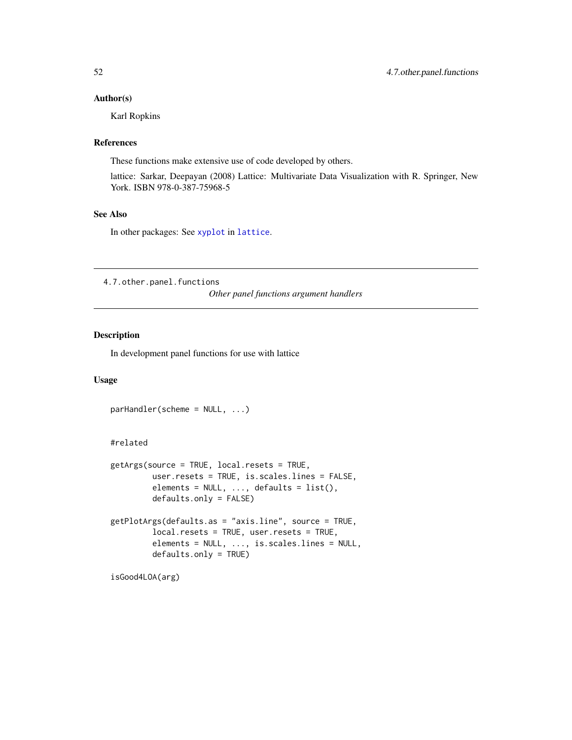### Author(s)

Karl Ropkins

### References

These functions make extensive use of code developed by others.

lattice: Sarkar, Deepayan (2008) Lattice: Multivariate Data Visualization with R. Springer, New York. ISBN 978-0-387-75968-5

### See Also

In other packages: See `xyplot` in `lattice`.

---

## 4.7.other.panel.functions

*Other panel functions argument handlers*

---

### Description

In development panel functions for use with lattice

### Usage

```
parHandler(scheme = NULL, ...)


#related

getArgs(source = TRUE, local.resets = TRUE,
         user.resets = TRUE, is.scales.lines = FALSE,
         elements = NULL, ..., defaults = list(),
         defaults.only = FALSE)

getPlotArgs(defaults.as = "axis.line", source = TRUE,
         local.resets = TRUE, user.resets = TRUE,
         elements = NULL, ..., is.scales.lines = NULL,
         defaults.only = TRUE)

isGood4LOA(arg)
```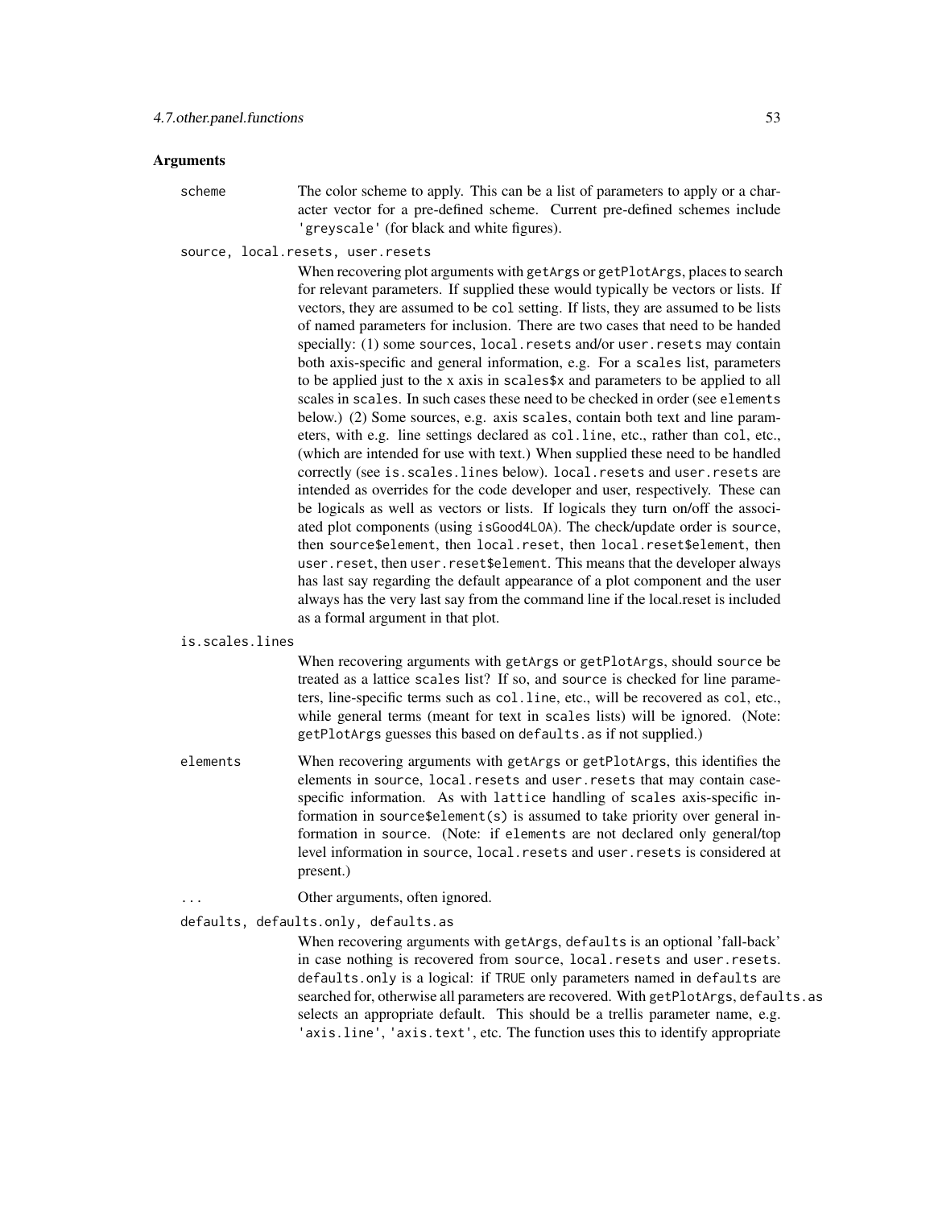### Arguments

**scheme** The color scheme to apply. This can be a list of parameters to apply or a character vector for a pre-defined scheme. Current pre-defined schemes include `'greyscale'` (for black and white figures).

**source, local.resets, user.resets**
When recovering plot arguments with `getArgs` or `getPlotArgs`, places to search for relevant parameters. If supplied these would typically be vectors or lists. If vectors, they are assumed to be `col` setting. If lists, they are assumed to be lists of named parameters for inclusion. There are two cases that need to be handed specially: (1) some `sources`, `local.resets` and/or `user.resets` may contain both axis-specific and general information, e.g. For a `scales` list, parameters to be applied just to the x axis in `scales$x` and parameters to be applied to all scales in `scales`. In such cases these need to be checked in order (see `elements` below.) (2) Some sources, e.g. axis `scales`, contain both text and line parameters, with e.g. line settings declared as `col.line`, etc., rather than `col`, etc., (which are intended for use with text.) When supplied these need to be handled correctly (see `is.scales.lines` below). `local.resets` and `user.resets` are intended as overrides for the code developer and user, respectively. These can be logicals as well as vectors or lists. If logicals they turn on/off the associated plot components (using `isGood4LOA`). The check/update order is `source`, then `source$element`, then `local.reset`, then `local.reset$element`, then `user.reset`, then `user.reset$element`. This means that the developer always has last say regarding the default appearance of a plot component and the user always has the very last say from the command line if the local.reset is included as a formal argument in that plot.

**is.scales.lines**
When recovering arguments with `getArgs` or `getPlotArgs`, should `source` be treated as a lattice `scales` list? If so, and `source` is checked for line parameters, line-specific terms such as `col.line`, etc., will be recovered as `col`, etc., while general terms (meant for text in `scales` lists) will be ignored. (Note: `getPlotArgs` guesses this based on `defaults.as` if not supplied.)

**elements** When recovering arguments with `getArgs` or `getPlotArgs`, this identifies the elements in `source`, `local.resets` and `user.resets` that may contain case-specific information. As with `lattice` handling of `scales` axis-specific information in `source$element(s)` is assumed to take priority over general information in `source`. (Note: if `elements` are not declared only general/top level information in `source`, `local.resets` and `user.resets` is considered at present.)

**...** Other arguments, often ignored.

**defaults, defaults.only, defaults.as**
When recovering arguments with `getArgs`, `defaults` is an optional 'fall-back' in case nothing is recovered from `source`, `local.resets` and `user.resets`. `defaults.only` is a logical: if `TRUE` only parameters named in `defaults` are searched for, otherwise all parameters are recovered. With `getPlotArgs`, `defaults.as` selects an appropriate default. This should be a trellis parameter name, e.g. `'axis.line'`, `'axis.text'`, etc. The function uses this to identify appropriate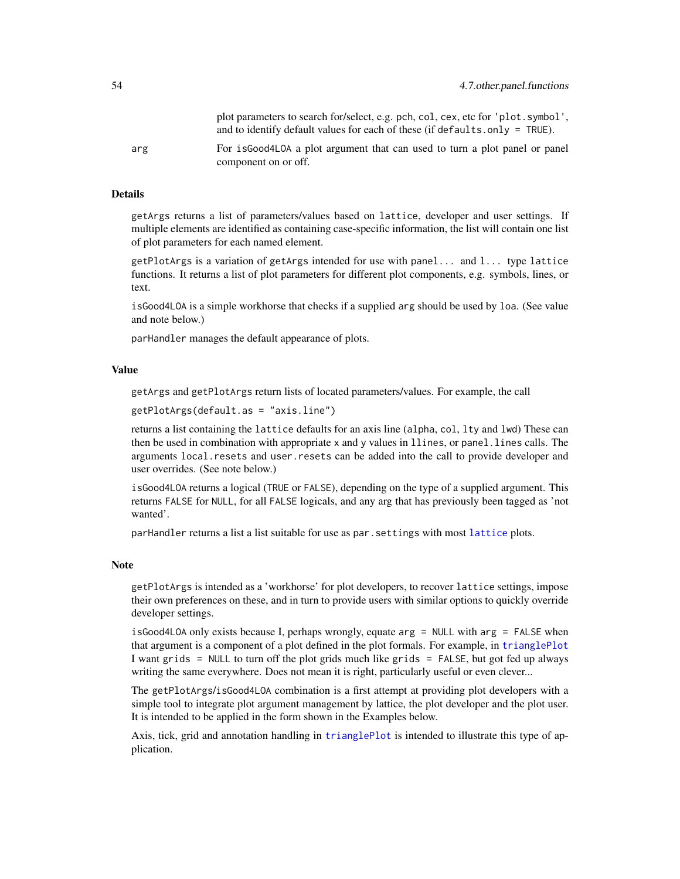plot parameters to search for/select, e.g. pch, col, cex, etc for 'plot.symbol', and to identify default values for each of these (if defaults.only = TRUE).

arg — For isGood4LOA a plot argument that can used to turn a plot panel or panel component on or off.

## Details

getArgs returns a list of parameters/values based on lattice, developer and user settings. If multiple elements are identified as containing case-specific information, the list will contain one list of plot parameters for each named element.

getPlotArgs is a variation of getArgs intended for use with panel... and l... type lattice functions. It returns a list of plot parameters for different plot components, e.g. symbols, lines, or text.

isGood4LOA is a simple workhorse that checks if a supplied arg should be used by loa. (See value and note below.)

parHandler manages the default appearance of plots.

## Value

getArgs and getPlotArgs return lists of located parameters/values. For example, the call

```
getPlotArgs(default.as = "axis.line")
```

returns a list containing the lattice defaults for an axis line (alpha, col, lty and lwd) These can then be used in combination with appropriate x and y values in llines, or panel.lines calls. The arguments local.resets and user.resets can be added into the call to provide developer and user overrides. (See note below.)

isGood4LOA returns a logical (TRUE or FALSE), depending on the type of a supplied argument. This returns FALSE for NULL, for all FALSE logicals, and any arg that has previously been tagged as 'not wanted'.

parHandler returns a list a list suitable for use as par.settings with most lattice plots.

## Note

getPlotArgs is intended as a 'workhorse' for plot developers, to recover lattice settings, impose their own preferences on these, and in turn to provide users with similar options to quickly override developer settings.

isGood4LOA only exists because I, perhaps wrongly, equate arg = NULL with arg = FALSE when that argument is a component of a plot defined in the plot formals. For example, in trianglePlot I want grids = NULL to turn off the plot grids much like grids = FALSE, but got fed up always writing the same everywhere. Does not mean it is right, particularly useful or even clever...

The getPlotArgs/isGood4LOA combination is a first attempt at providing plot developers with a simple tool to integrate plot argument management by lattice, the plot developer and the plot user. It is intended to be applied in the form shown in the Examples below.

Axis, tick, grid and annotation handling in trianglePlot is intended to illustrate this type of application.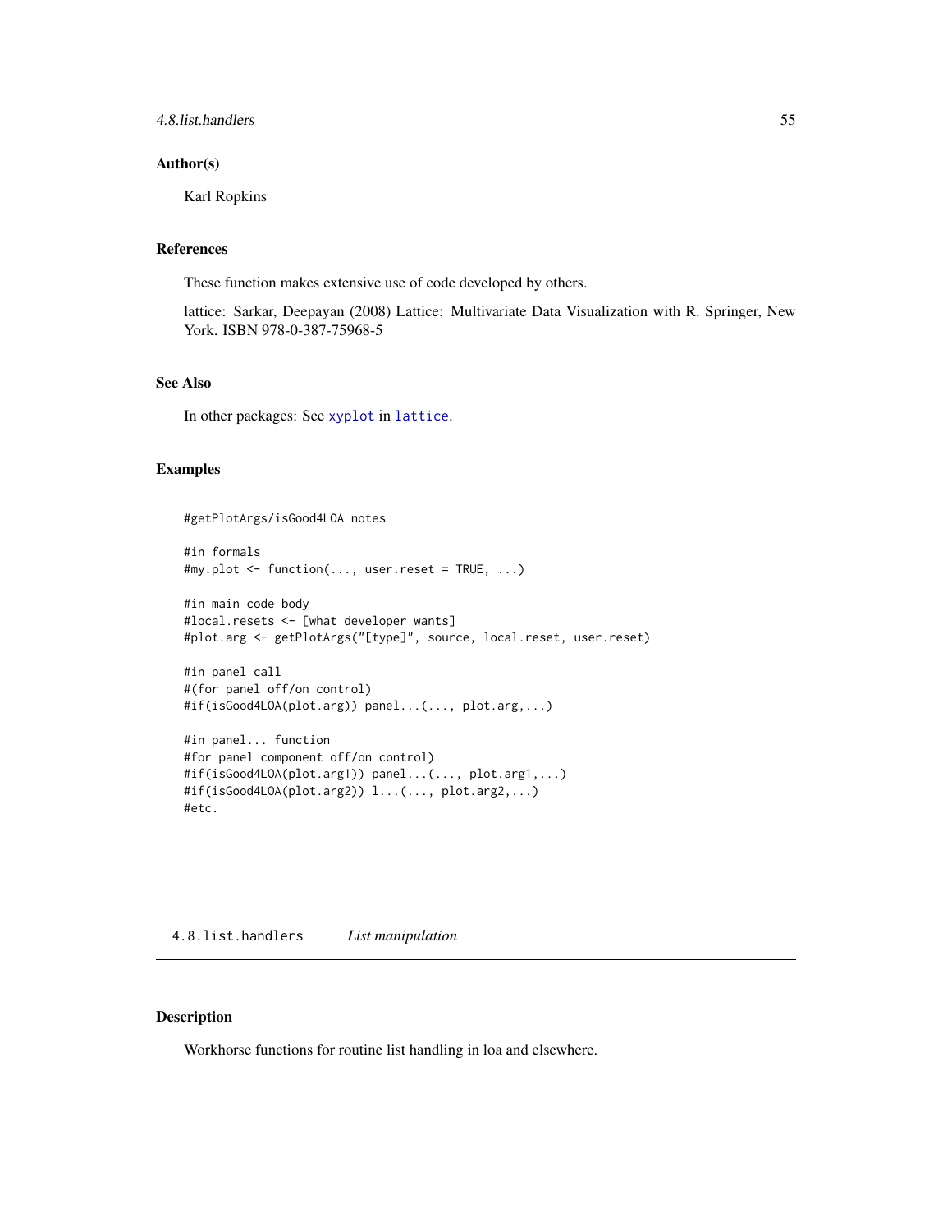### Author(s)

Karl Ropkins

### References

These function makes extensive use of code developed by others.

lattice: Sarkar, Deepayan (2008) Lattice: Multivariate Data Visualization with R. Springer, New York. ISBN 978-0-387-75968-5

### See Also

In other packages: See `xyplot` in `lattice`.

### Examples

```
#getPlotArgs/isGood4LOA notes

#in formals
#my.plot <- function(..., user.reset = TRUE, ...)

#in main code body
#local.resets <- [what developer wants]
#plot.arg <- getPlotArgs("[type]", source, local.reset, user.reset)

#in panel call
#(for panel off/on control)
#if(isGood4LOA(plot.arg)) panel...(..., plot.arg,...)

#in panel... function
#for panel component off/on control)
#if(isGood4LOA(plot.arg1)) panel...(..., plot.arg1,...)
#if(isGood4LOA(plot.arg2)) l...(..., plot.arg2,...)
#etc.
```

---

## 4.8.list.handlers *List manipulation*

---

### Description

Workhorse functions for routine list handling in loa and elsewhere.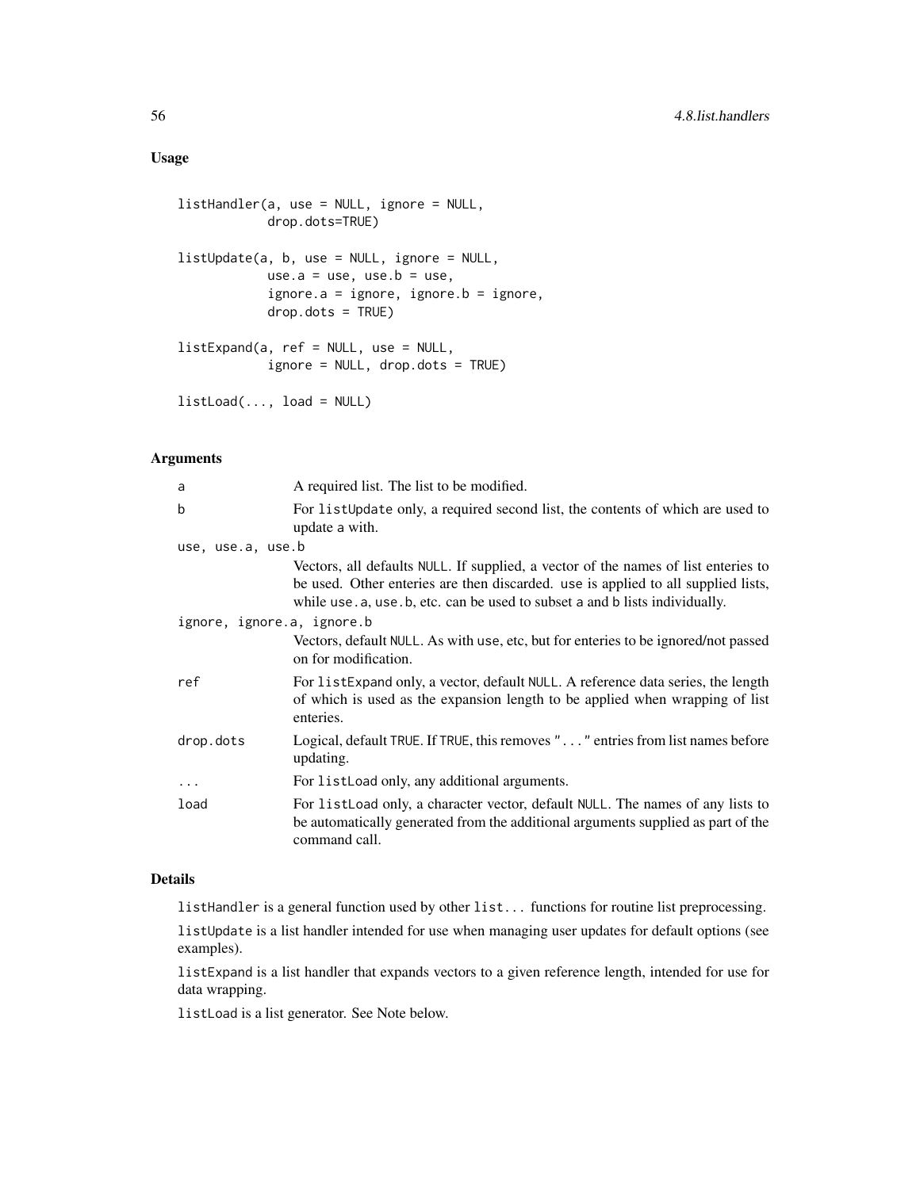## Usage

```
listHandler(a, use = NULL, ignore = NULL,
            drop.dots=TRUE)

listUpdate(a, b, use = NULL, ignore = NULL,
            use.a = use, use.b = use,
            ignore.a = ignore, ignore.b = ignore,
            drop.dots = TRUE)

listExpand(a, ref = NULL, use = NULL,
            ignore = NULL, drop.dots = TRUE)

listLoad(..., load = NULL)
```

## Arguments

`a`
: A required list. The list to be modified.

`b`
: For `listUpdate` only, a required second list, the contents of which are used to update a with.

`use, use.a, use.b`
: Vectors, all defaults `NULL`. If supplied, a vector of the names of list enteries to be used. Other enteries are then discarded. `use` is applied to all supplied lists, while `use.a`, `use.b`, etc. can be used to subset `a` and `b` lists individually.

`ignore, ignore.a, ignore.b`
: Vectors, default `NULL`. As with `use`, etc, but for enteries to be ignored/not passed on for modification.

`ref`
: For `listExpand` only, a vector, default `NULL`. A reference data series, the length of which is used as the expansion length to be applied when wrapping of list enteries.

`drop.dots`
: Logical, default `TRUE`. If `TRUE`, this removes `"..."` entries from list names before updating.

`...`
: For `listLoad` only, any additional arguments.

`load`
: For `listLoad` only, a character vector, default `NULL`. The names of any lists to be automatically generated from the additional arguments supplied as part of the command call.

## Details

`listHandler` is a general function used by other `list...` functions for routine list preprocessing.

`listUpdate` is a list handler intended for use when managing user updates for default options (see examples).

`listExpand` is a list handler that expands vectors to a given reference length, intended for use for data wrapping.

`listLoad` is a list generator. See Note below.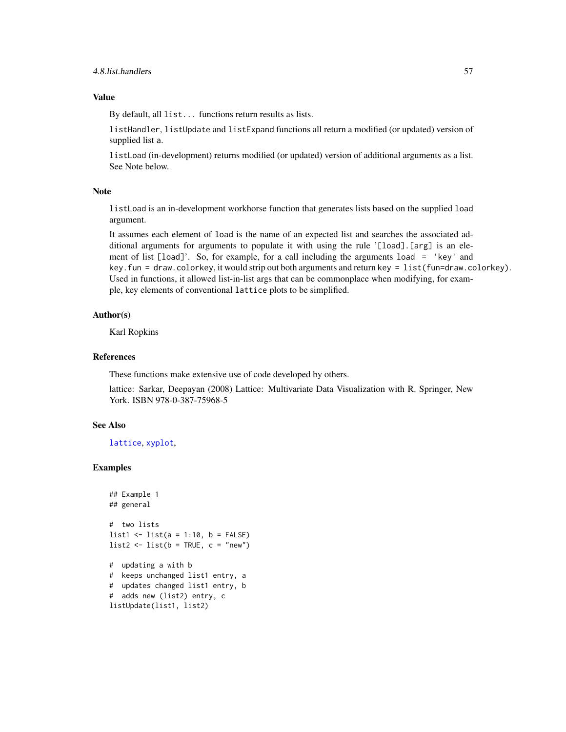### Value

By default, all `list...` functions return results as lists.

`listHandler`, `listUpdate` and `listExpand` functions all return a modified (or updated) version of supplied list `a`.

`listLoad` (in-development) returns modified (or updated) version of additional arguments as a list. See Note below.

### Note

`listLoad` is an in-development workhorse function that generates lists based on the supplied `load` argument.

It assumes each element of `load` is the name of an expected list and searches the associated additional arguments for arguments to populate it with using the rule '`[load].[arg]` is an element of list `[load]`'. So, for example, for a call including the arguments `load = 'key'` and `key.fun = draw.colorkey`, it would strip out both arguments and return `key = list(fun=draw.colorkey)`. Used in functions, it allowed list-in-list args that can be commonplace when modifying, for example, key elements of conventional `lattice` plots to be simplified.

### Author(s)

Karl Ropkins

### References

These functions make extensive use of code developed by others.

lattice: Sarkar, Deepayan (2008) Lattice: Multivariate Data Visualization with R. Springer, New York. ISBN 978-0-387-75968-5

### See Also

`lattice`, `xyplot`,

### Examples

```
## Example 1
## general

#  two lists
list1 <- list(a = 1:10, b = FALSE)
list2 <- list(b = TRUE, c = "new")

#  updating a with b
#  keeps unchanged list1 entry, a
#  updates changed list1 entry, b
#  adds new (list2) entry, c
listUpdate(list1, list2)
```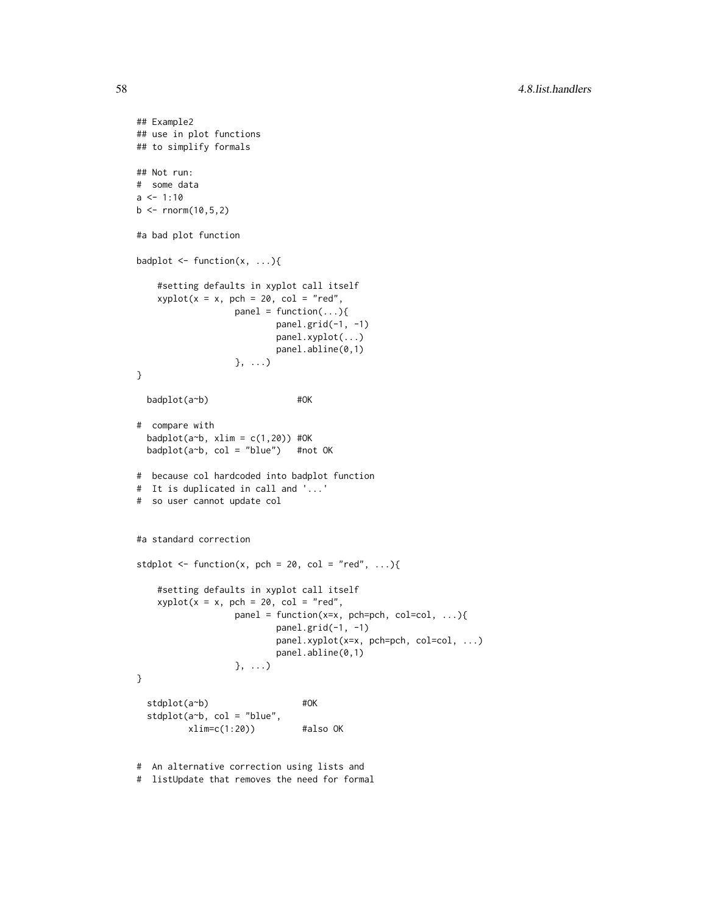```
## Example2
## use in plot functions
## to simplify formals

## Not run:
#  some data
a <- 1:10
b <- rnorm(10,5,2)

#a bad plot function

badplot <- function(x, ...){

    #setting defaults in xyplot call itself
    xyplot(x = x, pch = 20, col = "red",
                   panel = function(...){
                           panel.grid(-1, -1)
                           panel.xyplot(...)
                           panel.abline(0,1)
                   }, ...)
}

  badplot(a~b)                 #OK

#  compare with
  badplot(a~b, xlim = c(1,20)) #OK
  badplot(a~b, col = "blue")   #not OK

#  because col hardcoded into badplot function
#  It is duplicated in call and '...'
#  so user cannot update col


#a standard correction

stdplot <- function(x, pch = 20, col = "red", ...){

    #setting defaults in xyplot call itself
    xyplot(x = x, pch = 20, col = "red",
                   panel = function(x=x, pch=pch, col=col, ...){
                           panel.grid(-1, -1)
                           panel.xyplot(x=x, pch=pch, col=col, ...)
                           panel.abline(0,1)
                   }, ...)
}

  stdplot(a~b)                  #OK
  stdplot(a~b, col = "blue",
          xlim=c(1:20))         #also OK


#  An alternative correction using lists and
#  listUpdate that removes the need for formal
```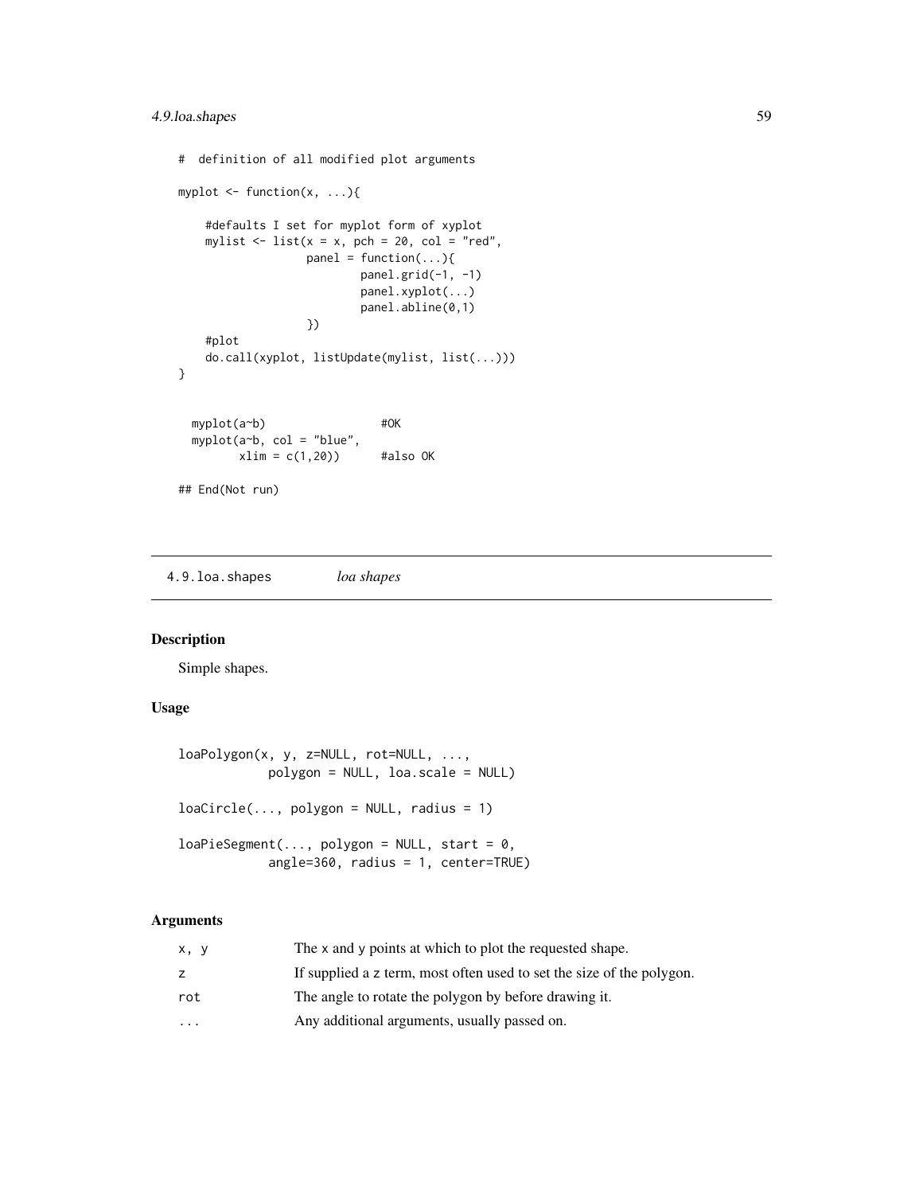```
#  definition of all modified plot arguments

myplot <- function(x, ...){

    #defaults I set for myplot form of xyplot
    mylist <- list(x = x, pch = 20, col = "red",
                   panel = function(...){
                           panel.grid(-1, -1)
                           panel.xyplot(...)
                           panel.abline(0,1)
                   })
    #plot
    do.call(xyplot, listUpdate(mylist, list(...)))
}


  myplot(a~b)                #OK
  myplot(a~b, col = "blue",
         xlim = c(1,20))     #also OK

## End(Not run)
```

---

## 4.9.loa.shapes  *loa shapes*

### Description

Simple shapes.

### Usage

```
loaPolygon(x, y, z=NULL, rot=NULL, ...,
           polygon = NULL, loa.scale = NULL)

loaCircle(..., polygon = NULL, radius = 1)

loaPieSegment(..., polygon = NULL, start = 0,
           angle=360, radius = 1, center=TRUE)
```

### Arguments

| | |
|---|---|
| `x, y` | The x and y points at which to plot the requested shape. |
| `z` | If supplied a z term, most often used to set the size of the polygon. |
| `rot` | The angle to rotate the polygon by before drawing it. |
| `...` | Any additional arguments, usually passed on. |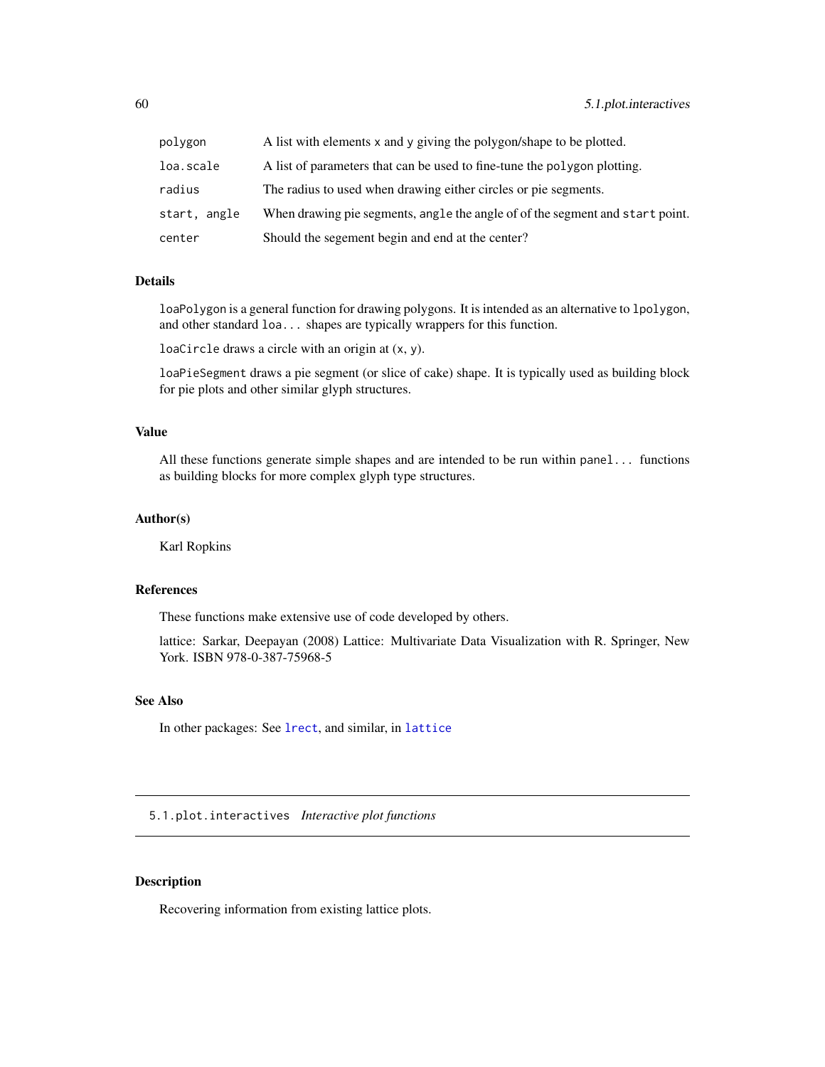| | |
|---|---|
| `polygon` | A list with elements `x` and `y` giving the polygon/shape to be plotted. |
| `loa.scale` | A list of parameters that can be used to fine-tune the `polygon` plotting. |
| `radius` | The radius to used when drawing either circles or pie segments. |
| `start, angle` | When drawing pie segments, `angle` the angle of of the segment and `start` point. |
| `center` | Should the segement begin and end at the center? |

## Details

`loaPolygon` is a general function for drawing polygons. It is intended as an alternative to `lpolygon`, and other standard `loa...` shapes are typically wrappers for this function.

`loaCircle` draws a circle with an origin at (`x`, `y`).

`loaPieSegment` draws a pie segment (or slice of cake) shape. It is typically used as building block for pie plots and other similar glyph structures.

## Value

All these functions generate simple shapes and are intended to be run within `panel...` functions as building blocks for more complex glyph type structures.

## Author(s)

Karl Ropkins

## References

These functions make extensive use of code developed by others.

lattice: Sarkar, Deepayan (2008) Lattice: Multivariate Data Visualization with R. Springer, New York. ISBN 978-0-387-75968-5

## See Also

In other packages: See `lrect`, and similar, in `lattice`

---

# `5.1.plot.interactives` *Interactive plot functions*

## Description

Recovering information from existing lattice plots.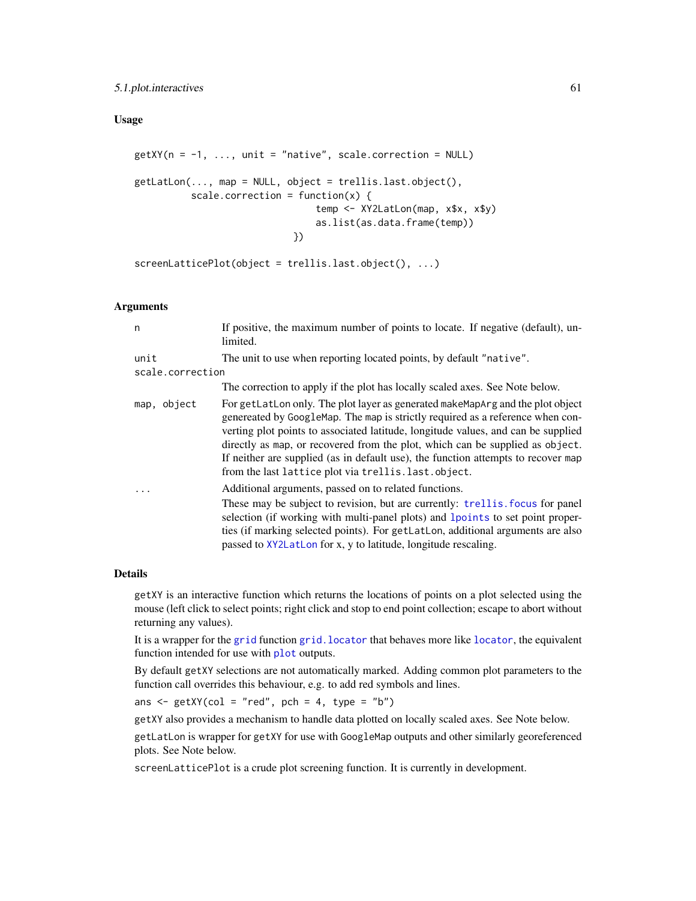## Usage

```
getXY(n = -1, ..., unit = "native", scale.correction = NULL)

getLatLon(..., map = NULL, object = trellis.last.object(),
          scale.correction = function(x) {
                              temp <- XY2LatLon(map, x$x, x$y)
                              as.list(as.data.frame(temp))
                          })

screenLatticePlot(object = trellis.last.object(), ...)
```

## Arguments

| | |
|---|---|
| `n` | If positive, the maximum number of points to locate. If negative (default), unlimited. |
| `unit` | The unit to use when reporting located points, by default `"native"`. |
| `scale.correction` | The correction to apply if the plot has locally scaled axes. See Note below. |
| `map, object` | For `getLatLon` only. The plot layer as generated `makeMapArg` and the plot object genereated by `GoogleMap`. The `map` is strictly required as a reference when converting plot points to associated latitude, longitude values, and can be supplied directly as `map`, or recovered from the plot, which can be supplied as `object`. If neither are supplied (as in default use), the function attempts to recover `map` from the last `lattice` plot via `trellis.last.object`. |
| `...` | Additional arguments, passed on to related functions. These may be subject to revision, but are currently: `trellis.focus` for panel selection (if working with multi-panel plots) and `lpoints` to set point properties (if marking selected points). For `getLatLon`, additional arguments are also passed to `XY2LatLon` for x, y to latitude, longitude rescaling. |

## Details

`getXY` is an interactive function which returns the locations of points on a plot selected using the mouse (left click to select points; right click and stop to end point collection; escape to abort without returning any values).

It is a wrapper for the `grid` function `grid.locator` that behaves more like `locator`, the equivalent function intended for use with `plot` outputs.

By default `getXY` selections are not automatically marked. Adding common plot parameters to the function call overrides this behaviour, e.g. to add red symbols and lines.

`ans <- getXY(col = "red", pch = 4, type = "b")`

`getXY` also provides a mechanism to handle data plotted on locally scaled axes. See Note below.

`getLatLon` is wrapper for `getXY` for use with `GoogleMap` outputs and other similarly georeferenced plots. See Note below.

`screenLatticePlot` is a crude plot screening function. It is currently in development.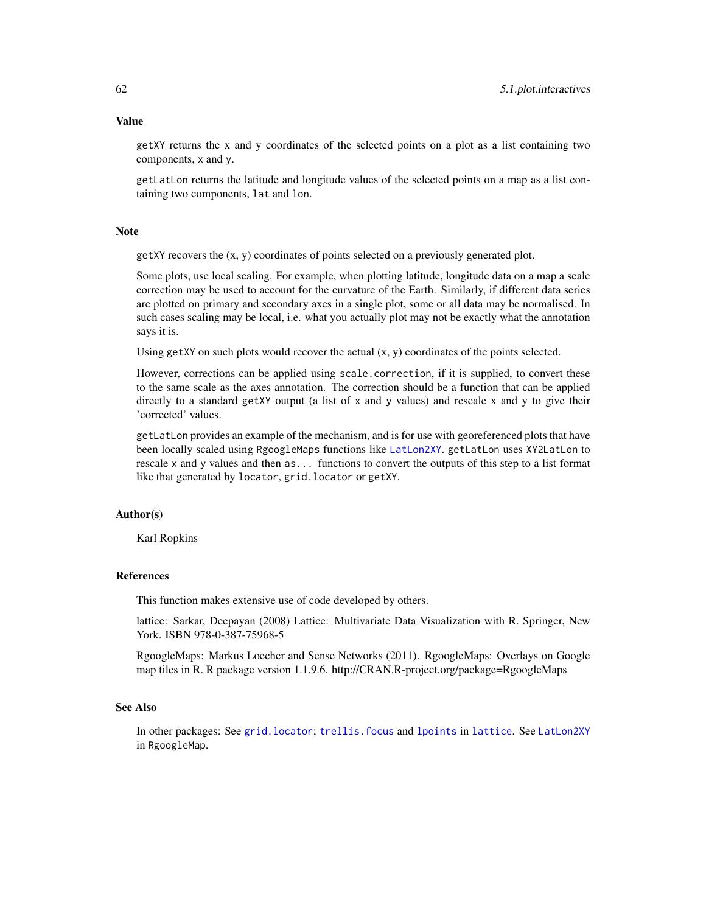## Value

getXY returns the x and y coordinates of the selected points on a plot as a list containing two components, x and y.

getLatLon returns the latitude and longitude values of the selected points on a map as a list containing two components, lat and lon.

## Note

getXY recovers the (x, y) coordinates of points selected on a previously generated plot.

Some plots, use local scaling. For example, when plotting latitude, longitude data on a map a scale correction may be used to account for the curvature of the Earth. Similarly, if different data series are plotted on primary and secondary axes in a single plot, some or all data may be normalised. In such cases scaling may be local, i.e. what you actually plot may not be exactly what the annotation says it is.

Using getXY on such plots would recover the actual (x, y) coordinates of the points selected.

However, corrections can be applied using scale.correction, if it is supplied, to convert these to the same scale as the axes annotation. The correction should be a function that can be applied directly to a standard getXY output (a list of x and y values) and rescale x and y to give their 'corrected' values.

getLatLon provides an example of the mechanism, and is for use with georeferenced plots that have been locally scaled using RgoogleMaps functions like LatLon2XY. getLatLon uses XY2LatLon to rescale x and y values and then as... functions to convert the outputs of this step to a list format like that generated by locator, grid.locator or getXY.

## Author(s)

Karl Ropkins

## References

This function makes extensive use of code developed by others.

lattice: Sarkar, Deepayan (2008) Lattice: Multivariate Data Visualization with R. Springer, New York. ISBN 978-0-387-75968-5

RgoogleMaps: Markus Loecher and Sense Networks (2011). RgoogleMaps: Overlays on Google map tiles in R. R package version 1.1.9.6. http://CRAN.R-project.org/package=RgoogleMaps

## See Also

In other packages: See grid.locator; trellis.focus and lpoints in lattice. See LatLon2XY in RgoogleMap.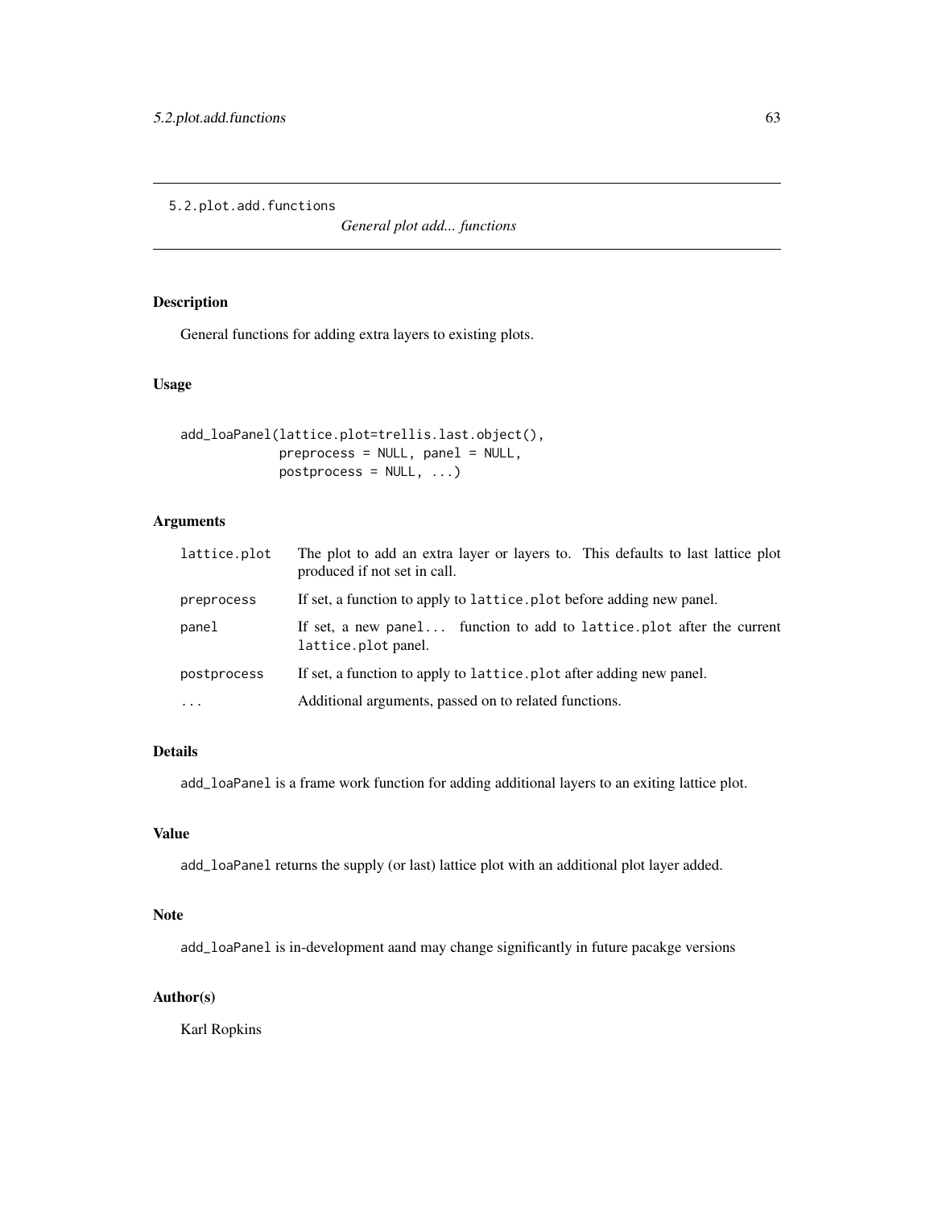5.2.plot.add.functions

*General plot add... functions*

## Description

General functions for adding extra layers to existing plots.

## Usage

```
add_loaPanel(lattice.plot=trellis.last.object(),
             preprocess = NULL, panel = NULL,
             postprocess = NULL, ...)
```

## Arguments

| | |
|---|---|
| `lattice.plot` | The plot to add an extra layer or layers to. This defaults to last lattice plot produced if not set in call. |
| `preprocess` | If set, a function to apply to `lattice.plot` before adding new panel. |
| `panel` | If set, a new panel... function to add to `lattice.plot` after the current `lattice.plot` panel. |
| `postprocess` | If set, a function to apply to `lattice.plot` after adding new panel. |
| `...` | Additional arguments, passed on to related functions. |

## Details

`add_loaPanel` is a frame work function for adding additional layers to an exiting lattice plot.

## Value

`add_loaPanel` returns the supply (or last) lattice plot with an additional plot layer added.

## Note

`add_loaPanel` is in-development aand may change significantly in future pacakge versions

## Author(s)

Karl Ropkins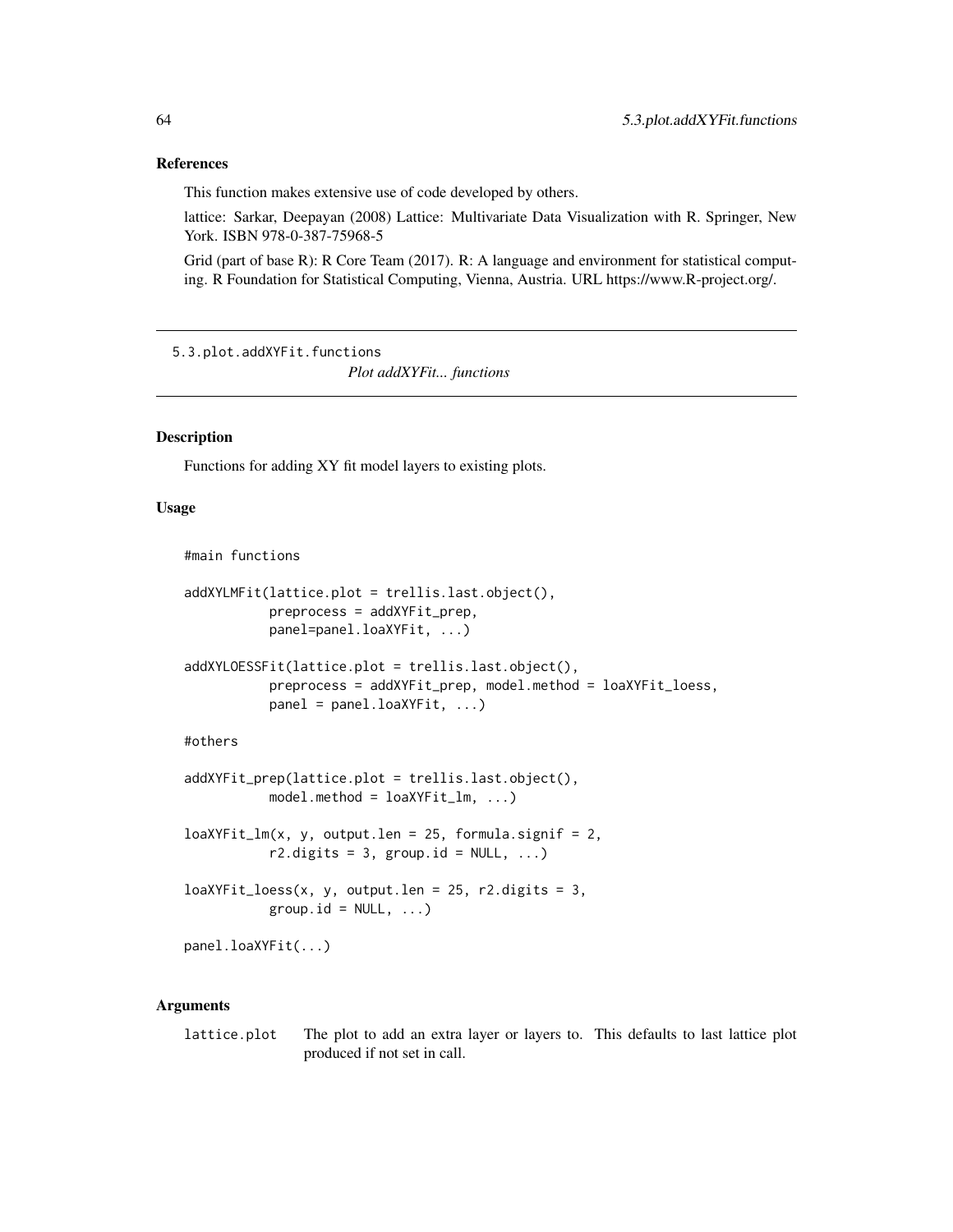### References

This function makes extensive use of code developed by others.

lattice: Sarkar, Deepayan (2008) Lattice: Multivariate Data Visualization with R. Springer, New York. ISBN 978-0-387-75968-5

Grid (part of base R): R Core Team (2017). R: A language and environment for statistical computing. R Foundation for Statistical Computing, Vienna, Austria. URL https://www.R-project.org/.

---

## 5.3.plot.addXYFit.functions

*Plot addXYFit... functions*

---

### Description

Functions for adding XY fit model layers to existing plots.

### Usage

```
#main functions

addXYLMFit(lattice.plot = trellis.last.object(),
           preprocess = addXYFit_prep,
           panel=panel.loaXYFit, ...)

addXYLOESSFit(lattice.plot = trellis.last.object(),
           preprocess = addXYFit_prep, model.method = loaXYFit_loess,
           panel = panel.loaXYFit, ...)

#others

addXYFit_prep(lattice.plot = trellis.last.object(),
           model.method = loaXYFit_lm, ...)

loaXYFit_lm(x, y, output.len = 25, formula.signif = 2,
           r2.digits = 3, group.id = NULL, ...)

loaXYFit_loess(x, y, output.len = 25, r2.digits = 3,
           group.id = NULL, ...)

panel.loaXYFit(...)
```

### Arguments

`lattice.plot` The plot to add an extra layer or layers to. This defaults to last lattice plot produced if not set in call.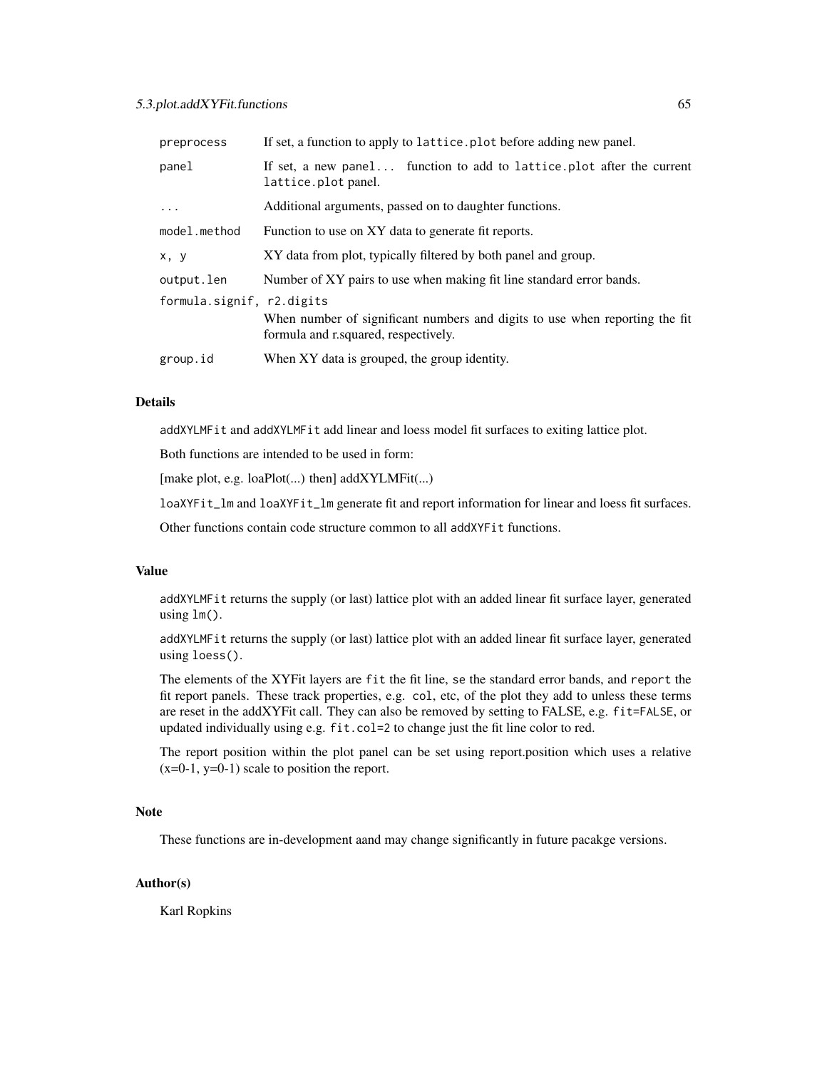| | |
|---|---|
| `preprocess` | If set, a function to apply to `lattice.plot` before adding new panel. |
| `panel` | If set, a new `panel...` function to add to `lattice.plot` after the current `lattice.plot` panel. |
| `...` | Additional arguments, passed on to daughter functions. |
| `model.method` | Function to use on XY data to generate fit reports. |
| `x, y` | XY data from plot, typically filtered by both panel and group. |
| `output.len` | Number of XY pairs to use when making fit line standard error bands. |
| `formula.signif, r2.digits` | When number of significant numbers and digits to use when reporting the fit formula and r.squared, respectively. |
| `group.id` | When XY data is grouped, the group identity. |

### Details

`addXYLMFit` and `addXYLMFit` add linear and loess model fit surfaces to exiting lattice plot.

Both functions are intended to be used in form:

[make plot, e.g. loaPlot(...) then] addXYLMFit(...)

`loaXYFit_lm` and `loaXYFit_lm` generate fit and report information for linear and loess fit surfaces.

Other functions contain code structure common to all `addXYFit` functions.

### Value

`addXYLMFit` returns the supply (or last) lattice plot with an added linear fit surface layer, generated using `lm()`.

`addXYLMFit` returns the supply (or last) lattice plot with an added linear fit surface layer, generated using `loess()`.

The elements of the XYFit layers are `fit` the fit line, `se` the standard error bands, and `report` the fit report panels. These track properties, e.g. `col`, etc, of the plot they add to unless these terms are reset in the addXYFit call. They can also be removed by setting to FALSE, e.g. `fit=FALSE`, or updated individually using e.g. `fit.col=2` to change just the fit line color to red.

The report position within the plot panel can be set using report.position which uses a relative (x=0-1, y=0-1) scale to position the report.

### Note

These functions are in-development aand may change significantly in future pacakge versions.

### Author(s)

Karl Ropkins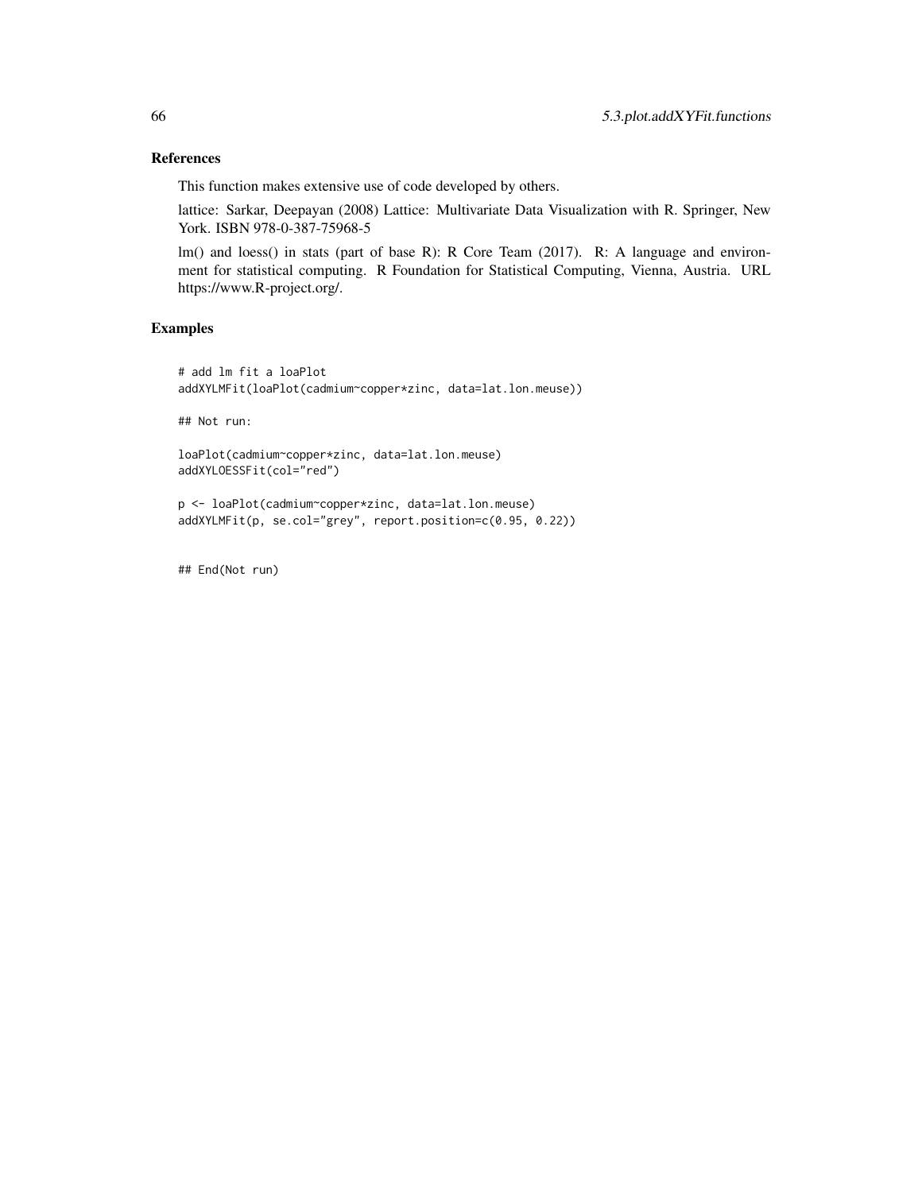## References

This function makes extensive use of code developed by others.

lattice: Sarkar, Deepayan (2008) Lattice: Multivariate Data Visualization with R. Springer, New York. ISBN 978-0-387-75968-5

lm() and loess() in stats (part of base R): R Core Team (2017). R: A language and environment for statistical computing. R Foundation for Statistical Computing, Vienna, Austria. URL https://www.R-project.org/.

## Examples

```
# add lm fit a loaPlot
addXYLMFit(loaPlot(cadmium~copper*zinc, data=lat.lon.meuse))

## Not run:

loaPlot(cadmium~copper*zinc, data=lat.lon.meuse)
addXYLOESSFit(col="red")

p <- loaPlot(cadmium~copper*zinc, data=lat.lon.meuse)
addXYLMFit(p, se.col="grey", report.position=c(0.95, 0.22))


## End(Not run)
```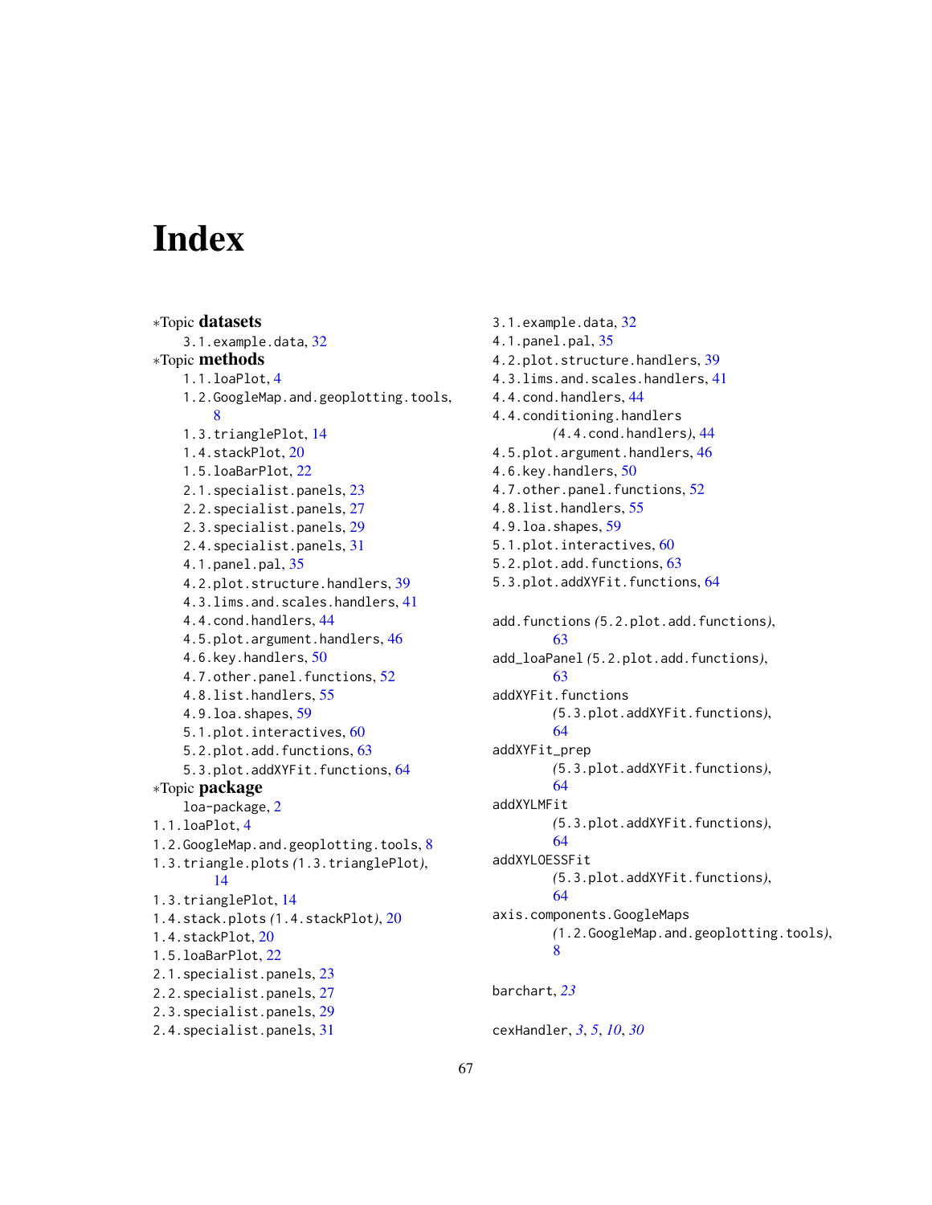# Index

∗Topic **datasets**

- 3.1.example.data, 32

∗Topic **methods**

- 1.1.loaPlot, 4
- 1.2.GoogleMap.and.geoplotting.tools, 8
- 1.3.trianglePlot, 14
- 1.4.stackPlot, 20
- 1.5.loaBarPlot, 22
- 2.1.specialist.panels, 23
- 2.2.specialist.panels, 27
- 2.3.specialist.panels, 29
- 2.4.specialist.panels, 31
- 4.1.panel.pal, 35
- 4.2.plot.structure.handlers, 39
- 4.3.lims.and.scales.handlers, 41
- 4.4.cond.handlers, 44
- 4.5.plot.argument.handlers, 46
- 4.6.key.handlers, 50
- 4.7.other.panel.functions, 52
- 4.8.list.handlers, 55
- 4.9.loa.shapes, 59
- 5.1.plot.interactives, 60
- 5.2.plot.add.functions, 63
- 5.3.plot.addXYFit.functions, 64

∗Topic **package**

- loa-package, 2

1.1.loaPlot, 4
1.2.GoogleMap.and.geoplotting.tools, 8
1.3.triangle.plots *(*1.3.trianglePlot*)*, 14
1.3.trianglePlot, 14
1.4.stack.plots *(*1.4.stackPlot*)*, 20
1.4.stackPlot, 20
1.5.loaBarPlot, 22
2.1.specialist.panels, 23
2.2.specialist.panels, 27
2.3.specialist.panels, 29
2.4.specialist.panels, 31
3.1.example.data, 32
4.1.panel.pal, 35
4.2.plot.structure.handlers, 39
4.3.lims.and.scales.handlers, 41
4.4.cond.handlers, 44
4.4.conditioning.handlers *(*4.4.cond.handlers*)*, 44
4.5.plot.argument.handlers, 46
4.6.key.handlers, 50
4.7.other.panel.functions, 52
4.8.list.handlers, 55
4.9.loa.shapes, 59
5.1.plot.interactives, 60
5.2.plot.add.functions, 63
5.3.plot.addXYFit.functions, 64

add.functions *(*5.2.plot.add.functions*)*, 63
add_loaPanel *(*5.2.plot.add.functions*)*, 63
addXYFit.functions *(*5.3.plot.addXYFit.functions*)*, 64
addXYFit_prep *(*5.3.plot.addXYFit.functions*)*, 64
addXYLMFit *(*5.3.plot.addXYFit.functions*)*, 64
addXYLOESSFit *(*5.3.plot.addXYFit.functions*)*, 64
axis.components.GoogleMaps *(*1.2.GoogleMap.and.geoplotting.tools*)*, 8

barchart, *23*

cexHandler, *3*, *5*, *10*, *30*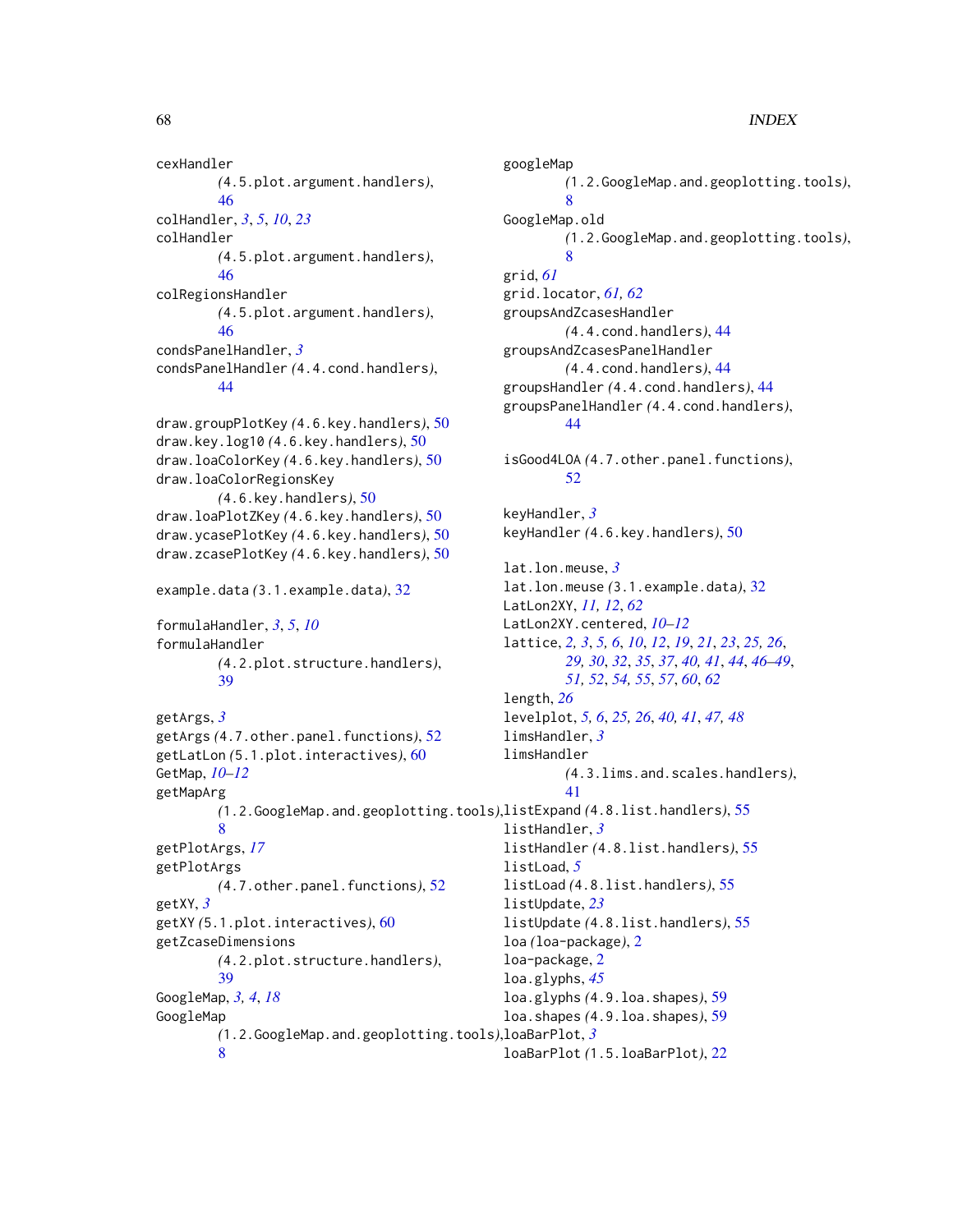cexHandler
(4.5.plot.argument.handlers), 46
colHandler, *3*, *5*, *10*, *23*
colHandler
(4.5.plot.argument.handlers), 46
colRegionsHandler
(4.5.plot.argument.handlers), 46
condsPanelHandler, *3*
condsPanelHandler (4.4.cond.handlers), 44

draw.groupPlotKey (4.6.key.handlers), 50
draw.key.log10 (4.6.key.handlers), 50
draw.loaColorKey (4.6.key.handlers), 50
draw.loaColorRegionsKey
(4.6.key.handlers), 50
draw.loaPlotZKey (4.6.key.handlers), 50
draw.ycasePlotKey (4.6.key.handlers), 50
draw.zcasePlotKey (4.6.key.handlers), 50

example.data (3.1.example.data), 32

formulaHandler, *3*, *5*, *10*
formulaHandler
(4.2.plot.structure.handlers), 39

getArgs, *3*
getArgs (4.7.other.panel.functions), 52
getLatLon (5.1.plot.interactives), 60
GetMap, *10–12*
getMapArg
(1.2.GoogleMap.and.geoplotting.tools), 8
getPlotArgs, *17*
getPlotArgs
(4.7.other.panel.functions), 52
getXY, *3*
getXY (5.1.plot.interactives), 60
getZcaseDimensions
(4.2.plot.structure.handlers), 39
GoogleMap, *3*, *4*, *18*
GoogleMap
(1.2.GoogleMap.and.geoplotting.tools), 8

googleMap
(1.2.GoogleMap.and.geoplotting.tools), 8
GoogleMap.old
(1.2.GoogleMap.and.geoplotting.tools), 8
grid, *61*
grid.locator, *61*, *62*
groupsAndZcasesHandler
(4.4.cond.handlers), 44
groupsAndZcasesPanelHandler
(4.4.cond.handlers), 44
groupsHandler (4.4.cond.handlers), 44
groupsPanelHandler (4.4.cond.handlers), 44

isGood4LOA (4.7.other.panel.functions), 52

keyHandler, *3*
keyHandler (4.6.key.handlers), 50

lat.lon.meuse, *3*
lat.lon.meuse (3.1.example.data), 32
LatLon2XY, *11*, *12*, *62*
LatLon2XY.centered, *10–12*
lattice, *2*, *3*, *5*, *6*, *10*, *12*, *19*, *21*, *23*, *25*, *26*, *29*, *30*, *32*, *35*, *37*, *40*, *41*, *44*, *46–49*, *51*, *52*, *54*, *55*, *57*, *60*, *62*
length, *26*
levelplot, *5*, *6*, *25*, *26*, *40*, *41*, *47*, *48*
limsHandler, *3*
limsHandler
(4.3.lims.and.scales.handlers), 41
listExpand (4.8.list.handlers), 55
listHandler, *3*
listHandler (4.8.list.handlers), 55
listLoad, *5*
listLoad (4.8.list.handlers), 55
listUpdate, *23*
listUpdate (4.8.list.handlers), 55
loa (loa-package), 2
loa-package, 2
loa.glyphs, *45*
loa.glyphs (4.9.loa.shapes), 59
loa.shapes (4.9.loa.shapes), 59
loaBarPlot, *3*
loaBarPlot (1.5.loaBarPlot), 22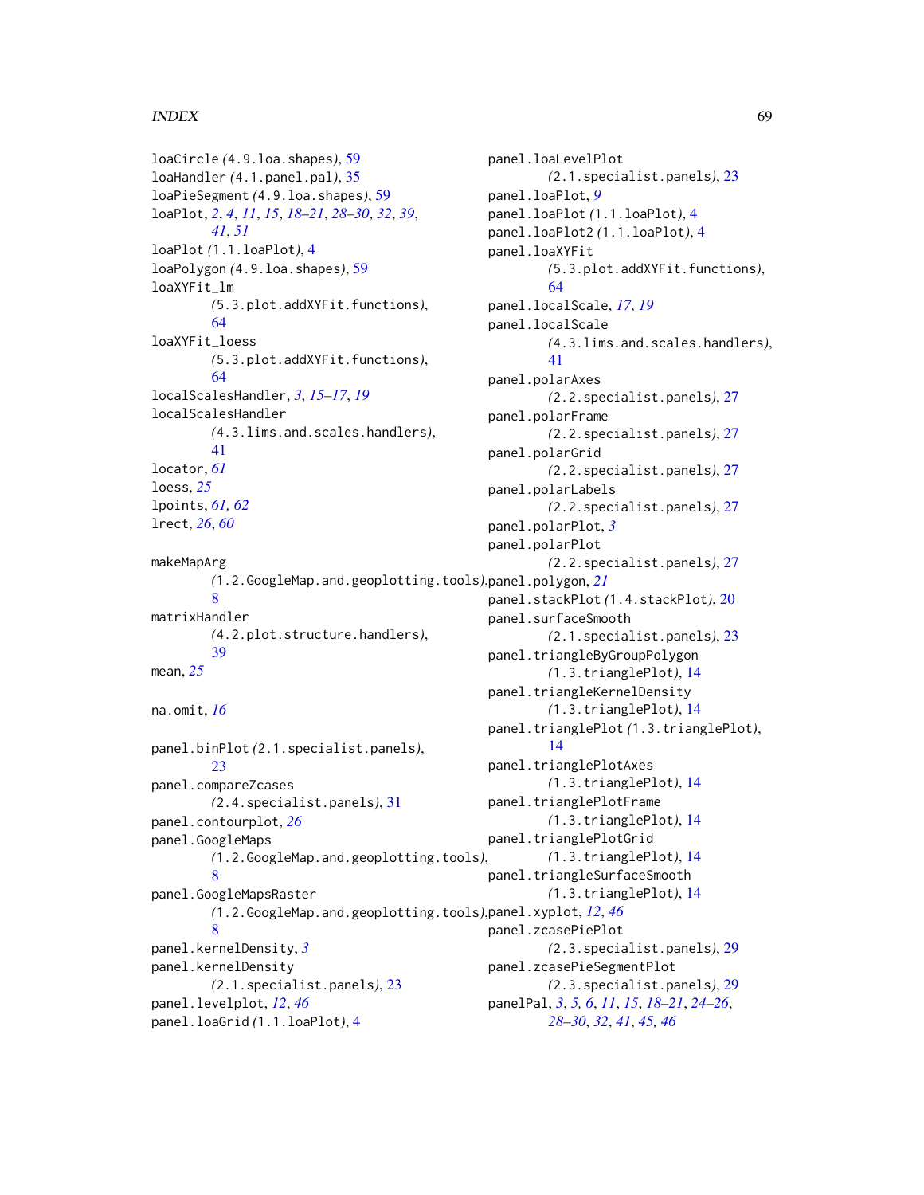loaCircle *(*4.9.loa.shapes*)*, 59
loaHandler *(*4.1.panel.pal*)*, 35
loaPieSegment *(*4.9.loa.shapes*)*, 59
loaPlot, *2*, *4*, *11*, *15*, *18–21*, *28–30*, *32*, *39*, *41*, *51*
loaPlot *(*1.1.loaPlot*)*, 4
loaPolygon *(*4.9.loa.shapes*)*, 59
loaXYFit_lm *(*5.3.plot.addXYFit.functions*)*, 64
loaXYFit_loess *(*5.3.plot.addXYFit.functions*)*, 64
localScalesHandler, *3*, *15–17*, *19*
localScalesHandler *(*4.3.lims.and.scales.handlers*)*, 41
locator, *61*
loess, *25*
lpoints, *61, 62*
lrect, *26*, *60*

makeMapArg *(*1.2.GoogleMap.and.geoplotting.tools*)*, 8
matrixHandler *(*4.2.plot.structure.handlers*)*, 39
mean, *25*

na.omit, *16*

panel.binPlot *(*2.1.specialist.panels*)*, 23
panel.compareZcases *(*2.4.specialist.panels*)*, 31
panel.contourplot, *26*
panel.GoogleMaps *(*1.2.GoogleMap.and.geoplotting.tools*)*, 8
panel.GoogleMapsRaster *(*1.2.GoogleMap.and.geoplotting.tools*)*, 8
panel.kernelDensity, *3*
panel.kernelDensity *(*2.1.specialist.panels*)*, 23
panel.levelplot, *12*, *46*
panel.loaGrid *(*1.1.loaPlot*)*, 4
panel.loaLevelPlot *(*2.1.specialist.panels*)*, 23
panel.loaPlot, *9*
panel.loaPlot *(*1.1.loaPlot*)*, 4
panel.loaPlot2 *(*1.1.loaPlot*)*, 4
panel.loaXYFit *(*5.3.plot.addXYFit.functions*)*, 64
panel.localScale, *17*, *19*
panel.localScale *(*4.3.lims.and.scales.handlers*)*, 41
panel.polarAxes *(*2.2.specialist.panels*)*, 27
panel.polarFrame *(*2.2.specialist.panels*)*, 27
panel.polarGrid *(*2.2.specialist.panels*)*, 27
panel.polarLabels *(*2.2.specialist.panels*)*, 27
panel.polarPlot, *3*
panel.polarPlot *(*2.2.specialist.panels*)*, 27
panel.polygon, *21*
panel.stackPlot *(*1.4.stackPlot*)*, 20
panel.surfaceSmooth *(*2.1.specialist.panels*)*, 23
panel.triangleByGroupPolygon *(*1.3.trianglePlot*)*, 14
panel.triangleKernelDensity *(*1.3.trianglePlot*)*, 14
panel.trianglePlot *(*1.3.trianglePlot*)*, 14
panel.trianglePlotAxes *(*1.3.trianglePlot*)*, 14
panel.trianglePlotFrame *(*1.3.trianglePlot*)*, 14
panel.trianglePlotGrid *(*1.3.trianglePlot*)*, 14
panel.triangleSurfaceSmooth *(*1.3.trianglePlot*)*, 14
panel.xyplot, *12*, *46*
panel.zcasePiePlot *(*2.3.specialist.panels*)*, 29
panel.zcasePieSegmentPlot *(*2.3.specialist.panels*)*, 29
panelPal, *3*, *5, 6*, *11*, *15*, *18–21*, *24–26*, *28–30*, *32*, *41*, *45, 46*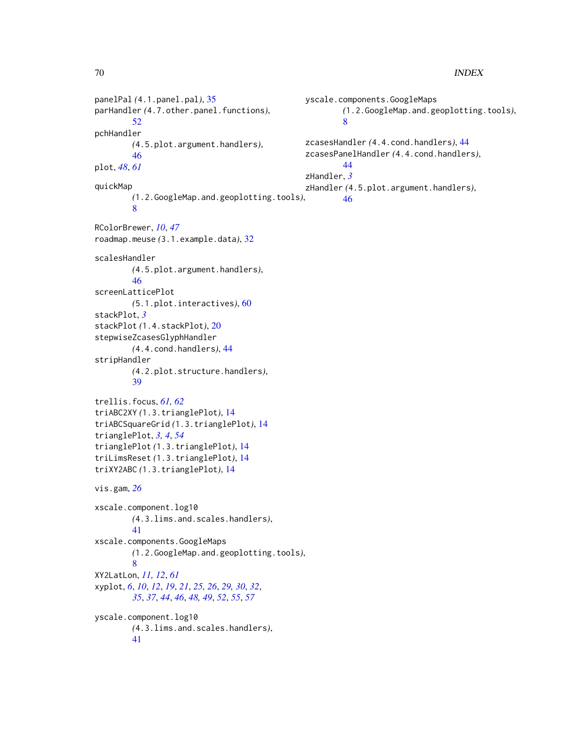panelPal *(*4.1.panel.pal*)*, 35
parHandler *(*4.7.other.panel.functions*)*, 52
pchHandler *(*4.5.plot.argument.handlers*)*, 46
plot, *48*, *61*

quickMap *(*1.2.GoogleMap.and.geoplotting.tools*)*, 8

RColorBrewer, *10*, *47*
roadmap.meuse *(*3.1.example.data*)*, 32

scalesHandler *(*4.5.plot.argument.handlers*)*, 46
screenLatticePlot *(*5.1.plot.interactives*)*, 60
stackPlot, *3*
stackPlot *(*1.4.stackPlot*)*, 20
stepwiseZcasesGlyphHandler *(*4.4.cond.handlers*)*, 44
stripHandler *(*4.2.plot.structure.handlers*)*, 39

trellis.focus, *61, 62*
triABC2XY *(*1.3.trianglePlot*)*, 14
triABCSquareGrid *(*1.3.trianglePlot*)*, 14
trianglePlot, *3, 4*, *54*
trianglePlot *(*1.3.trianglePlot*)*, 14
triLimsReset *(*1.3.trianglePlot*)*, 14
triXY2ABC *(*1.3.trianglePlot*)*, 14

vis.gam, *26*

xscale.component.log10 *(*4.3.lims.and.scales.handlers*)*, 41
xscale.components.GoogleMaps *(*1.2.GoogleMap.and.geoplotting.tools*)*, 8
XY2LatLon, *11, 12*, *61*
xyplot, *6*, *10*, *12*, *19*, *21*, *25, 26*, *29, 30*, *32*, *35*, *37*, *44*, *46*, *48, 49*, *52*, *55*, *57*

yscale.component.log10 *(*4.3.lims.and.scales.handlers*)*, 41
yscale.components.GoogleMaps *(*1.2.GoogleMap.and.geoplotting.tools*)*, 8

zcasesHandler *(*4.4.cond.handlers*)*, 44
zcasesPanelHandler *(*4.4.cond.handlers*)*, 44
zHandler, *3*
zHandler *(*4.5.plot.argument.handlers*)*, 46